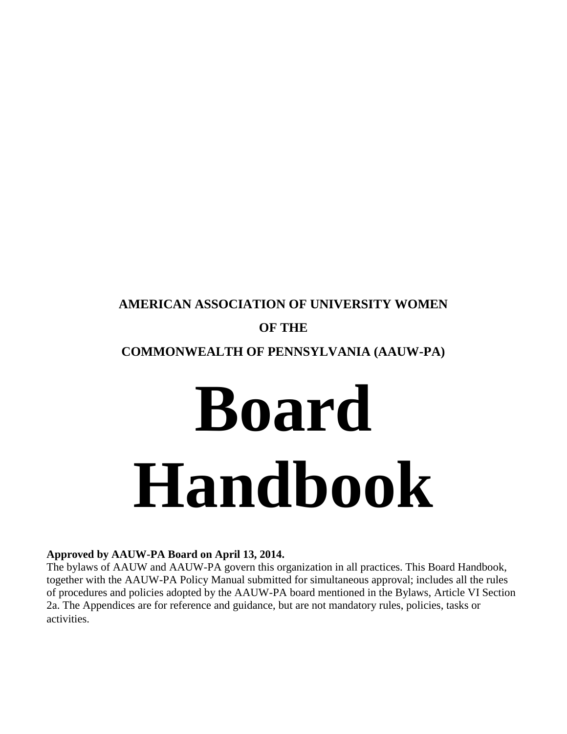**AMERICAN ASSOCIATION OF UNIVERSITY WOMEN**

**OF THE**

**COMMONWEALTH OF PENNSYLVANIA (AAUW-PA)**

# Board Handbook

**Approved by AAUW-PA Board on April 13, 2014.**

The bylaws of AAUW and AAUW-PA govern this organization in all practices. This Board Handbook, together with the AAUW-PA Policy Manual submitted for simultaneous approval; includes all the rules of procedures and policies adopted by the AAUW-PA board mentioned in the Bylaws, Article VI Section 2a. The Appendices are for reference and guidance, but are not mandatory rules, policies, tasks or activities.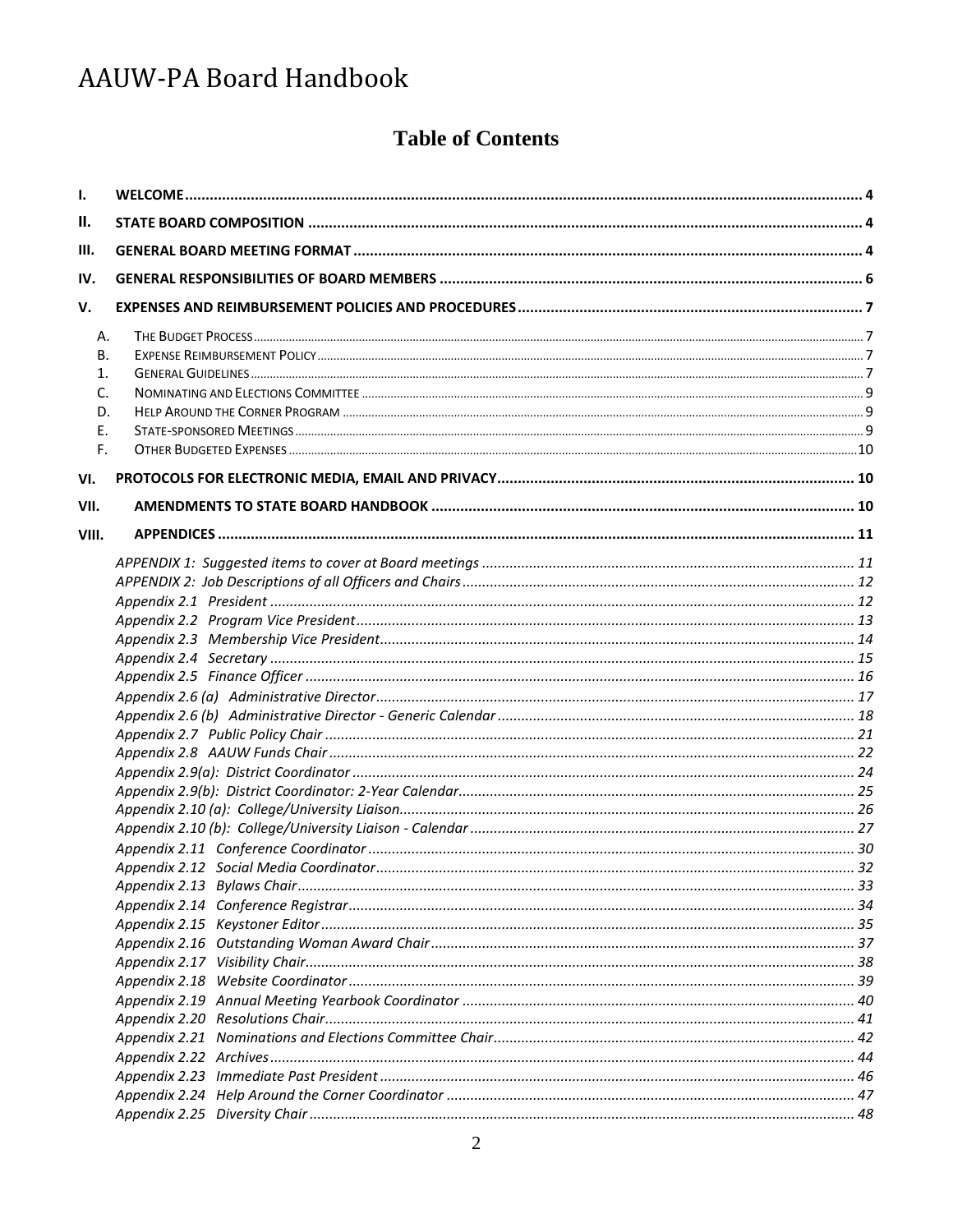# AAUW-PA Board Handbook

## Table of Contents

- I. WELCOME ... 4
- II. STATE BOARD COMPOSITION ... 4
- III. GENERAL BOARD MEETING FORMAT ... 4
- IV. GENERAL RESPONSIBILITIES OF BOARD MEMBERS ... 6
- V. EXPENSES AND REIMBURSEMENT POLICIES AND PROCEDURES ... 7
  - A. The Budget Process ... 7
  - B. Expense Reimbursement Policy ... 7
  - 1. General Guidelines ... 7
  - C. Nominating and Elections Committee ... 9
  - D. Help Around the Corner Program ... 9
  - E. State-sponsored Meetings ... 9
  - F. Other Budgeted Expenses ... 10
- VI. PROTOCOLS FOR ELECTRONIC MEDIA, EMAIL AND PRIVACY ... 10
- VII. AMENDMENTS TO STATE BOARD HANDBOOK ... 10
- VIII. APPENDICES ... 11
  - *APPENDIX 1: Suggested items to cover at Board meetings ... 11*
  - *APPENDIX 2: Job Descriptions of all Officers and Chairs ... 12*
  - *Appendix 2.1 President ... 12*
  - *Appendix 2.2 Program Vice President ... 13*
  - *Appendix 2.3 Membership Vice President ... 14*
  - *Appendix 2.4 Secretary ... 15*
  - *Appendix 2.5 Finance Officer ... 16*
  - *Appendix 2.6 (a) Administrative Director ... 17*
  - *Appendix 2.6 (b) Administrative Director - Generic Calendar ... 18*
  - *Appendix 2.7 Public Policy Chair ... 21*
  - *Appendix 2.8 AAUW Funds Chair ... 22*
  - *Appendix 2.9(a): District Coordinator ... 24*
  - *Appendix 2.9(b): District Coordinator: 2-Year Calendar ... 25*
  - *Appendix 2.10 (a): College/University Liaison ... 26*
  - *Appendix 2.10 (b): College/University Liaison - Calendar ... 27*
  - *Appendix 2.11 Conference Coordinator ... 30*
  - *Appendix 2.12 Social Media Coordinator ... 32*
  - *Appendix 2.13 Bylaws Chair ... 33*
  - *Appendix 2.14 Conference Registrar ... 34*
  - *Appendix 2.15 Keystoner Editor ... 35*
  - *Appendix 2.16 Outstanding Woman Award Chair ... 37*
  - *Appendix 2.17 Visibility Chair ... 38*
  - *Appendix 2.18 Website Coordinator ... 39*
  - *Appendix 2.19 Annual Meeting Yearbook Coordinator ... 40*
  - *Appendix 2.20 Resolutions Chair ... 41*
  - *Appendix 2.21 Nominations and Elections Committee Chair ... 42*
  - *Appendix 2.22 Archives ... 44*
  - *Appendix 2.23 Immediate Past President ... 46*
  - *Appendix 2.24 Help Around the Corner Coordinator ... 47*
  - *Appendix 2.25 Diversity Chair ... 48*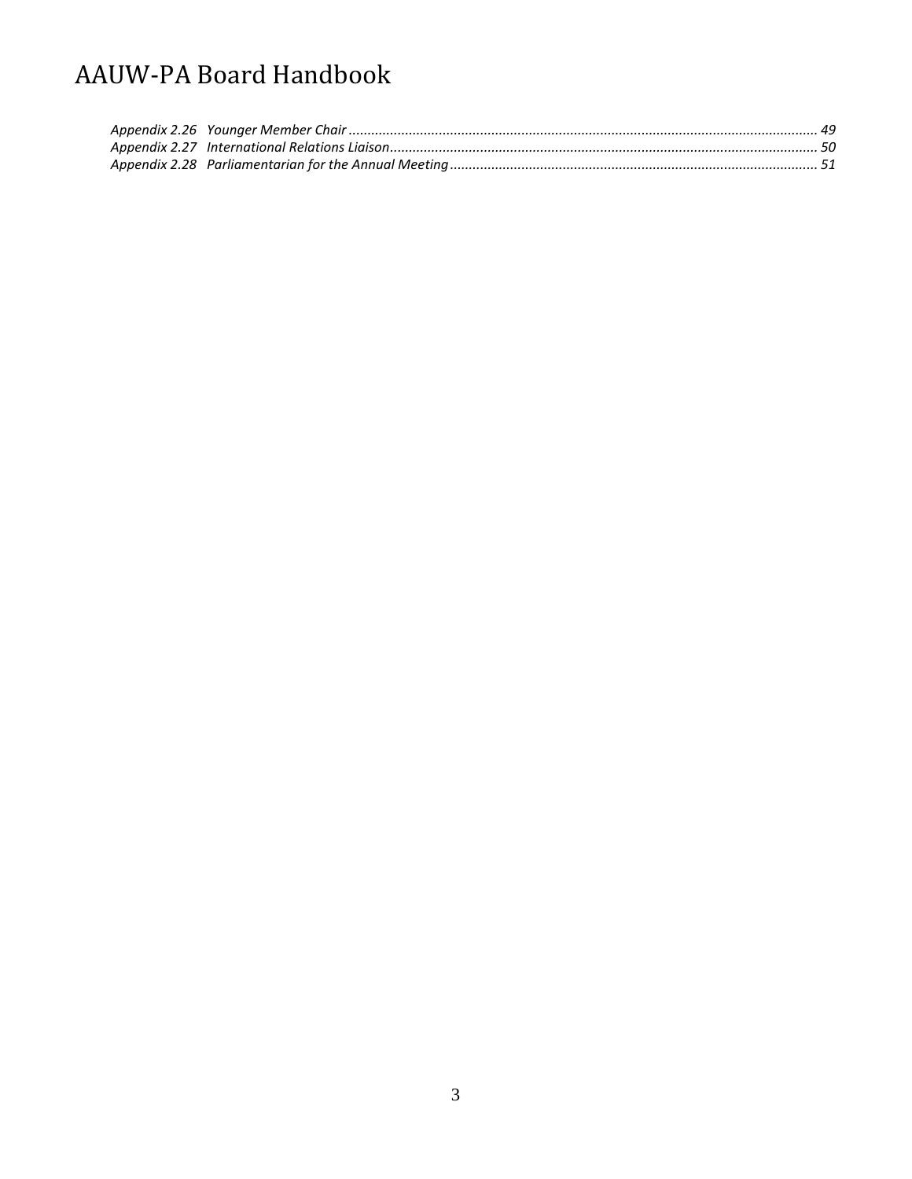*Appendix 2.26 Younger Member Chair ........................................................................................................................... 49*
*Appendix 2.27 International Relations Liaison................................................................................................................ 50*
*Appendix 2.28 Parliamentarian for the Annual Meeting ................................................................................................. 51*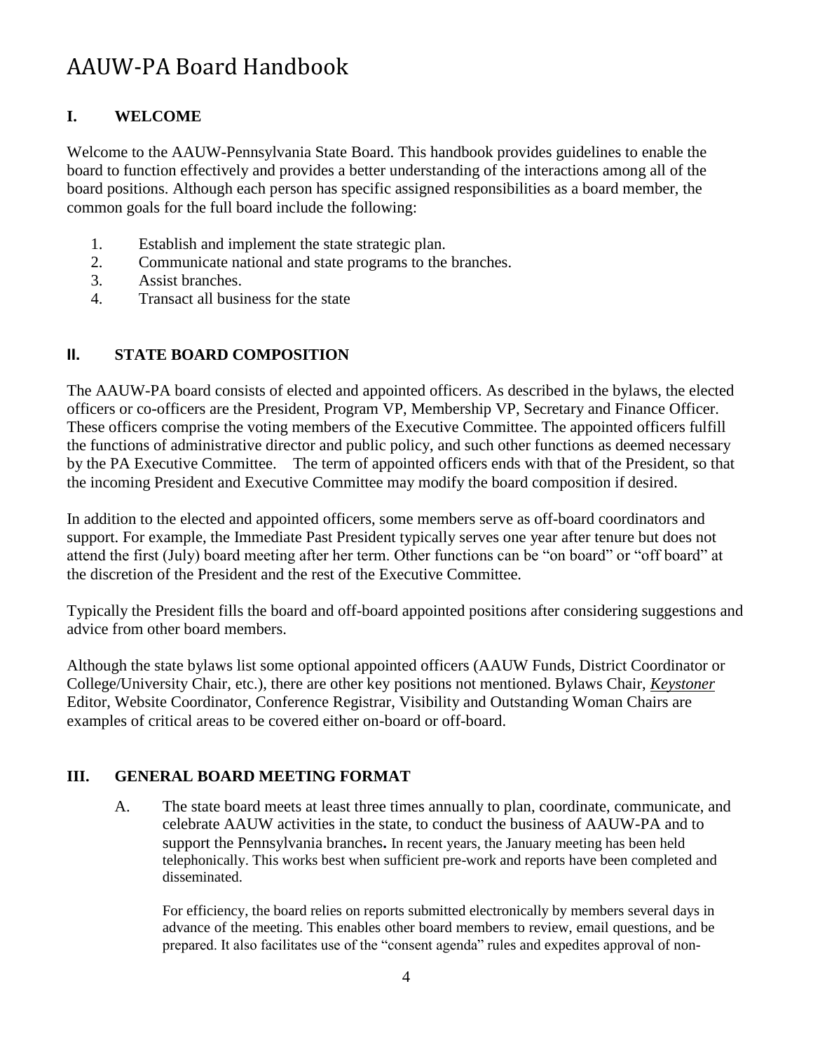# AAUW-PA Board Handbook

## I. WELCOME

Welcome to the AAUW-Pennsylvania State Board. This handbook provides guidelines to enable the board to function effectively and provides a better understanding of the interactions among all of the board positions. Although each person has specific assigned responsibilities as a board member, the common goals for the full board include the following:

1. Establish and implement the state strategic plan.
2. Communicate national and state programs to the branches.
3. Assist branches.
4. Transact all business for the state

## II. STATE BOARD COMPOSITION

The AAUW-PA board consists of elected and appointed officers. As described in the bylaws, the elected officers or co-officers are the President, Program VP, Membership VP, Secretary and Finance Officer. These officers comprise the voting members of the Executive Committee. The appointed officers fulfill the functions of administrative director and public policy, and such other functions as deemed necessary by the PA Executive Committee. The term of appointed officers ends with that of the President, so that the incoming President and Executive Committee may modify the board composition if desired.

In addition to the elected and appointed officers, some members serve as off-board coordinators and support. For example, the Immediate Past President typically serves one year after tenure but does not attend the first (July) board meeting after her term. Other functions can be "on board" or "off board" at the discretion of the President and the rest of the Executive Committee.

Typically the President fills the board and off-board appointed positions after considering suggestions and advice from other board members.

Although the state bylaws list some optional appointed officers (AAUW Funds, District Coordinator or College/University Chair, etc.), there are other key positions not mentioned. Bylaws Chair, *Keystoner* Editor, Website Coordinator, Conference Registrar, Visibility and Outstanding Woman Chairs are examples of critical areas to be covered either on-board or off-board.

## III. GENERAL BOARD MEETING FORMAT

A. The state board meets at least three times annually to plan, coordinate, communicate, and celebrate AAUW activities in the state, to conduct the business of AAUW-PA and to support the Pennsylvania branches**.** In recent years, the January meeting has been held telephonically. This works best when sufficient pre-work and reports have been completed and disseminated.

For efficiency, the board relies on reports submitted electronically by members several days in advance of the meeting. This enables other board members to review, email questions, and be prepared. It also facilitates use of the "consent agenda" rules and expedites approval of non-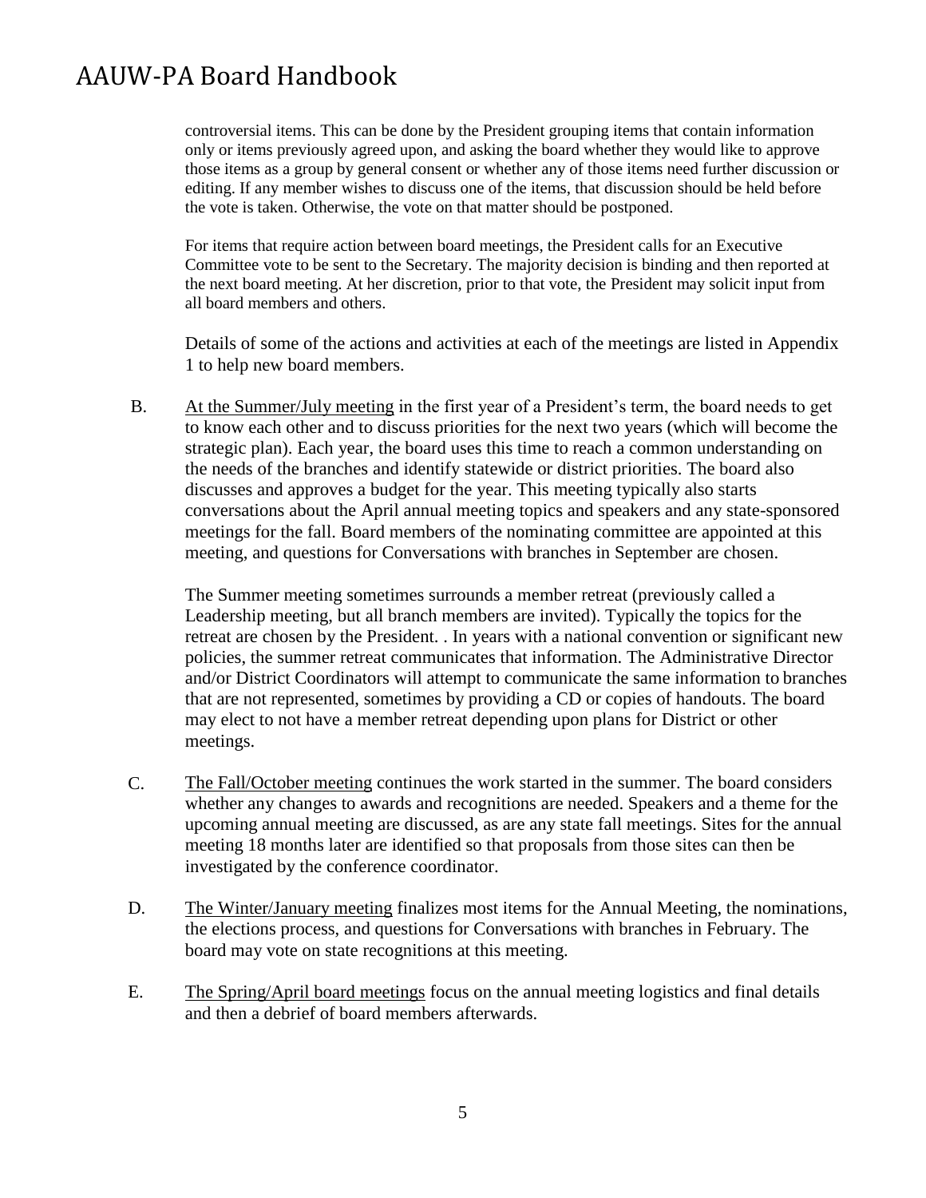controversial items. This can be done by the President grouping items that contain information only or items previously agreed upon, and asking the board whether they would like to approve those items as a group by general consent or whether any of those items need further discussion or editing. If any member wishes to discuss one of the items, that discussion should be held before the vote is taken. Otherwise, the vote on that matter should be postponed.

For items that require action between board meetings, the President calls for an Executive Committee vote to be sent to the Secretary. The majority decision is binding and then reported at the next board meeting. At her discretion, prior to that vote, the President may solicit input from all board members and others.

Details of some of the actions and activities at each of the meetings are listed in Appendix 1 to help new board members.

B. At the Summer/July meeting in the first year of a President's term, the board needs to get to know each other and to discuss priorities for the next two years (which will become the strategic plan). Each year, the board uses this time to reach a common understanding on the needs of the branches and identify statewide or district priorities. The board also discusses and approves a budget for the year. This meeting typically also starts conversations about the April annual meeting topics and speakers and any state-sponsored meetings for the fall. Board members of the nominating committee are appointed at this meeting, and questions for Conversations with branches in September are chosen.

The Summer meeting sometimes surrounds a member retreat (previously called a Leadership meeting, but all branch members are invited). Typically the topics for the retreat are chosen by the President. . In years with a national convention or significant new policies, the summer retreat communicates that information. The Administrative Director and/or District Coordinators will attempt to communicate the same information to branches that are not represented, sometimes by providing a CD or copies of handouts. The board may elect to not have a member retreat depending upon plans for District or other meetings.

C. The Fall/October meeting continues the work started in the summer. The board considers whether any changes to awards and recognitions are needed. Speakers and a theme for the upcoming annual meeting are discussed, as are any state fall meetings. Sites for the annual meeting 18 months later are identified so that proposals from those sites can then be investigated by the conference coordinator.

D. The Winter/January meeting finalizes most items for the Annual Meeting, the nominations, the elections process, and questions for Conversations with branches in February. The board may vote on state recognitions at this meeting.

E. The Spring/April board meetings focus on the annual meeting logistics and final details and then a debrief of board members afterwards.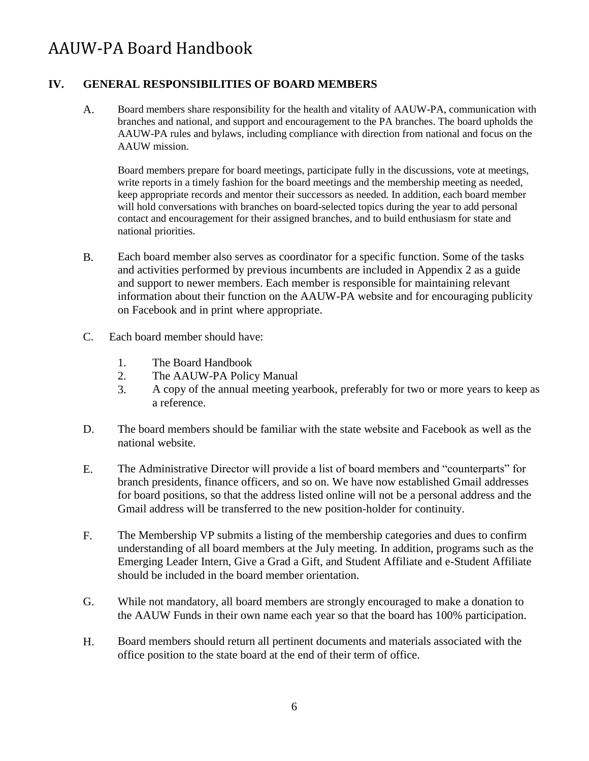## IV. GENERAL RESPONSIBILITIES OF BOARD MEMBERS

A. Board members share responsibility for the health and vitality of AAUW-PA, communication with branches and national, and support and encouragement to the PA branches. The board upholds the AAUW-PA rules and bylaws, including compliance with direction from national and focus on the AAUW mission.

   Board members prepare for board meetings, participate fully in the discussions, vote at meetings, write reports in a timely fashion for the board meetings and the membership meeting as needed, keep appropriate records and mentor their successors as needed. In addition, each board member will hold conversations with branches on board-selected topics during the year to add personal contact and encouragement for their assigned branches, and to build enthusiasm for state and national priorities.

B. Each board member also serves as coordinator for a specific function. Some of the tasks and activities performed by previous incumbents are included in Appendix 2 as a guide and support to newer members. Each member is responsible for maintaining relevant information about their function on the AAUW-PA website and for encouraging publicity on Facebook and in print where appropriate.

C. Each board member should have:

   1. The Board Handbook
   2. The AAUW-PA Policy Manual
   3. A copy of the annual meeting yearbook, preferably for two or more years to keep as a reference.

D. The board members should be familiar with the state website and Facebook as well as the national website.

E. The Administrative Director will provide a list of board members and "counterparts" for branch presidents, finance officers, and so on. We have now established Gmail addresses for board positions, so that the address listed online will not be a personal address and the Gmail address will be transferred to the new position-holder for continuity.

F. The Membership VP submits a listing of the membership categories and dues to confirm understanding of all board members at the July meeting. In addition, programs such as the Emerging Leader Intern, Give a Grad a Gift, and Student Affiliate and e-Student Affiliate should be included in the board member orientation.

G. While not mandatory, all board members are strongly encouraged to make a donation to the AAUW Funds in their own name each year so that the board has 100% participation.

H. Board members should return all pertinent documents and materials associated with the office position to the state board at the end of their term of office.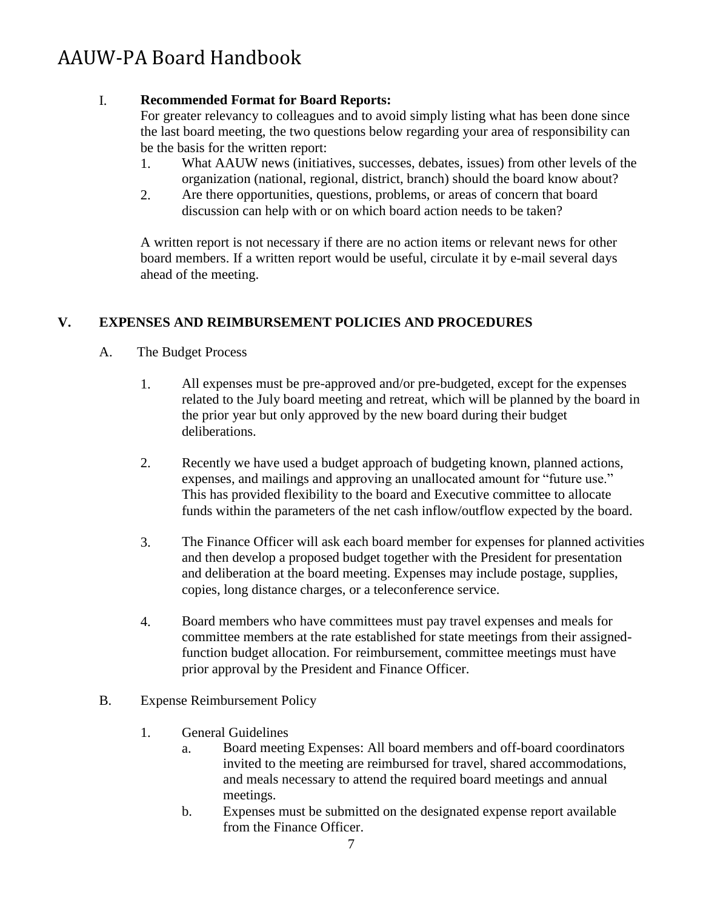I. **Recommended Format for Board Reports:**
For greater relevancy to colleagues and to avoid simply listing what has been done since the last board meeting, the two questions below regarding your area of responsibility can be the basis for the written report:
    1. What AAUW news (initiatives, successes, debates, issues) from other levels of the organization (national, regional, district, branch) should the board know about?
    2. Are there opportunities, questions, problems, or areas of concern that board discussion can help with or on which board action needs to be taken?

    A written report is not necessary if there are no action items or relevant news for other board members. If a written report would be useful, circulate it by e-mail several days ahead of the meeting.

## V. EXPENSES AND REIMBURSEMENT POLICIES AND PROCEDURES

A. The Budget Process

1. All expenses must be pre-approved and/or pre-budgeted, except for the expenses related to the July board meeting and retreat, which will be planned by the board in the prior year but only approved by the new board during their budget deliberations.

2. Recently we have used a budget approach of budgeting known, planned actions, expenses, and mailings and approving an unallocated amount for "future use." This has provided flexibility to the board and Executive committee to allocate funds within the parameters of the net cash inflow/outflow expected by the board.

3. The Finance Officer will ask each board member for expenses for planned activities and then develop a proposed budget together with the President for presentation and deliberation at the board meeting. Expenses may include postage, supplies, copies, long distance charges, or a teleconference service.

4. Board members who have committees must pay travel expenses and meals for committee members at the rate established for state meetings from their assigned-function budget allocation. For reimbursement, committee meetings must have prior approval by the President and Finance Officer.

B. Expense Reimbursement Policy

1. General Guidelines
    a. Board meeting Expenses: All board members and off-board coordinators invited to the meeting are reimbursed for travel, shared accommodations, and meals necessary to attend the required board meetings and annual meetings.
    b. Expenses must be submitted on the designated expense report available from the Finance Officer.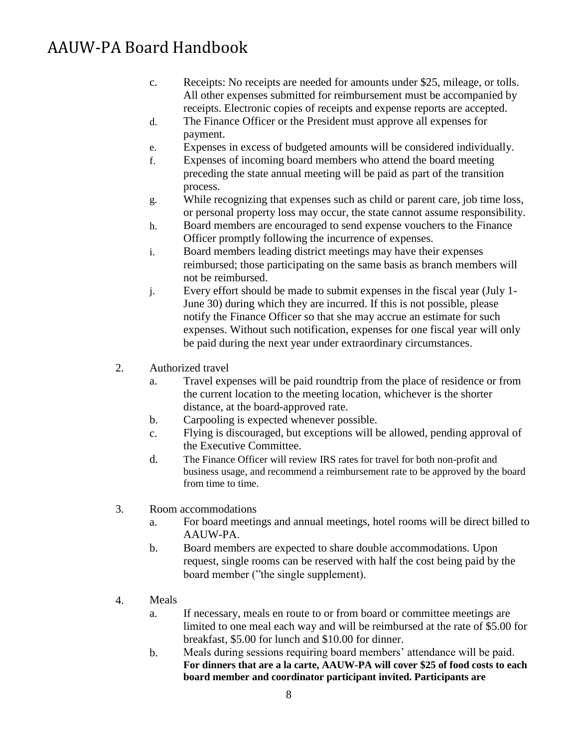c. Receipts: No receipts are needed for amounts under $25, mileage, or tolls. All other expenses submitted for reimbursement must be accompanied by receipts. Electronic copies of receipts and expense reports are accepted.

d. The Finance Officer or the President must approve all expenses for payment.

e. Expenses in excess of budgeted amounts will be considered individually.

f. Expenses of incoming board members who attend the board meeting preceding the state annual meeting will be paid as part of the transition process.

g. While recognizing that expenses such as child or parent care, job time loss, or personal property loss may occur, the state cannot assume responsibility.

h. Board members are encouraged to send expense vouchers to the Finance Officer promptly following the incurrence of expenses.

i. Board members leading district meetings may have their expenses reimbursed; those participating on the same basis as branch members will not be reimbursed.

j. Every effort should be made to submit expenses in the fiscal year (July 1-June 30) during which they are incurred. If this is not possible, please notify the Finance Officer so that she may accrue an estimate for such expenses. Without such notification, expenses for one fiscal year will only be paid during the next year under extraordinary circumstances.

2. Authorized travel
   a. Travel expenses will be paid roundtrip from the place of residence or from the current location to the meeting location, whichever is the shorter distance, at the board-approved rate.
   b. Carpooling is expected whenever possible.
   c. Flying is discouraged, but exceptions will be allowed, pending approval of the Executive Committee.
   d. The Finance Officer will review IRS rates for travel for both non-profit and business usage, and recommend a reimbursement rate to be approved by the board from time to time.

3. Room accommodations
   a. For board meetings and annual meetings, hotel rooms will be direct billed to AAUW-PA.
   b. Board members are expected to share double accommodations. Upon request, single rooms can be reserved with half the cost being paid by the board member ("the single supplement).

4. Meals
   a. If necessary, meals en route to or from board or committee meetings are limited to one meal each way and will be reimbursed at the rate of $5.00 for breakfast, $5.00 for lunch and $10.00 for dinner.
   b. Meals during sessions requiring board members' attendance will be paid. **For dinners that are a la carte, AAUW-PA will cover $25 of food costs to each board member and coordinator participant invited. Participants are**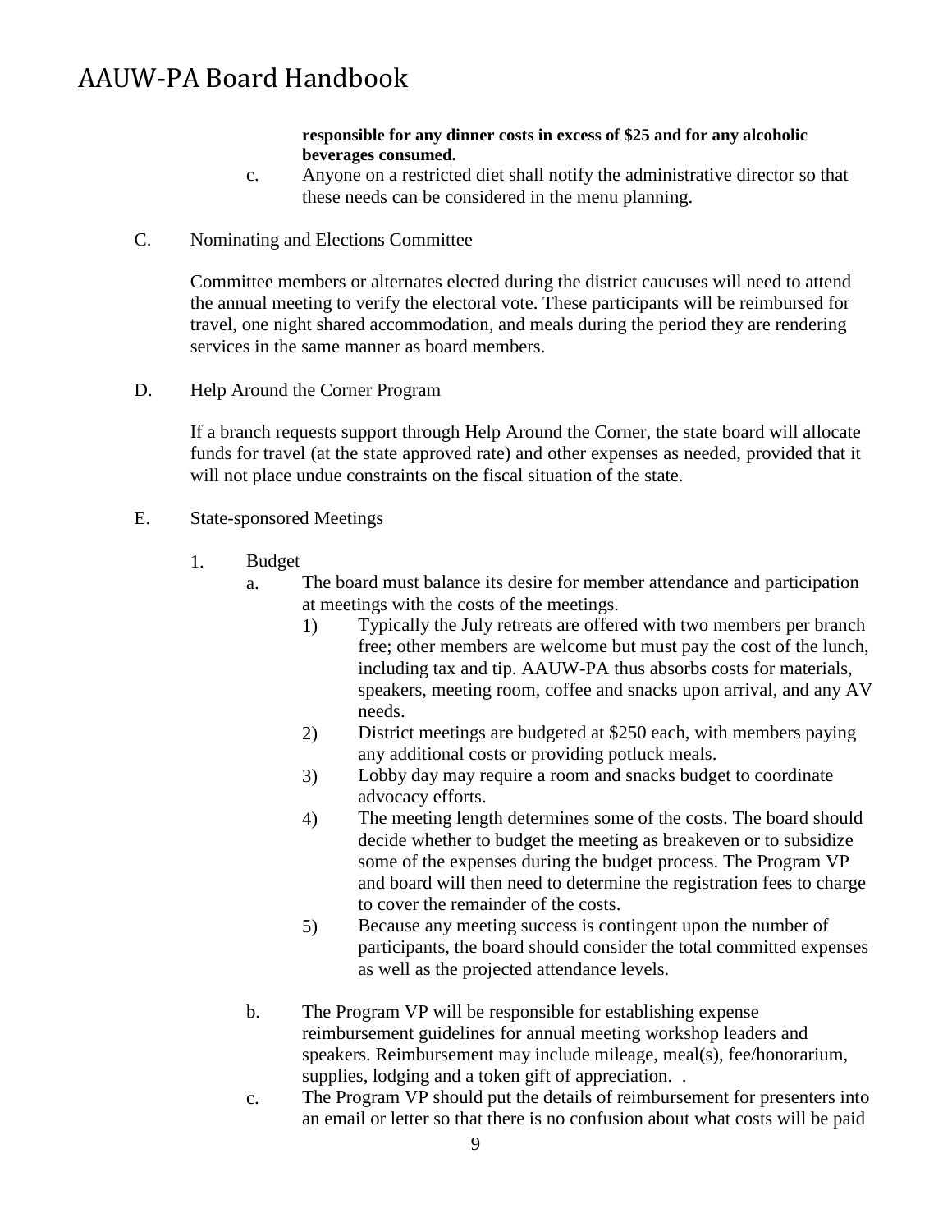**responsible for any dinner costs in excess of $25 and for any alcoholic beverages consumed.**

c. Anyone on a restricted diet shall notify the administrative director so that these needs can be considered in the menu planning.

C. Nominating and Elections Committee

Committee members or alternates elected during the district caucuses will need to attend the annual meeting to verify the electoral vote. These participants will be reimbursed for travel, one night shared accommodation, and meals during the period they are rendering services in the same manner as board members.

D. Help Around the Corner Program

If a branch requests support through Help Around the Corner, the state board will allocate funds for travel (at the state approved rate) and other expenses as needed, provided that it will not place undue constraints on the fiscal situation of the state.

E. State-sponsored Meetings

1. Budget
   a. The board must balance its desire for member attendance and participation at meetings with the costs of the meetings.
      1) Typically the July retreats are offered with two members per branch free; other members are welcome but must pay the cost of the lunch, including tax and tip. AAUW-PA thus absorbs costs for materials, speakers, meeting room, coffee and snacks upon arrival, and any AV needs.
      2) District meetings are budgeted at $250 each, with members paying any additional costs or providing potluck meals.
      3) Lobby day may require a room and snacks budget to coordinate advocacy efforts.
      4) The meeting length determines some of the costs. The board should decide whether to budget the meeting as breakeven or to subsidize some of the expenses during the budget process. The Program VP and board will then need to determine the registration fees to charge to cover the remainder of the costs.
      5) Because any meeting success is contingent upon the number of participants, the board should consider the total committed expenses as well as the projected attendance levels.

   b. The Program VP will be responsible for establishing expense reimbursement guidelines for annual meeting workshop leaders and speakers. Reimbursement may include mileage, meal(s), fee/honorarium, supplies, lodging and a token gift of appreciation. .
   c. The Program VP should put the details of reimbursement for presenters into an email or letter so that there is no confusion about what costs will be paid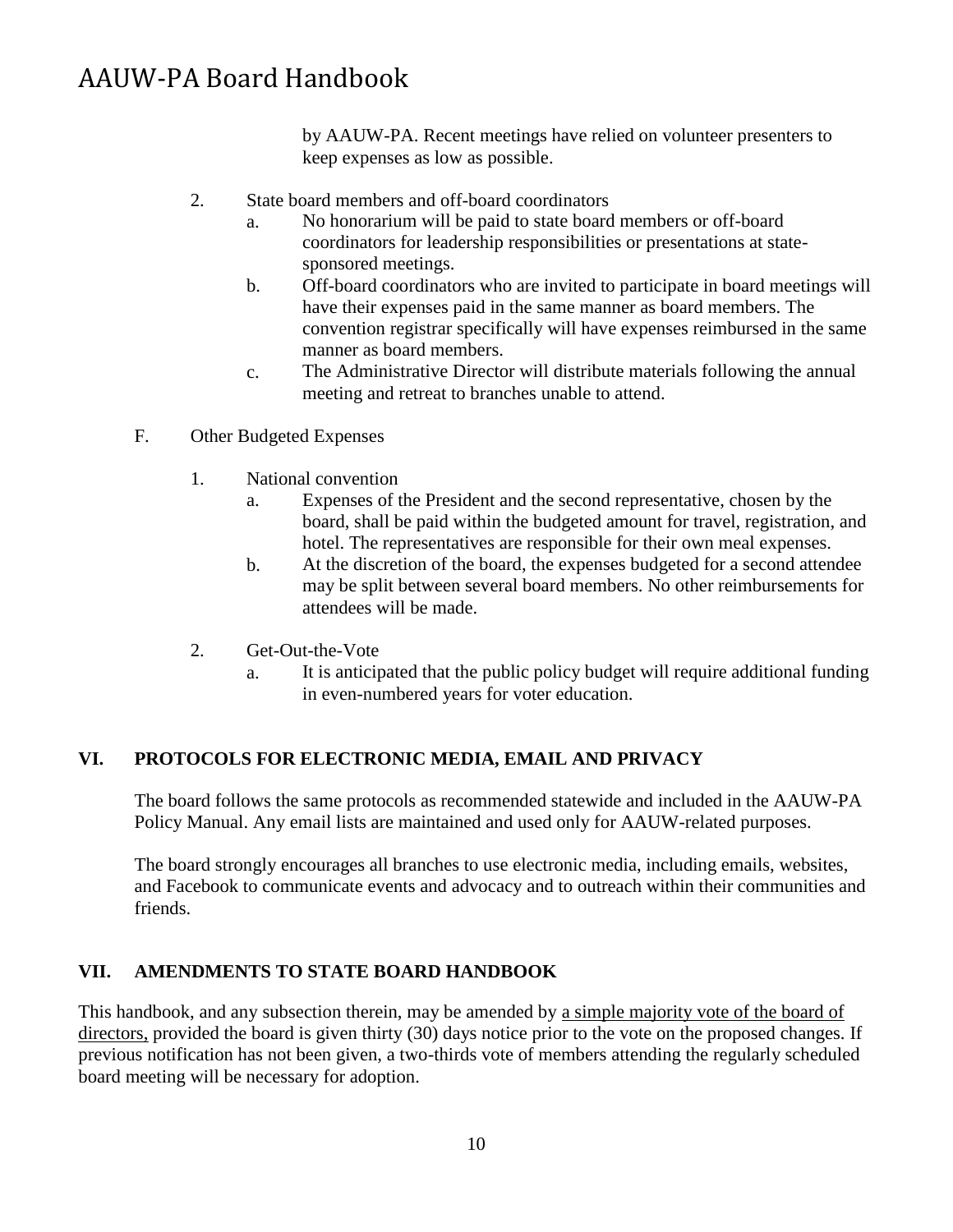by AAUW-PA. Recent meetings have relied on volunteer presenters to keep expenses as low as possible.

2. State board members and off-board coordinators
   a. No honorarium will be paid to state board members or off-board coordinators for leadership responsibilities or presentations at state-sponsored meetings.
   b. Off-board coordinators who are invited to participate in board meetings will have their expenses paid in the same manner as board members. The convention registrar specifically will have expenses reimbursed in the same manner as board members.
   c. The Administrative Director will distribute materials following the annual meeting and retreat to branches unable to attend.

F. Other Budgeted Expenses

1. National convention
   a. Expenses of the President and the second representative, chosen by the board, shall be paid within the budgeted amount for travel, registration, and hotel. The representatives are responsible for their own meal expenses.
   b. At the discretion of the board, the expenses budgeted for a second attendee may be split between several board members. No other reimbursements for attendees will be made.

2. Get-Out-the-Vote
   a. It is anticipated that the public policy budget will require additional funding in even-numbered years for voter education.

## VI. PROTOCOLS FOR ELECTRONIC MEDIA, EMAIL AND PRIVACY

The board follows the same protocols as recommended statewide and included in the AAUW-PA Policy Manual. Any email lists are maintained and used only for AAUW-related purposes.

The board strongly encourages all branches to use electronic media, including emails, websites, and Facebook to communicate events and advocacy and to outreach within their communities and friends.

## VII. AMENDMENTS TO STATE BOARD HANDBOOK

This handbook, and any subsection therein, may be amended by <u>a simple majority vote of the board of directors,</u> provided the board is given thirty (30) days notice prior to the vote on the proposed changes. If previous notification has not been given, a two-thirds vote of members attending the regularly scheduled board meeting will be necessary for adoption.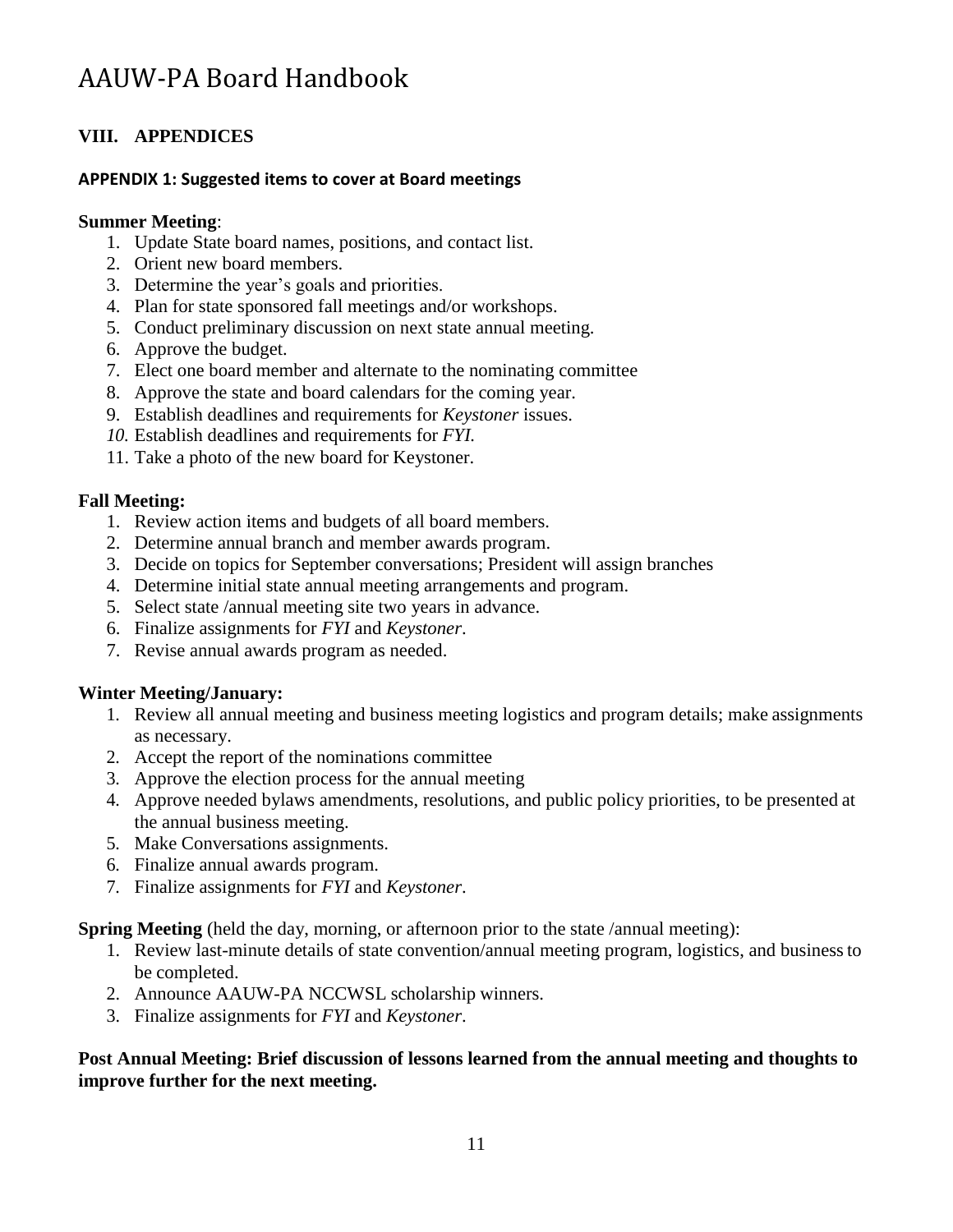## VIII. APPENDICES

### APPENDIX 1: Suggested items to cover at Board meetings

**Summer Meeting**:

1. Update State board names, positions, and contact list.
2. Orient new board members.
3. Determine the year's goals and priorities.
4. Plan for state sponsored fall meetings and/or workshops.
5. Conduct preliminary discussion on next state annual meeting.
6. Approve the budget.
7. Elect one board member and alternate to the nominating committee
8. Approve the state and board calendars for the coming year.
9. Establish deadlines and requirements for *Keystoner* issues.
10. Establish deadlines and requirements for *FYI.*
11. Take a photo of the new board for Keystoner.

**Fall Meeting:**

1. Review action items and budgets of all board members.
2. Determine annual branch and member awards program.
3. Decide on topics for September conversations; President will assign branches
4. Determine initial state annual meeting arrangements and program.
5. Select state /annual meeting site two years in advance.
6. Finalize assignments for *FYI* and *Keystoner*.
7. Revise annual awards program as needed.

**Winter Meeting/January:**

1. Review all annual meeting and business meeting logistics and program details; make assignments as necessary.
2. Accept the report of the nominations committee
3. Approve the election process for the annual meeting
4. Approve needed bylaws amendments, resolutions, and public policy priorities, to be presented at the annual business meeting.
5. Make Conversations assignments.
6. Finalize annual awards program.
7. Finalize assignments for *FYI* and *Keystoner*.

**Spring Meeting** (held the day, morning, or afternoon prior to the state /annual meeting):

1. Review last-minute details of state convention/annual meeting program, logistics, and business to be completed.
2. Announce AAUW-PA NCCWSL scholarship winners.
3. Finalize assignments for *FYI* and *Keystoner*.

**Post Annual Meeting: Brief discussion of lessons learned from the annual meeting and thoughts to improve further for the next meeting.**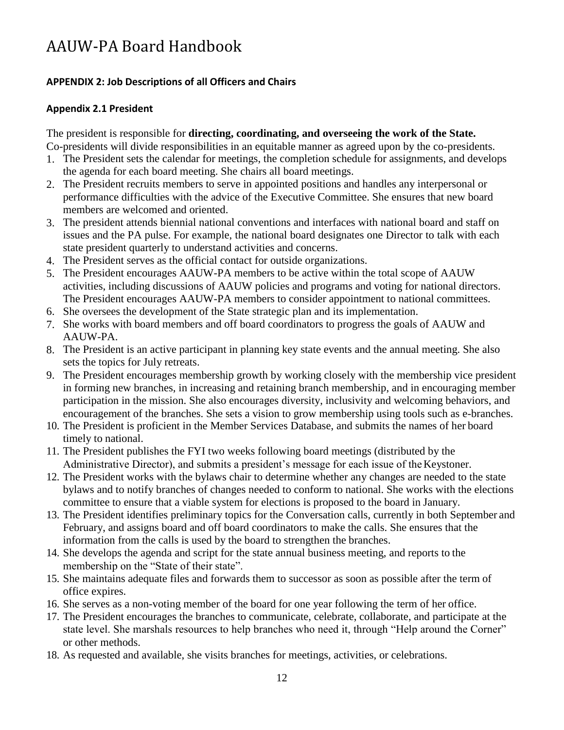# AAUW-PA Board Handbook

### APPENDIX 2: Job Descriptions of all Officers and Chairs

### Appendix 2.1 President

The president is responsible for **directing, coordinating, and overseeing the work of the State.** Co-presidents will divide responsibilities in an equitable manner as agreed upon by the co-presidents.

1. The President sets the calendar for meetings, the completion schedule for assignments, and develops the agenda for each board meeting. She chairs all board meetings.
2. The President recruits members to serve in appointed positions and handles any interpersonal or performance difficulties with the advice of the Executive Committee. She ensures that new board members are welcomed and oriented.
3. The president attends biennial national conventions and interfaces with national board and staff on issues and the PA pulse. For example, the national board designates one Director to talk with each state president quarterly to understand activities and concerns.
4. The President serves as the official contact for outside organizations.
5. The President encourages AAUW-PA members to be active within the total scope of AAUW activities, including discussions of AAUW policies and programs and voting for national directors. The President encourages AAUW-PA members to consider appointment to national committees.
6. She oversees the development of the State strategic plan and its implementation.
7. She works with board members and off board coordinators to progress the goals of AAUW and AAUW-PA.
8. The President is an active participant in planning key state events and the annual meeting. She also sets the topics for July retreats.
9. The President encourages membership growth by working closely with the membership vice president in forming new branches, in increasing and retaining branch membership, and in encouraging member participation in the mission. She also encourages diversity, inclusivity and welcoming behaviors, and encouragement of the branches. She sets a vision to grow membership using tools such as e-branches.
10. The President is proficient in the Member Services Database, and submits the names of her board timely to national.
11. The President publishes the FYI two weeks following board meetings (distributed by the Administrative Director), and submits a president's message for each issue of the Keystoner.
12. The President works with the bylaws chair to determine whether any changes are needed to the state bylaws and to notify branches of changes needed to conform to national. She works with the elections committee to ensure that a viable system for elections is proposed to the board in January.
13. The President identifies preliminary topics for the Conversation calls, currently in both September and February, and assigns board and off board coordinators to make the calls. She ensures that the information from the calls is used by the board to strengthen the branches.
14. She develops the agenda and script for the state annual business meeting, and reports to the membership on the "State of their state".
15. She maintains adequate files and forwards them to successor as soon as possible after the term of office expires.
16. She serves as a non-voting member of the board for one year following the term of her office.
17. The President encourages the branches to communicate, celebrate, collaborate, and participate at the state level. She marshals resources to help branches who need it, through "Help around the Corner" or other methods.
18. As requested and available, she visits branches for meetings, activities, or celebrations.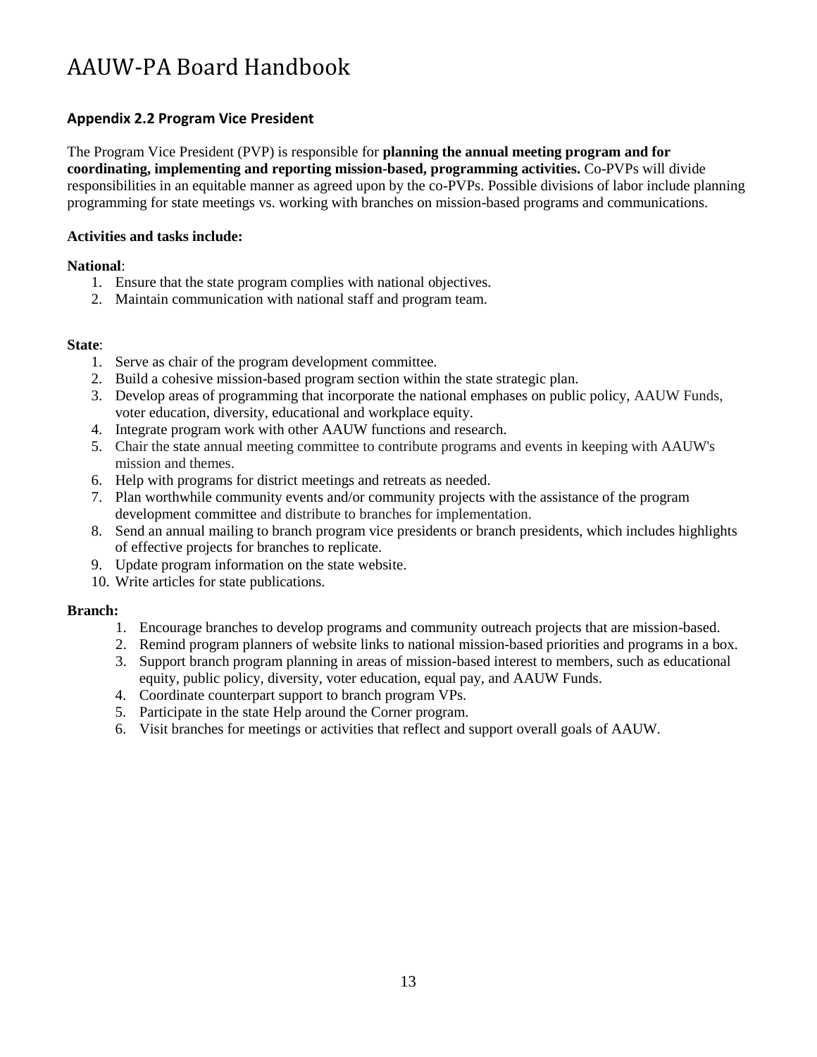# AAUW-PA Board Handbook

### Appendix 2.2 Program Vice President

The Program Vice President (PVP) is responsible for **planning the annual meeting program and for coordinating, implementing and reporting mission-based, programming activities.** Co-PVPs will divide responsibilities in an equitable manner as agreed upon by the co-PVPs. Possible divisions of labor include planning programming for state meetings vs. working with branches on mission-based programs and communications.

**Activities and tasks include:**

**National**:

1. Ensure that the state program complies with national objectives.
2. Maintain communication with national staff and program team.

**State**:

1. Serve as chair of the program development committee.
2. Build a cohesive mission-based program section within the state strategic plan.
3. Develop areas of programming that incorporate the national emphases on public policy, AAUW Funds, voter education, diversity, educational and workplace equity.
4. Integrate program work with other AAUW functions and research.
5. Chair the state annual meeting committee to contribute programs and events in keeping with AAUW's mission and themes.
6. Help with programs for district meetings and retreats as needed.
7. Plan worthwhile community events and/or community projects with the assistance of the program development committee and distribute to branches for implementation.
8. Send an annual mailing to branch program vice presidents or branch presidents, which includes highlights of effective projects for branches to replicate.
9. Update program information on the state website.
10. Write articles for state publications.

**Branch:**

1. Encourage branches to develop programs and community outreach projects that are mission-based.
2. Remind program planners of website links to national mission-based priorities and programs in a box.
3. Support branch program planning in areas of mission-based interest to members, such as educational equity, public policy, diversity, voter education, equal pay, and AAUW Funds.
4. Coordinate counterpart support to branch program VPs.
5. Participate in the state Help around the Corner program.
6. Visit branches for meetings or activities that reflect and support overall goals of AAUW.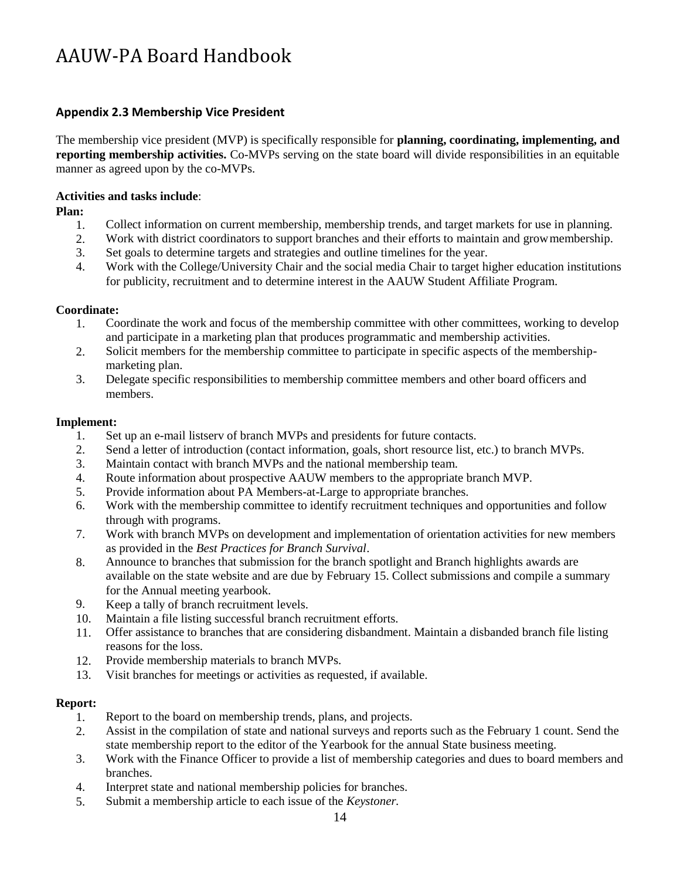### Appendix 2.3 Membership Vice President

The membership vice president (MVP) is specifically responsible for **planning, coordinating, implementing, and reporting membership activities.** Co-MVPs serving on the state board will divide responsibilities in an equitable manner as agreed upon by the co-MVPs.

**Activities and tasks include**:

**Plan:**

1. Collect information on current membership, membership trends, and target markets for use in planning.
2. Work with district coordinators to support branches and their efforts to maintain and grow membership.
3. Set goals to determine targets and strategies and outline timelines for the year.
4. Work with the College/University Chair and the social media Chair to target higher education institutions for publicity, recruitment and to determine interest in the AAUW Student Affiliate Program.

**Coordinate:**

1. Coordinate the work and focus of the membership committee with other committees, working to develop and participate in a marketing plan that produces programmatic and membership activities.
2. Solicit members for the membership committee to participate in specific aspects of the membership-marketing plan.
3. Delegate specific responsibilities to membership committee members and other board officers and members.

**Implement:**

1. Set up an e-mail listserv of branch MVPs and presidents for future contacts.
2. Send a letter of introduction (contact information, goals, short resource list, etc.) to branch MVPs.
3. Maintain contact with branch MVPs and the national membership team.
4. Route information about prospective AAUW members to the appropriate branch MVP.
5. Provide information about PA Members-at-Large to appropriate branches.
6. Work with the membership committee to identify recruitment techniques and opportunities and follow through with programs.
7. Work with branch MVPs on development and implementation of orientation activities for new members as provided in the *Best Practices for Branch Survival*.
8. Announce to branches that submission for the branch spotlight and Branch highlights awards are available on the state website and are due by February 15. Collect submissions and compile a summary for the Annual meeting yearbook.
9. Keep a tally of branch recruitment levels.
10. Maintain a file listing successful branch recruitment efforts.
11. Offer assistance to branches that are considering disbandment. Maintain a disbanded branch file listing reasons for the loss.
12. Provide membership materials to branch MVPs.
13. Visit branches for meetings or activities as requested, if available.

**Report:**

1. Report to the board on membership trends, plans, and projects.
2. Assist in the compilation of state and national surveys and reports such as the February 1 count. Send the state membership report to the editor of the Yearbook for the annual State business meeting.
3. Work with the Finance Officer to provide a list of membership categories and dues to board members and branches.
4. Interpret state and national membership policies for branches.
5. Submit a membership article to each issue of the *Keystoner.*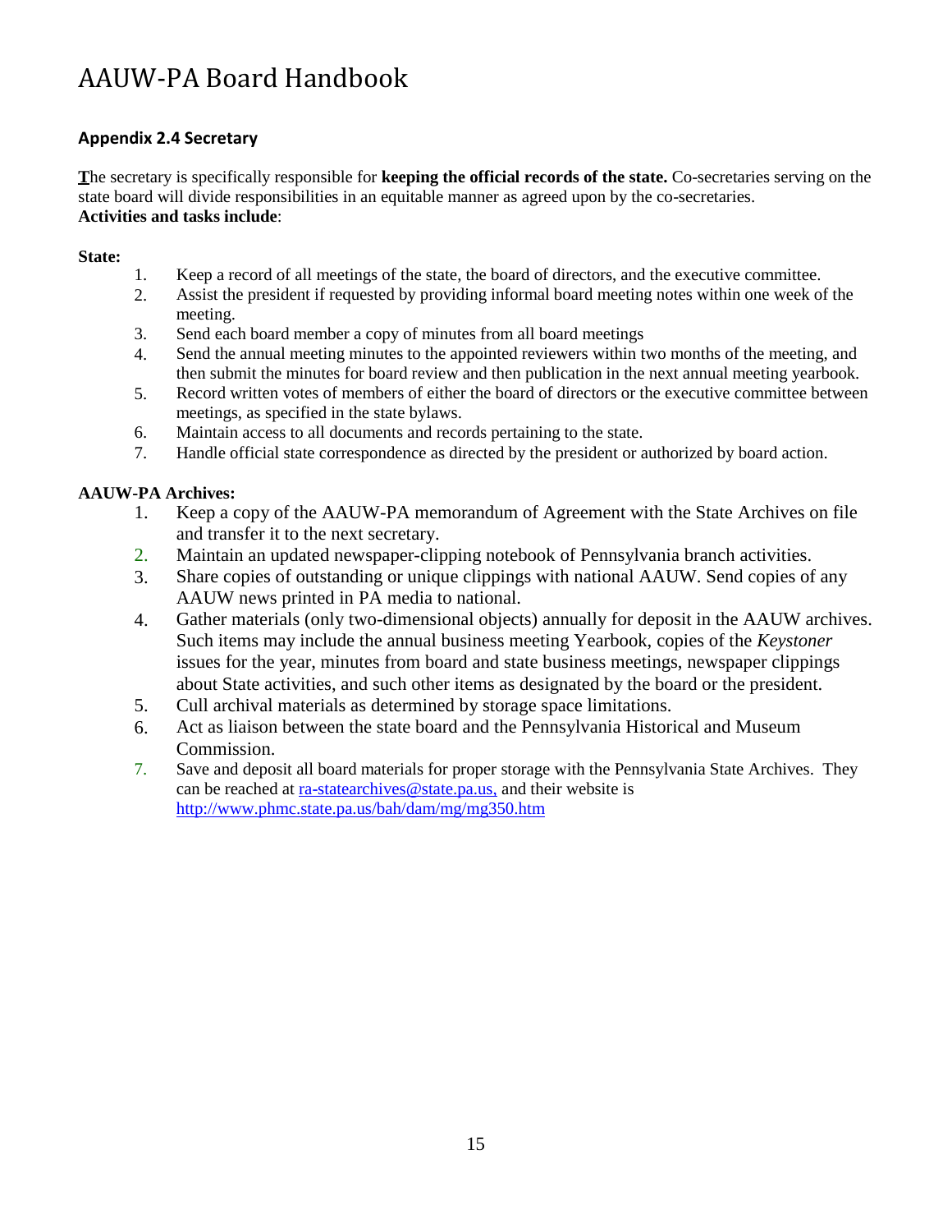# AAUW-PA Board Handbook

## Appendix 2.4 Secretary

**T**he secretary is specifically responsible for **keeping the official records of the state.** Co-secretaries serving on the state board will divide responsibilities in an equitable manner as agreed upon by the co-secretaries.
**Activities and tasks include**:

**State:**

1. Keep a record of all meetings of the state, the board of directors, and the executive committee.
2. Assist the president if requested by providing informal board meeting notes within one week of the meeting.
3. Send each board member a copy of minutes from all board meetings
4. Send the annual meeting minutes to the appointed reviewers within two months of the meeting, and then submit the minutes for board review and then publication in the next annual meeting yearbook.
5. Record written votes of members of either the board of directors or the executive committee between meetings, as specified in the state bylaws.
6. Maintain access to all documents and records pertaining to the state.
7. Handle official state correspondence as directed by the president or authorized by board action.

**AAUW-PA Archives:**

1. Keep a copy of the AAUW-PA memorandum of Agreement with the State Archives on file and transfer it to the next secretary.
2. Maintain an updated newspaper-clipping notebook of Pennsylvania branch activities.
3. Share copies of outstanding or unique clippings with national AAUW. Send copies of any AAUW news printed in PA media to national.
4. Gather materials (only two-dimensional objects) annually for deposit in the AAUW archives. Such items may include the annual business meeting Yearbook, copies of the *Keystoner* issues for the year, minutes from board and state business meetings, newspaper clippings about State activities, and such other items as designated by the board or the president.
5. Cull archival materials as determined by storage space limitations.
6. Act as liaison between the state board and the Pennsylvania Historical and Museum Commission.
7. Save and deposit all board materials for proper storage with the Pennsylvania State Archives. They can be reached at ra-statearchives@state.pa.us, and their website is http://www.phmc.state.pa.us/bah/dam/mg/mg350.htm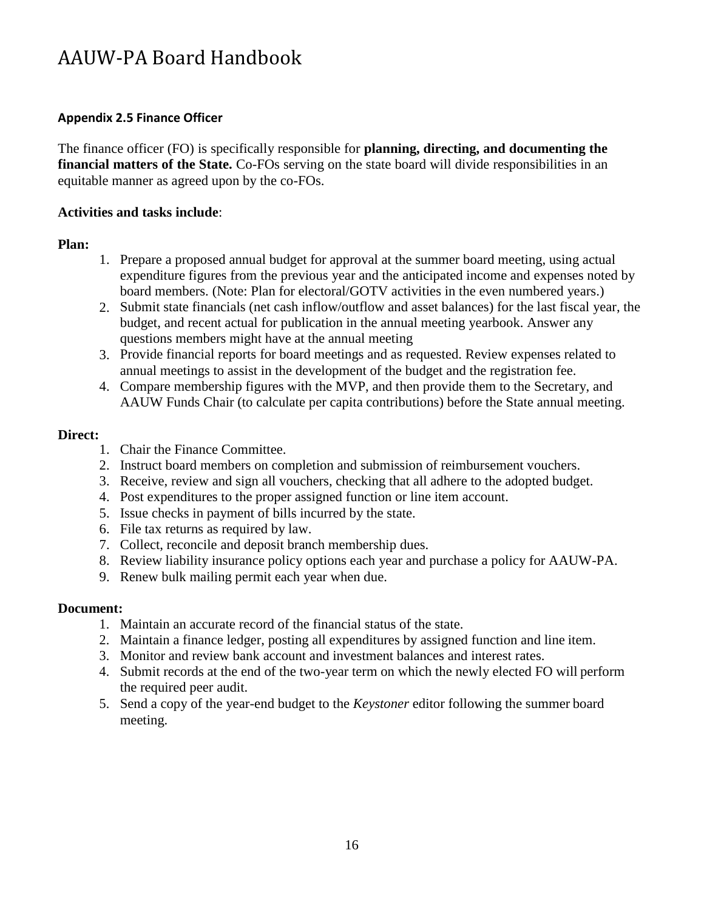## Appendix 2.5 Finance Officer

The finance officer (FO) is specifically responsible for **planning, directing, and documenting the financial matters of the State.** Co-FOs serving on the state board will divide responsibilities in an equitable manner as agreed upon by the co-FOs.

**Activities and tasks include**:

**Plan:**

1. Prepare a proposed annual budget for approval at the summer board meeting, using actual expenditure figures from the previous year and the anticipated income and expenses noted by board members. (Note: Plan for electoral/GOTV activities in the even numbered years.)
2. Submit state financials (net cash inflow/outflow and asset balances) for the last fiscal year, the budget, and recent actual for publication in the annual meeting yearbook. Answer any questions members might have at the annual meeting
3. Provide financial reports for board meetings and as requested. Review expenses related to annual meetings to assist in the development of the budget and the registration fee.
4. Compare membership figures with the MVP, and then provide them to the Secretary, and AAUW Funds Chair (to calculate per capita contributions) before the State annual meeting.

**Direct:**

1. Chair the Finance Committee.
2. Instruct board members on completion and submission of reimbursement vouchers.
3. Receive, review and sign all vouchers, checking that all adhere to the adopted budget.
4. Post expenditures to the proper assigned function or line item account.
5. Issue checks in payment of bills incurred by the state.
6. File tax returns as required by law.
7. Collect, reconcile and deposit branch membership dues.
8. Review liability insurance policy options each year and purchase a policy for AAUW-PA.
9. Renew bulk mailing permit each year when due.

**Document:**

1. Maintain an accurate record of the financial status of the state.
2. Maintain a finance ledger, posting all expenditures by assigned function and line item.
3. Monitor and review bank account and investment balances and interest rates.
4. Submit records at the end of the two-year term on which the newly elected FO will perform the required peer audit.
5. Send a copy of the year-end budget to the *Keystoner* editor following the summer board meeting.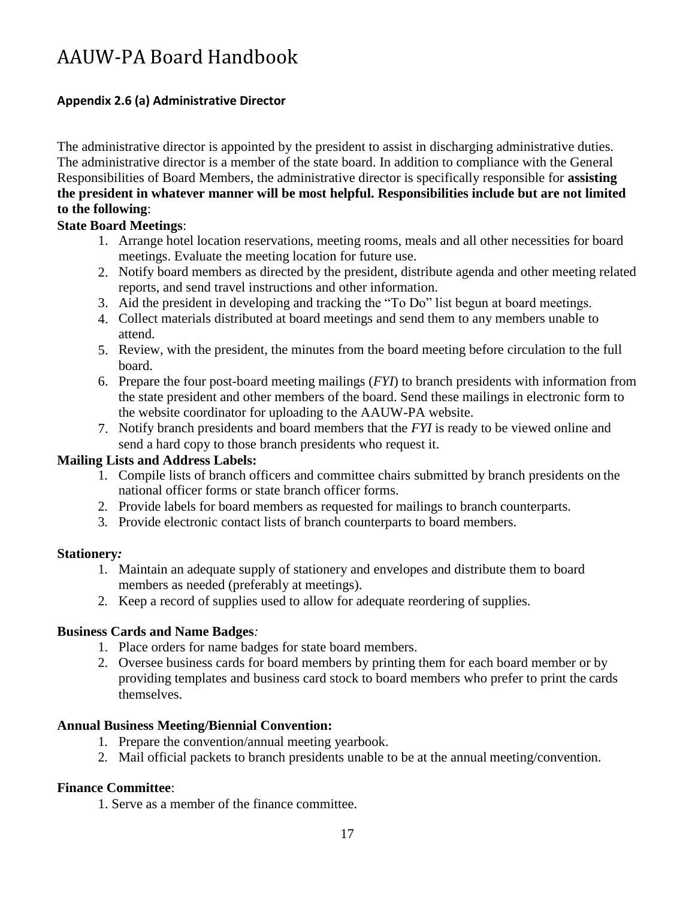## Appendix 2.6 (a) Administrative Director

The administrative director is appointed by the president to assist in discharging administrative duties. The administrative director is a member of the state board. In addition to compliance with the General Responsibilities of Board Members, the administrative director is specifically responsible for **assisting the president in whatever manner will be most helpful. Responsibilities include but are not limited to the following**:

**State Board Meetings**:

1. Arrange hotel location reservations, meeting rooms, meals and all other necessities for board meetings. Evaluate the meeting location for future use.
2. Notify board members as directed by the president, distribute agenda and other meeting related reports, and send travel instructions and other information.
3. Aid the president in developing and tracking the "To Do" list begun at board meetings.
4. Collect materials distributed at board meetings and send them to any members unable to attend.
5. Review, with the president, the minutes from the board meeting before circulation to the full board.
6. Prepare the four post-board meeting mailings (*FYI*) to branch presidents with information from the state president and other members of the board. Send these mailings in electronic form to the website coordinator for uploading to the AAUW-PA website.
7. Notify branch presidents and board members that the *FYI* is ready to be viewed online and send a hard copy to those branch presidents who request it.

**Mailing Lists and Address Labels:**

1. Compile lists of branch officers and committee chairs submitted by branch presidents on the national officer forms or state branch officer forms.
2. Provide labels for board members as requested for mailings to branch counterparts.
3. Provide electronic contact lists of branch counterparts to board members.

**Stationery*:***

1. Maintain an adequate supply of stationery and envelopes and distribute them to board members as needed (preferably at meetings).
2. Keep a record of supplies used to allow for adequate reordering of supplies.

**Business Cards and Name Badges***:*

1. Place orders for name badges for state board members.
2. Oversee business cards for board members by printing them for each board member or by providing templates and business card stock to board members who prefer to print the cards themselves.

**Annual Business Meeting/Biennial Convention:**

1. Prepare the convention/annual meeting yearbook.
2. Mail official packets to branch presidents unable to be at the annual meeting/convention.

**Finance Committee**:

1. Serve as a member of the finance committee.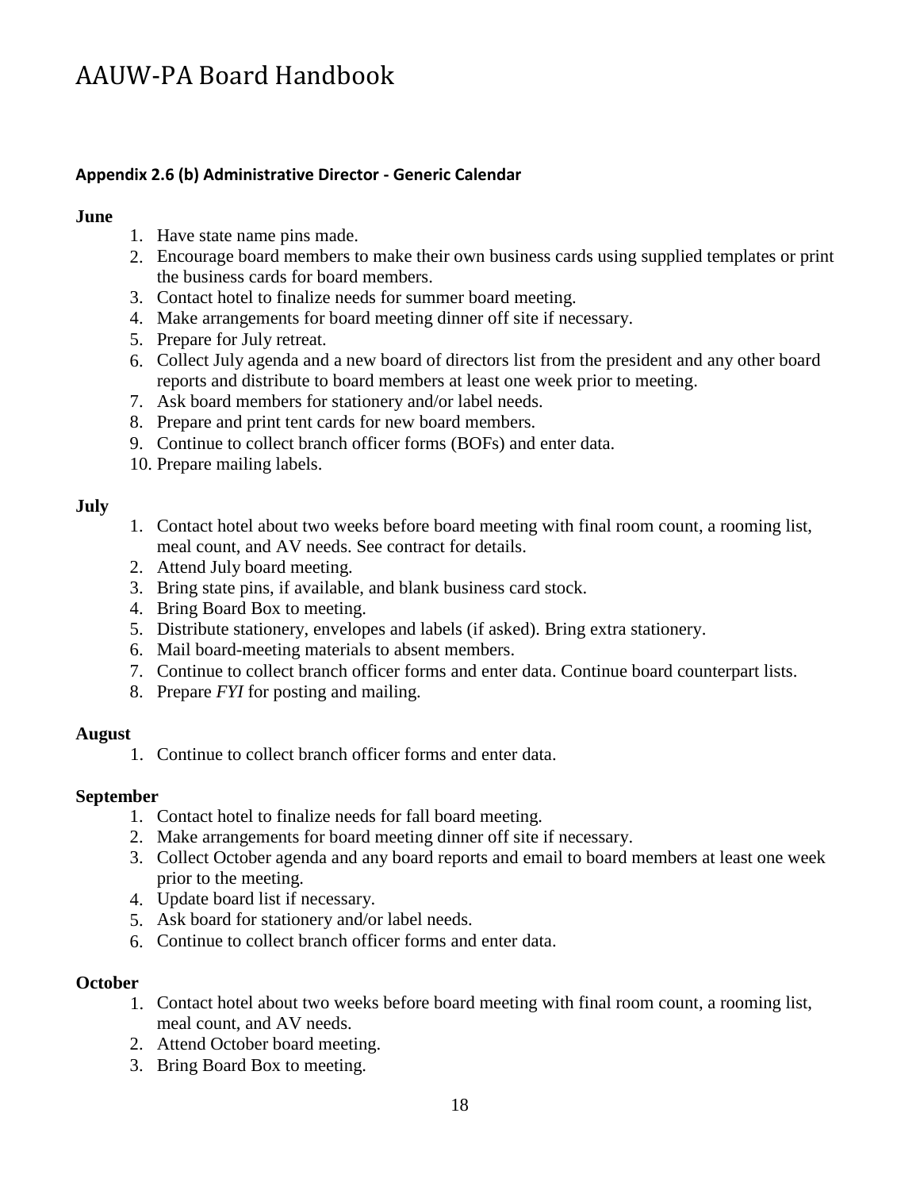### Appendix 2.6 (b) Administrative Director - Generic Calendar

**June**

1. Have state name pins made.
2. Encourage board members to make their own business cards using supplied templates or print the business cards for board members.
3. Contact hotel to finalize needs for summer board meeting.
4. Make arrangements for board meeting dinner off site if necessary.
5. Prepare for July retreat.
6. Collect July agenda and a new board of directors list from the president and any other board reports and distribute to board members at least one week prior to meeting.
7. Ask board members for stationery and/or label needs.
8. Prepare and print tent cards for new board members.
9. Continue to collect branch officer forms (BOFs) and enter data.
10. Prepare mailing labels.

**July**

1. Contact hotel about two weeks before board meeting with final room count, a rooming list, meal count, and AV needs. See contract for details.
2. Attend July board meeting.
3. Bring state pins, if available, and blank business card stock.
4. Bring Board Box to meeting.
5. Distribute stationery, envelopes and labels (if asked). Bring extra stationery.
6. Mail board-meeting materials to absent members.
7. Continue to collect branch officer forms and enter data. Continue board counterpart lists.
8. Prepare *FYI* for posting and mailing.

**August**

1. Continue to collect branch officer forms and enter data.

**September**

1. Contact hotel to finalize needs for fall board meeting.
2. Make arrangements for board meeting dinner off site if necessary.
3. Collect October agenda and any board reports and email to board members at least one week prior to the meeting.
4. Update board list if necessary.
5. Ask board for stationery and/or label needs.
6. Continue to collect branch officer forms and enter data.

**October**

1. Contact hotel about two weeks before board meeting with final room count, a rooming list, meal count, and AV needs.
2. Attend October board meeting.
3. Bring Board Box to meeting.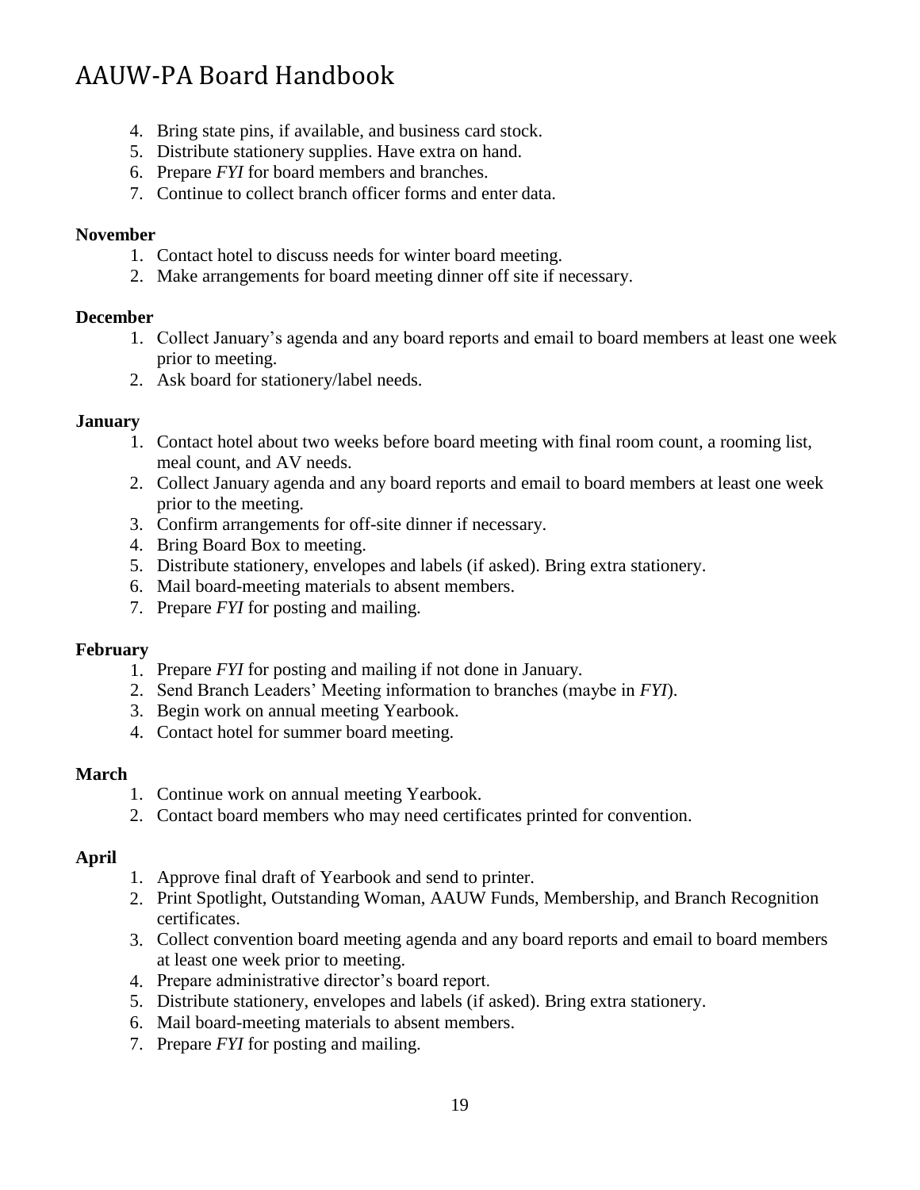4. Bring state pins, if available, and business card stock.
5. Distribute stationery supplies. Have extra on hand.
6. Prepare *FYI* for board members and branches.
7. Continue to collect branch officer forms and enter data.

**November**

1. Contact hotel to discuss needs for winter board meeting.
2. Make arrangements for board meeting dinner off site if necessary.

**December**

1. Collect January's agenda and any board reports and email to board members at least one week prior to meeting.
2. Ask board for stationery/label needs.

**January**

1. Contact hotel about two weeks before board meeting with final room count, a rooming list, meal count, and AV needs.
2. Collect January agenda and any board reports and email to board members at least one week prior to the meeting.
3. Confirm arrangements for off-site dinner if necessary.
4. Bring Board Box to meeting.
5. Distribute stationery, envelopes and labels (if asked). Bring extra stationery.
6. Mail board-meeting materials to absent members.
7. Prepare *FYI* for posting and mailing.

**February**

1. Prepare *FYI* for posting and mailing if not done in January.
2. Send Branch Leaders' Meeting information to branches (maybe in *FYI*).
3. Begin work on annual meeting Yearbook.
4. Contact hotel for summer board meeting.

**March**

1. Continue work on annual meeting Yearbook.
2. Contact board members who may need certificates printed for convention.

**April**

1. Approve final draft of Yearbook and send to printer.
2. Print Spotlight, Outstanding Woman, AAUW Funds, Membership, and Branch Recognition certificates.
3. Collect convention board meeting agenda and any board reports and email to board members at least one week prior to meeting.
4. Prepare administrative director's board report.
5. Distribute stationery, envelopes and labels (if asked). Bring extra stationery.
6. Mail board-meeting materials to absent members.
7. Prepare *FYI* for posting and mailing.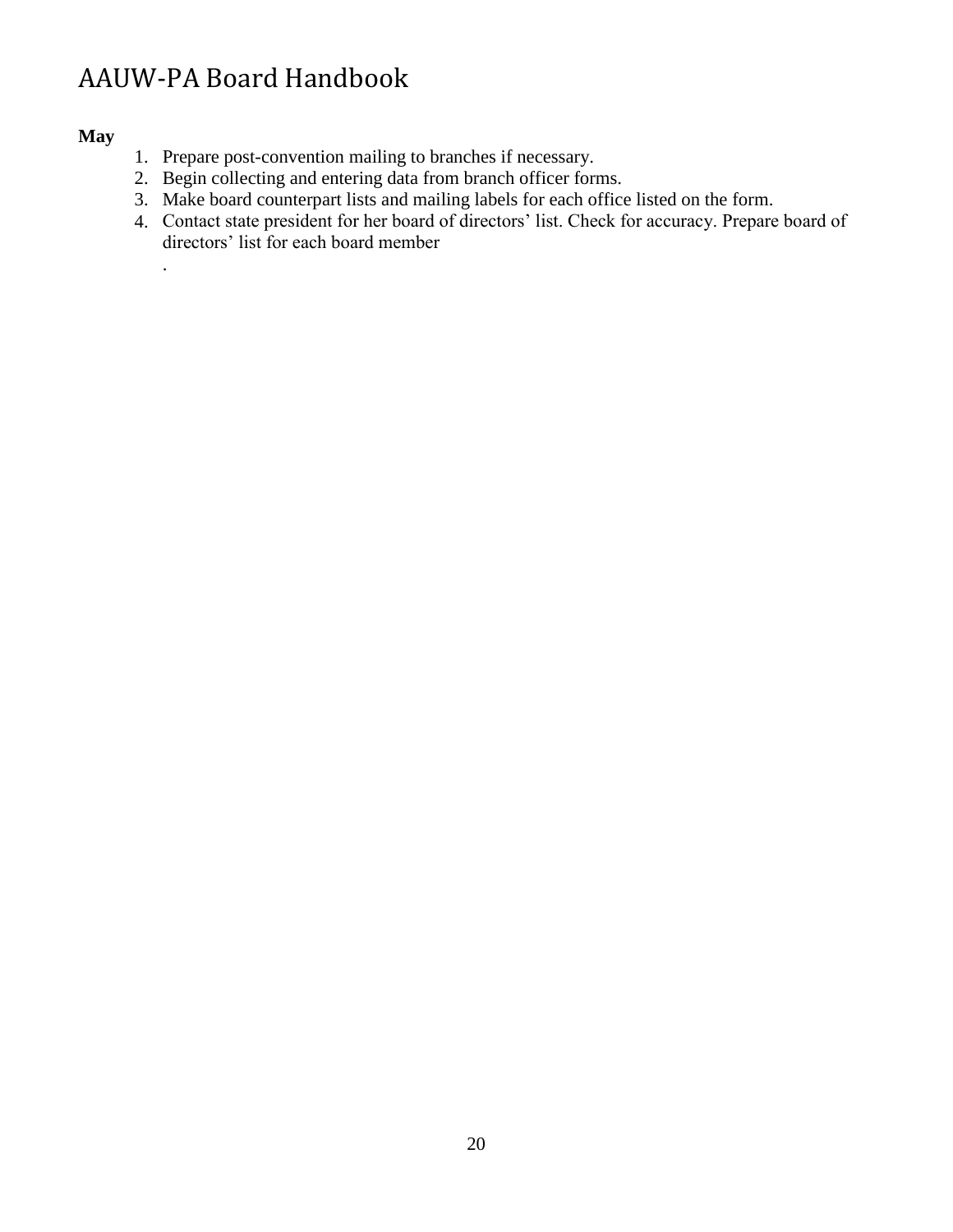**May**

1. Prepare post-convention mailing to branches if necessary.
2. Begin collecting and entering data from branch officer forms.
3. Make board counterpart lists and mailing labels for each office listed on the form.
4. Contact state president for her board of directors' list. Check for accuracy. Prepare board of directors' list for each board member
   .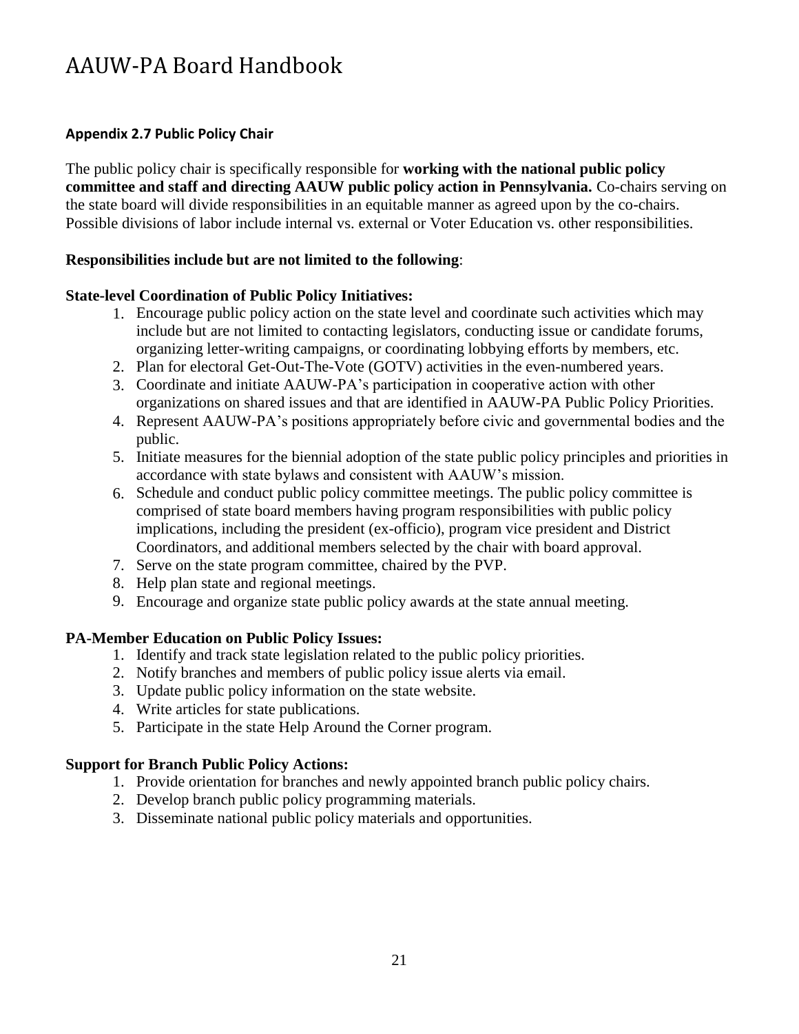### Appendix 2.7 Public Policy Chair

The public policy chair is specifically responsible for **working with the national public policy committee and staff and directing AAUW public policy action in Pennsylvania.** Co-chairs serving on the state board will divide responsibilities in an equitable manner as agreed upon by the co-chairs. Possible divisions of labor include internal vs. external or Voter Education vs. other responsibilities.

**Responsibilities include but are not limited to the following**:

**State-level Coordination of Public Policy Initiatives:**

1. Encourage public policy action on the state level and coordinate such activities which may include but are not limited to contacting legislators, conducting issue or candidate forums, organizing letter-writing campaigns, or coordinating lobbying efforts by members, etc.
2. Plan for electoral Get-Out-The-Vote (GOTV) activities in the even-numbered years.
3. Coordinate and initiate AAUW-PA's participation in cooperative action with other organizations on shared issues and that are identified in AAUW-PA Public Policy Priorities.
4. Represent AAUW-PA's positions appropriately before civic and governmental bodies and the public.
5. Initiate measures for the biennial adoption of the state public policy principles and priorities in accordance with state bylaws and consistent with AAUW's mission.
6. Schedule and conduct public policy committee meetings. The public policy committee is comprised of state board members having program responsibilities with public policy implications, including the president (ex-officio), program vice president and District Coordinators, and additional members selected by the chair with board approval.
7. Serve on the state program committee, chaired by the PVP.
8. Help plan state and regional meetings.
9. Encourage and organize state public policy awards at the state annual meeting.

**PA-Member Education on Public Policy Issues:**

1. Identify and track state legislation related to the public policy priorities.
2. Notify branches and members of public policy issue alerts via email.
3. Update public policy information on the state website.
4. Write articles for state publications.
5. Participate in the state Help Around the Corner program.

**Support for Branch Public Policy Actions:**

1. Provide orientation for branches and newly appointed branch public policy chairs.
2. Develop branch public policy programming materials.
3. Disseminate national public policy materials and opportunities.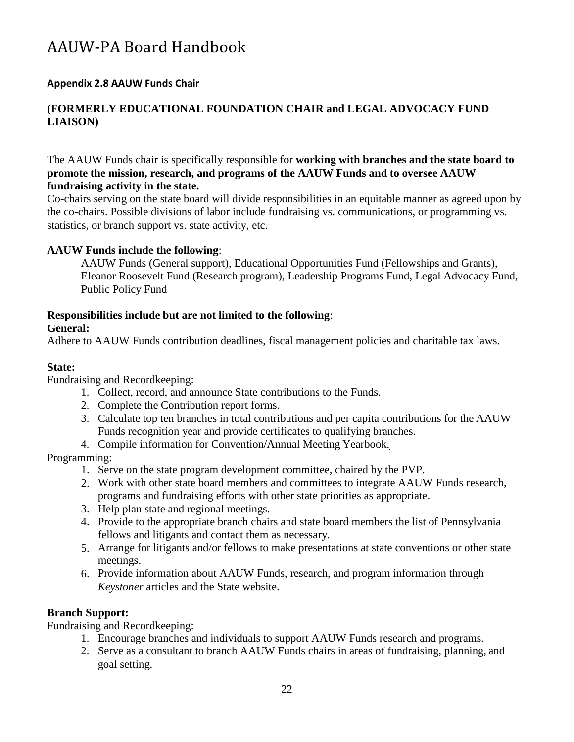# AAUW-PA Board Handbook

### Appendix 2.8 AAUW Funds Chair

### (FORMERLY EDUCATIONAL FOUNDATION CHAIR and LEGAL ADVOCACY FUND LIAISON)

The AAUW Funds chair is specifically responsible for **working with branches and the state board to promote the mission, research, and programs of the AAUW Funds and to oversee AAUW fundraising activity in the state.**

Co-chairs serving on the state board will divide responsibilities in an equitable manner as agreed upon by the co-chairs. Possible divisions of labor include fundraising vs. communications, or programming vs. statistics, or branch support vs. state activity, etc.

**AAUW Funds include the following**:

> AAUW Funds (General support), Educational Opportunities Fund (Fellowships and Grants), Eleanor Roosevelt Fund (Research program), Leadership Programs Fund, Legal Advocacy Fund, Public Policy Fund

**Responsibilities include but are not limited to the following**:

**General:**

Adhere to AAUW Funds contribution deadlines, fiscal management policies and charitable tax laws.

**State:**

Fundraising and Recordkeeping:

1. Collect, record, and announce State contributions to the Funds.
2. Complete the Contribution report forms.
3. Calculate top ten branches in total contributions and per capita contributions for the AAUW Funds recognition year and provide certificates to qualifying branches.
4. Compile information for Convention/Annual Meeting Yearbook.

Programming:

1. Serve on the state program development committee, chaired by the PVP.
2. Work with other state board members and committees to integrate AAUW Funds research, programs and fundraising efforts with other state priorities as appropriate.
3. Help plan state and regional meetings.
4. Provide to the appropriate branch chairs and state board members the list of Pennsylvania fellows and litigants and contact them as necessary.
5. Arrange for litigants and/or fellows to make presentations at state conventions or other state meetings.
6. Provide information about AAUW Funds, research, and program information through *Keystoner* articles and the State website.

**Branch Support:**

Fundraising and Recordkeeping:

1. Encourage branches and individuals to support AAUW Funds research and programs.
2. Serve as a consultant to branch AAUW Funds chairs in areas of fundraising, planning, and goal setting.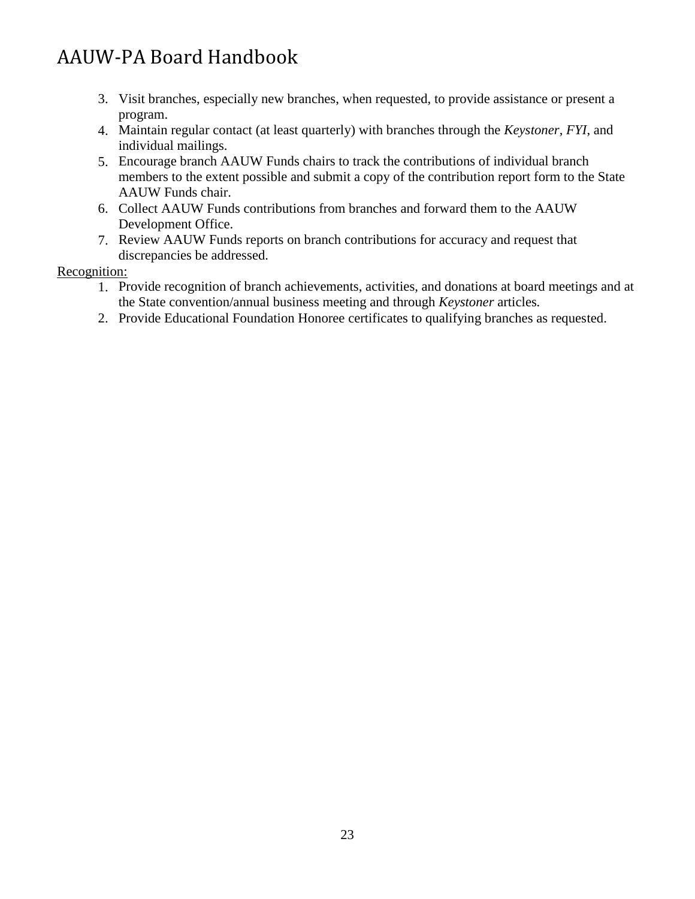3. Visit branches, especially new branches, when requested, to provide assistance or present a program.
4. Maintain regular contact (at least quarterly) with branches through the *Keystoner*, *FYI*, and individual mailings.
5. Encourage branch AAUW Funds chairs to track the contributions of individual branch members to the extent possible and submit a copy of the contribution report form to the State AAUW Funds chair.
6. Collect AAUW Funds contributions from branches and forward them to the AAUW Development Office.
7. Review AAUW Funds reports on branch contributions for accuracy and request that discrepancies be addressed.

<u>Recognition:</u>

1. Provide recognition of branch achievements, activities, and donations at board meetings and at the State convention/annual business meeting and through *Keystoner* articles.
2. Provide Educational Foundation Honoree certificates to qualifying branches as requested.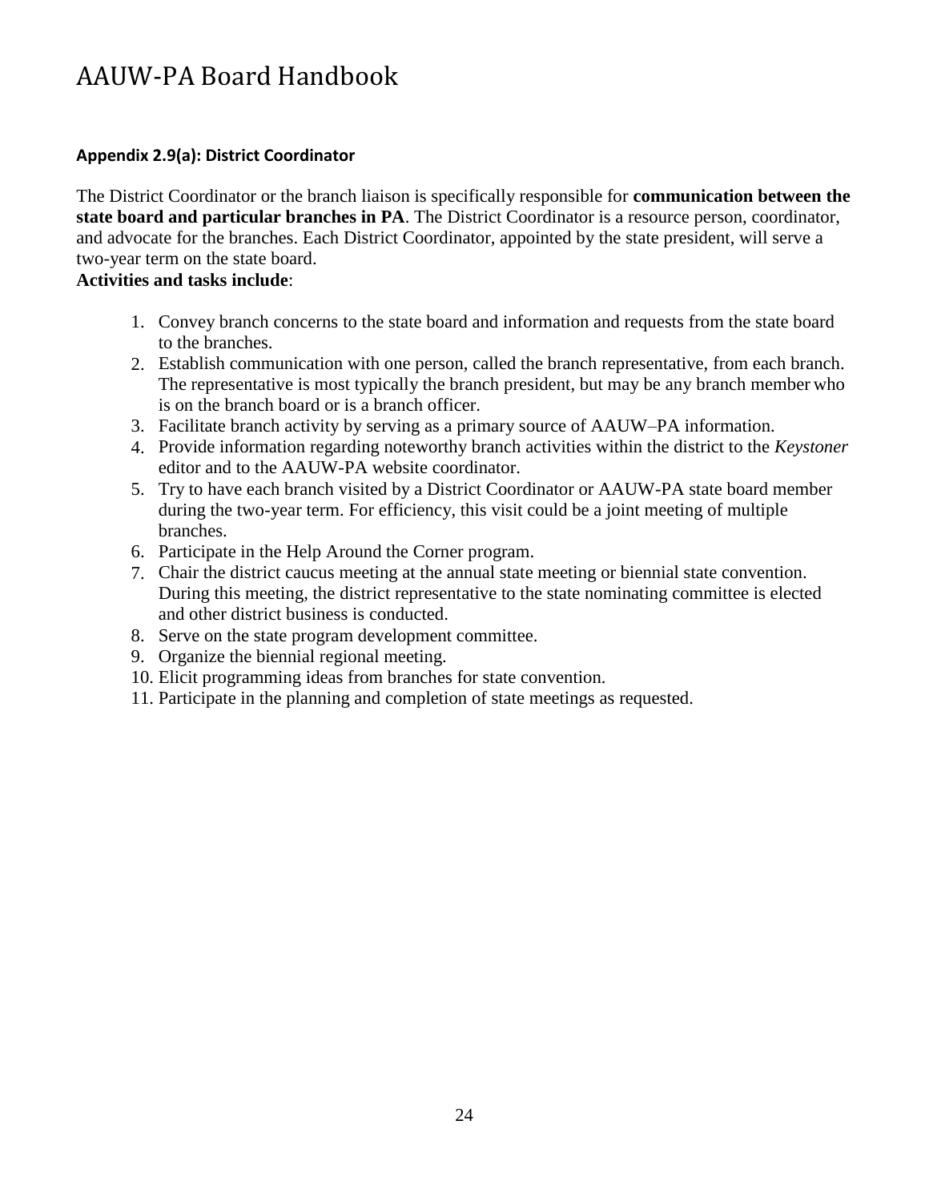### Appendix 2.9(a): District Coordinator

The District Coordinator or the branch liaison is specifically responsible for **communication between the state board and particular branches in PA**. The District Coordinator is a resource person, coordinator, and advocate for the branches. Each District Coordinator, appointed by the state president, will serve a two-year term on the state board.

**Activities and tasks include**:

1. Convey branch concerns to the state board and information and requests from the state board to the branches.
2. Establish communication with one person, called the branch representative, from each branch. The representative is most typically the branch president, but may be any branch member who is on the branch board or is a branch officer.
3. Facilitate branch activity by serving as a primary source of AAUW–PA information.
4. Provide information regarding noteworthy branch activities within the district to the *Keystoner* editor and to the AAUW-PA website coordinator.
5. Try to have each branch visited by a District Coordinator or AAUW-PA state board member during the two-year term. For efficiency, this visit could be a joint meeting of multiple branches.
6. Participate in the Help Around the Corner program.
7. Chair the district caucus meeting at the annual state meeting or biennial state convention. During this meeting, the district representative to the state nominating committee is elected and other district business is conducted.
8. Serve on the state program development committee.
9. Organize the biennial regional meeting.
10. Elicit programming ideas from branches for state convention.
11. Participate in the planning and completion of state meetings as requested.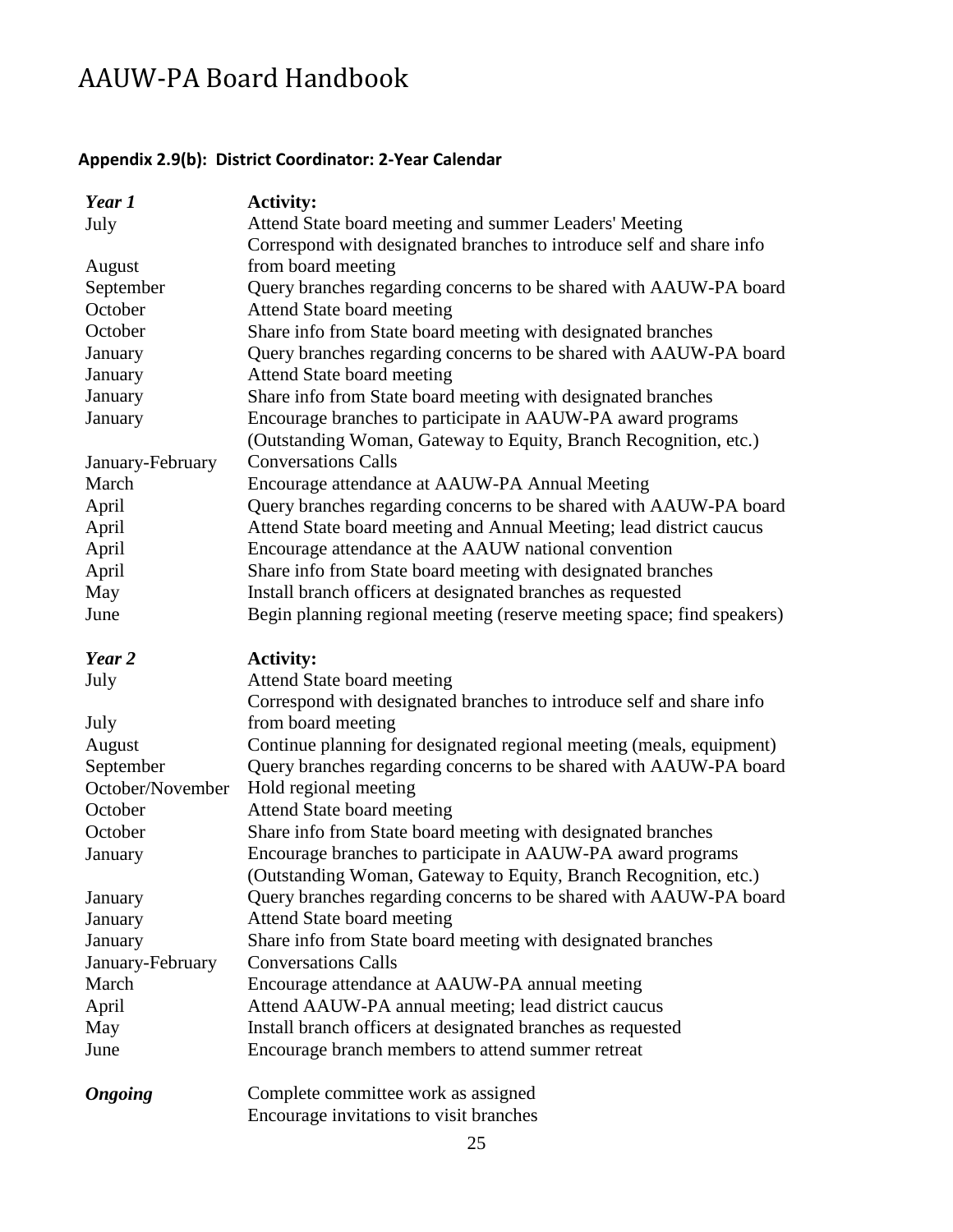## Appendix 2.9(b): District Coordinator: 2-Year Calendar

| *Year 1* | **Activity:** |
|---|---|
| July | Attend State board meeting and summer Leaders' Meeting |
| August | Correspond with designated branches to introduce self and share info from board meeting |
| September | Query branches regarding concerns to be shared with AAUW-PA board |
| October | Attend State board meeting |
| October | Share info from State board meeting with designated branches |
| January | Query branches regarding concerns to be shared with AAUW-PA board |
| January | Attend State board meeting |
| January | Share info from State board meeting with designated branches |
| January | Encourage branches to participate in AAUW-PA award programs (Outstanding Woman, Gateway to Equity, Branch Recognition, etc.) |
| January-February | Conversations Calls |
| March | Encourage attendance at AAUW-PA Annual Meeting |
| April | Query branches regarding concerns to be shared with AAUW-PA board |
| April | Attend State board meeting and Annual Meeting; lead district caucus |
| April | Encourage attendance at the AAUW national convention |
| April | Share info from State board meeting with designated branches |
| May | Install branch officers at designated branches as requested |
| June | Begin planning regional meeting (reserve meeting space; find speakers) |

| *Year 2* | **Activity:** |
|---|---|
| July | Attend State board meeting |
| July | Correspond with designated branches to introduce self and share info from board meeting |
| August | Continue planning for designated regional meeting (meals, equipment) |
| September | Query branches regarding concerns to be shared with AAUW-PA board |
| October/November | Hold regional meeting |
| October | Attend State board meeting |
| October | Share info from State board meeting with designated branches |
| January | Encourage branches to participate in AAUW-PA award programs (Outstanding Woman, Gateway to Equity, Branch Recognition, etc.) |
| January | Query branches regarding concerns to be shared with AAUW-PA board |
| January | Attend State board meeting |
| January | Share info from State board meeting with designated branches |
| January-February | Conversations Calls |
| March | Encourage attendance at AAUW-PA annual meeting |
| April | Attend AAUW-PA annual meeting; lead district caucus |
| May | Install branch officers at designated branches as requested |
| June | Encourage branch members to attend summer retreat |

| ***Ongoing*** | Complete committee work as assigned |
|---|---|
| | Encourage invitations to visit branches |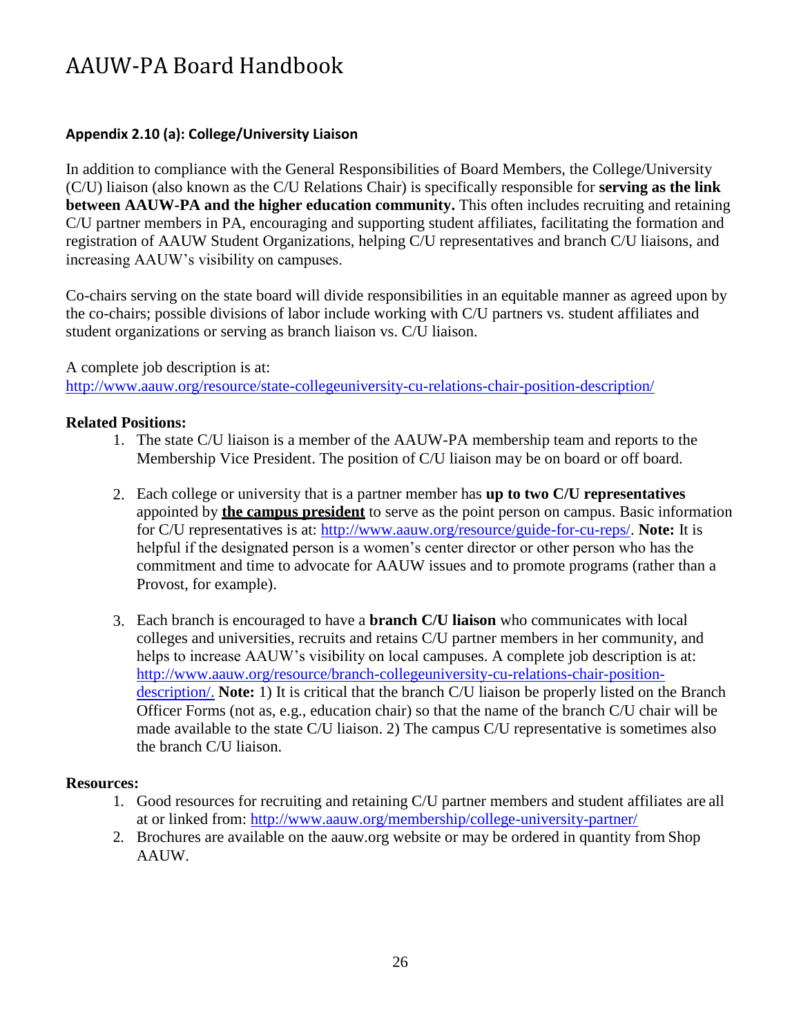### Appendix 2.10 (a): College/University Liaison

In addition to compliance with the General Responsibilities of Board Members, the College/University (C/U) liaison (also known as the C/U Relations Chair) is specifically responsible for **serving as the link between AAUW-PA and the higher education community.** This often includes recruiting and retaining C/U partner members in PA, encouraging and supporting student affiliates, facilitating the formation and registration of AAUW Student Organizations, helping C/U representatives and branch C/U liaisons, and increasing AAUW's visibility on campuses.

Co-chairs serving on the state board will divide responsibilities in an equitable manner as agreed upon by the co-chairs; possible divisions of labor include working with C/U partners vs. student affiliates and student organizations or serving as branch liaison vs. C/U liaison.

A complete job description is at:
http://www.aauw.org/resource/state-collegeuniversity-cu-relations-chair-position-description/

**Related Positions:**

1. The state C/U liaison is a member of the AAUW-PA membership team and reports to the Membership Vice President. The position of C/U liaison may be on board or off board.

2. Each college or university that is a partner member has **up to two C/U representatives** appointed by **<u>the campus president</u>** to serve as the point person on campus. Basic information for C/U representatives is at: http://www.aauw.org/resource/guide-for-cu-reps/. **Note:** It is helpful if the designated person is a women's center director or other person who has the commitment and time to advocate for AAUW issues and to promote programs (rather than a Provost, for example).

3. Each branch is encouraged to have a **branch C/U liaison** who communicates with local colleges and universities, recruits and retains C/U partner members in her community, and helps to increase AAUW's visibility on local campuses. A complete job description is at: http://www.aauw.org/resource/branch-collegeuniversity-cu-relations-chair-position-description/. **Note:** 1) It is critical that the branch C/U liaison be properly listed on the Branch Officer Forms (not as, e.g., education chair) so that the name of the branch C/U chair will be made available to the state C/U liaison. 2) The campus C/U representative is sometimes also the branch C/U liaison.

**Resources:**

1. Good resources for recruiting and retaining C/U partner members and student affiliates are all at or linked from: http://www.aauw.org/membership/college-university-partner/
2. Brochures are available on the aauw.org website or may be ordered in quantity from Shop AAUW.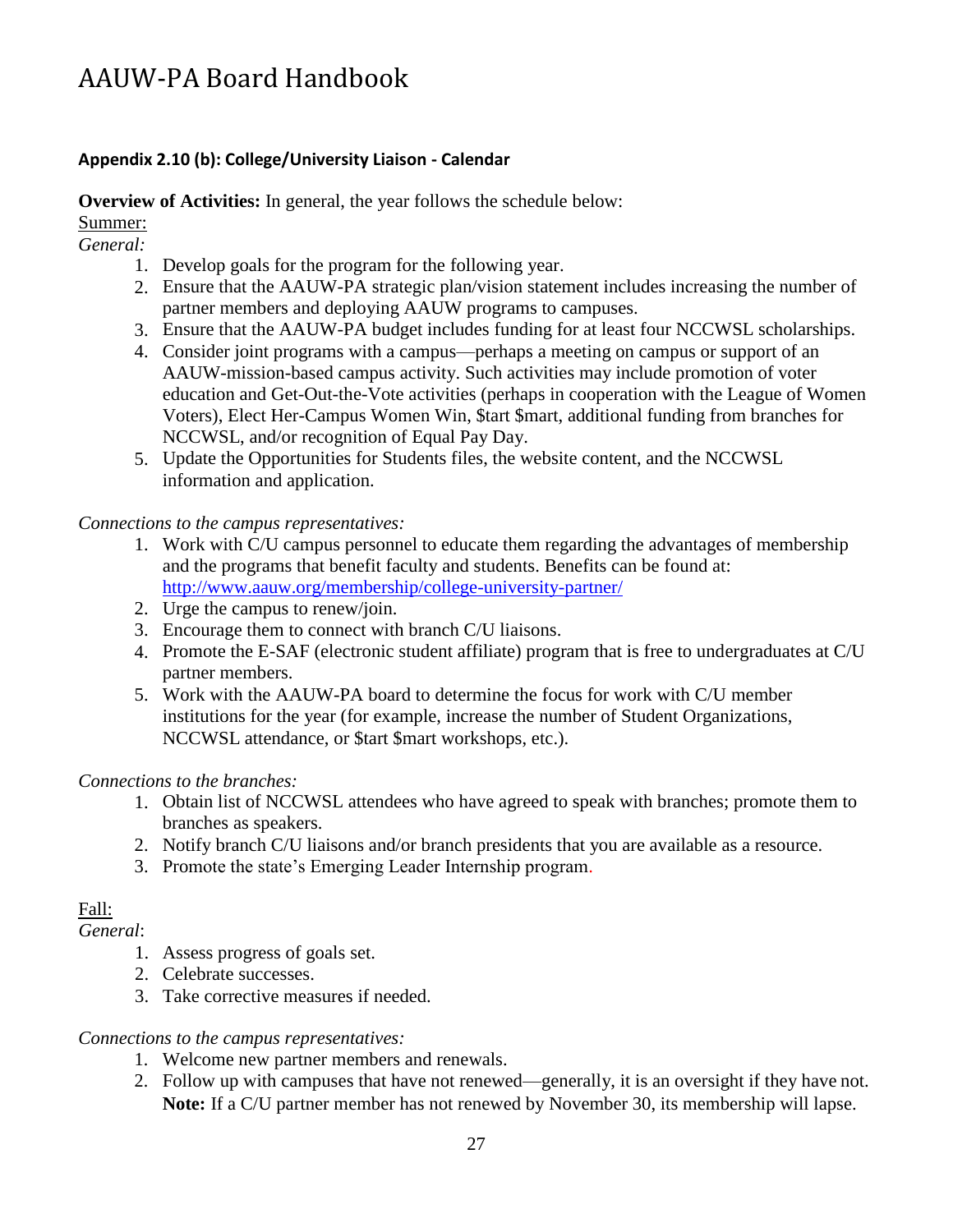# AAUW-PA Board Handbook

**Appendix 2.10 (b): College/University Liaison - Calendar**

**Overview of Activities:** In general, the year follows the schedule below:

Summer:

*General:*

1. Develop goals for the program for the following year.
2. Ensure that the AAUW-PA strategic plan/vision statement includes increasing the number of partner members and deploying AAUW programs to campuses.
3. Ensure that the AAUW-PA budget includes funding for at least four NCCWSL scholarships.
4. Consider joint programs with a campus—perhaps a meeting on campus or support of an AAUW-mission-based campus activity. Such activities may include promotion of voter education and Get-Out-the-Vote activities (perhaps in cooperation with the League of Women Voters), Elect Her-Campus Women Win, $tart $mart, additional funding from branches for NCCWSL, and/or recognition of Equal Pay Day.
5. Update the Opportunities for Students files, the website content, and the NCCWSL information and application.

*Connections to the campus representatives:*

1. Work with C/U campus personnel to educate them regarding the advantages of membership and the programs that benefit faculty and students. Benefits can be found at: http://www.aauw.org/membership/college-university-partner/
2. Urge the campus to renew/join.
3. Encourage them to connect with branch C/U liaisons.
4. Promote the E-SAF (electronic student affiliate) program that is free to undergraduates at C/U partner members.
5. Work with the AAUW-PA board to determine the focus for work with C/U member institutions for the year (for example, increase the number of Student Organizations, NCCWSL attendance, or $tart $mart workshops, etc.).

*Connections to the branches:*

1. Obtain list of NCCWSL attendees who have agreed to speak with branches; promote them to branches as speakers.
2. Notify branch C/U liaisons and/or branch presidents that you are available as a resource.
3. Promote the state's Emerging Leader Internship program.

Fall:

*General*:

1. Assess progress of goals set.
2. Celebrate successes.
3. Take corrective measures if needed.

*Connections to the campus representatives:*

1. Welcome new partner members and renewals.
2. Follow up with campuses that have not renewed—generally, it is an oversight if they have not. **Note:** If a C/U partner member has not renewed by November 30, its membership will lapse.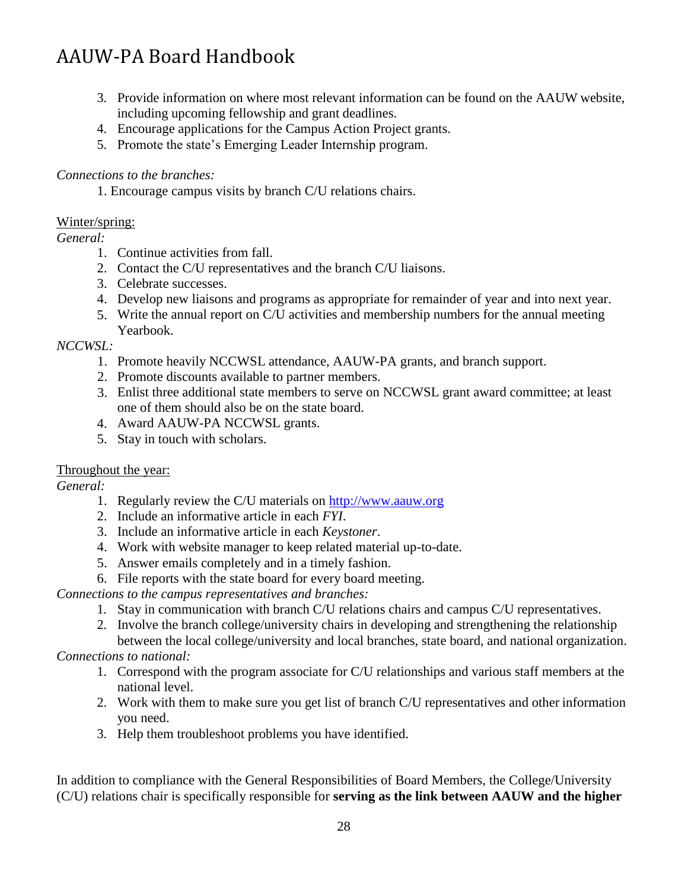3. Provide information on where most relevant information can be found on the AAUW website, including upcoming fellowship and grant deadlines.
4. Encourage applications for the Campus Action Project grants.
5. Promote the state's Emerging Leader Internship program.

*Connections to the branches:*

1. Encourage campus visits by branch C/U relations chairs.

<u>Winter/spring:</u>

*General:*

1. Continue activities from fall.
2. Contact the C/U representatives and the branch C/U liaisons.
3. Celebrate successes.
4. Develop new liaisons and programs as appropriate for remainder of year and into next year.
5. Write the annual report on C/U activities and membership numbers for the annual meeting Yearbook.

*NCCWSL:*

1. Promote heavily NCCWSL attendance, AAUW-PA grants, and branch support.
2. Promote discounts available to partner members.
3. Enlist three additional state members to serve on NCCWSL grant award committee; at least one of them should also be on the state board.
4. Award AAUW-PA NCCWSL grants.
5. Stay in touch with scholars.

<u>Throughout the year:</u>

*General:*

1. Regularly review the C/U materials on [http://www.aauw.org](http://www.aauw.org)
2. Include an informative article in each *FYI*.
3. Include an informative article in each *Keystoner*.
4. Work with website manager to keep related material up-to-date.
5. Answer emails completely and in a timely fashion.
6. File reports with the state board for every board meeting.

*Connections to the campus representatives and branches:*

1. Stay in communication with branch C/U relations chairs and campus C/U representatives.
2. Involve the branch college/university chairs in developing and strengthening the relationship between the local college/university and local branches, state board, and national organization.

*Connections to national:*

1. Correspond with the program associate for C/U relationships and various staff members at the national level.
2. Work with them to make sure you get list of branch C/U representatives and other information you need.
3. Help them troubleshoot problems you have identified.

In addition to compliance with the General Responsibilities of Board Members, the College/University (C/U) relations chair is specifically responsible for **serving as the link between AAUW and the higher**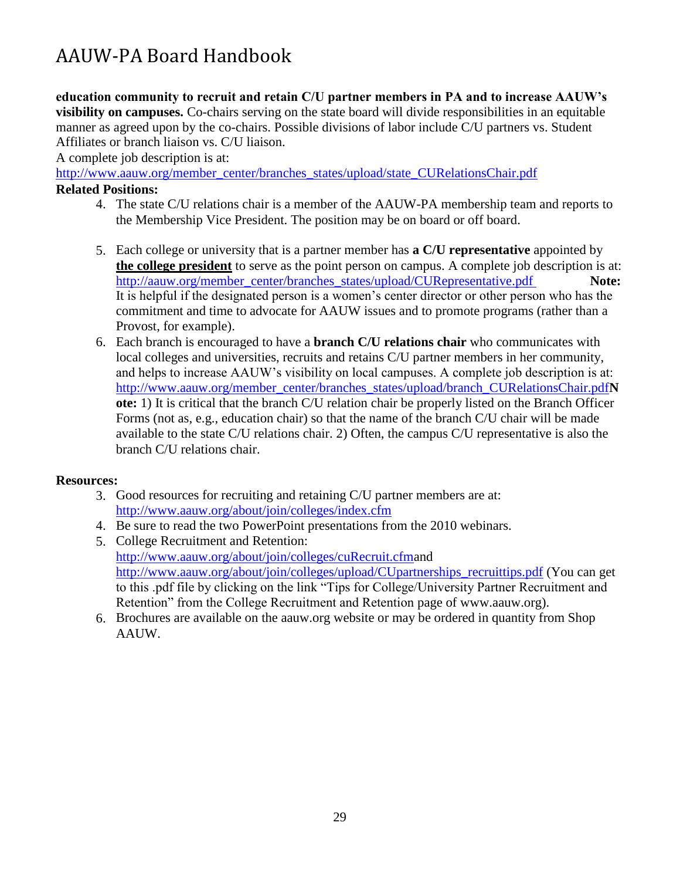**education community to recruit and retain C/U partner members in PA and to increase AAUW's visibility on campuses.** Co-chairs serving on the state board will divide responsibilities in an equitable manner as agreed upon by the co-chairs. Possible divisions of labor include C/U partners vs. Student Affiliates or branch liaison vs. C/U liaison.

A complete job description is at:
http://www.aauw.org/member_center/branches_states/upload/state_CURelationsChair.pdf

**Related Positions:**

4. The state C/U relations chair is a member of the AAUW-PA membership team and reports to the Membership Vice President. The position may be on board or off board.

5. Each college or university that is a partner member has **a C/U representative** appointed by <u>**the college president**</u> to serve as the point person on campus. A complete job description is at: http://aauw.org/member_center/branches_states/upload/CURepresentative.pdf **Note:** It is helpful if the designated person is a women's center director or other person who has the commitment and time to advocate for AAUW issues and to promote programs (rather than a Provost, for example).
6. Each branch is encouraged to have a **branch C/U relations chair** who communicates with local colleges and universities, recruits and retains C/U partner members in her community, and helps to increase AAUW's visibility on local campuses. A complete job description is at: http://www.aauw.org/member_center/branches_states/upload/branch_CURelationsChair.pdf**Note:** 1) It is critical that the branch C/U relation chair be properly listed on the Branch Officer Forms (not as, e.g., education chair) so that the name of the branch C/U chair will be made available to the state C/U relations chair. 2) Often, the campus C/U representative is also the branch C/U relations chair.

**Resources:**

3. Good resources for recruiting and retaining C/U partner members are at: http://www.aauw.org/about/join/colleges/index.cfm
4. Be sure to read the two PowerPoint presentations from the 2010 webinars.
5. College Recruitment and Retention: http://www.aauw.org/about/join/colleges/cuRecruit.cfmand http://www.aauw.org/about/join/colleges/upload/CUpartnerships_recruittips.pdf (You can get to this .pdf file by clicking on the link "Tips for College/University Partner Recruitment and Retention" from the College Recruitment and Retention page of www.aauw.org).
6. Brochures are available on the aauw.org website or may be ordered in quantity from Shop AAUW.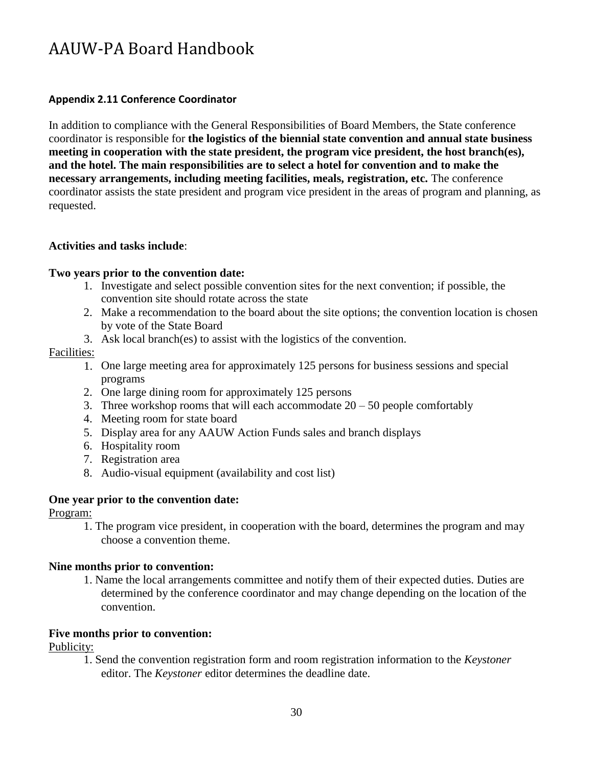### Appendix 2.11 Conference Coordinator

In addition to compliance with the General Responsibilities of Board Members, the State conference coordinator is responsible for **the logistics of the biennial state convention and annual state business meeting in cooperation with the state president, the program vice president, the host branch(es), and the hotel. The main responsibilities are to select a hotel for convention and to make the necessary arrangements, including meeting facilities, meals, registration, etc.** The conference coordinator assists the state president and program vice president in the areas of program and planning, as requested.

**Activities and tasks include**:

**Two years prior to the convention date:**

1. Investigate and select possible convention sites for the next convention; if possible, the convention site should rotate across the state
2. Make a recommendation to the board about the site options; the convention location is chosen by vote of the State Board
3. Ask local branch(es) to assist with the logistics of the convention.

<u>Facilities:</u>

1. One large meeting area for approximately 125 persons for business sessions and special programs
2. One large dining room for approximately 125 persons
3. Three workshop rooms that will each accommodate 20 – 50 people comfortably
4. Meeting room for state board
5. Display area for any AAUW Action Funds sales and branch displays
6. Hospitality room
7. Registration area
8. Audio-visual equipment (availability and cost list)

**One year prior to the convention date:**

<u>Program:</u>

1. The program vice president, in cooperation with the board, determines the program and may choose a convention theme.

**Nine months prior to convention:**

1. Name the local arrangements committee and notify them of their expected duties. Duties are determined by the conference coordinator and may change depending on the location of the convention.

**Five months prior to convention:**

<u>Publicity:</u>

1. Send the convention registration form and room registration information to the *Keystoner* editor. The *Keystoner* editor determines the deadline date.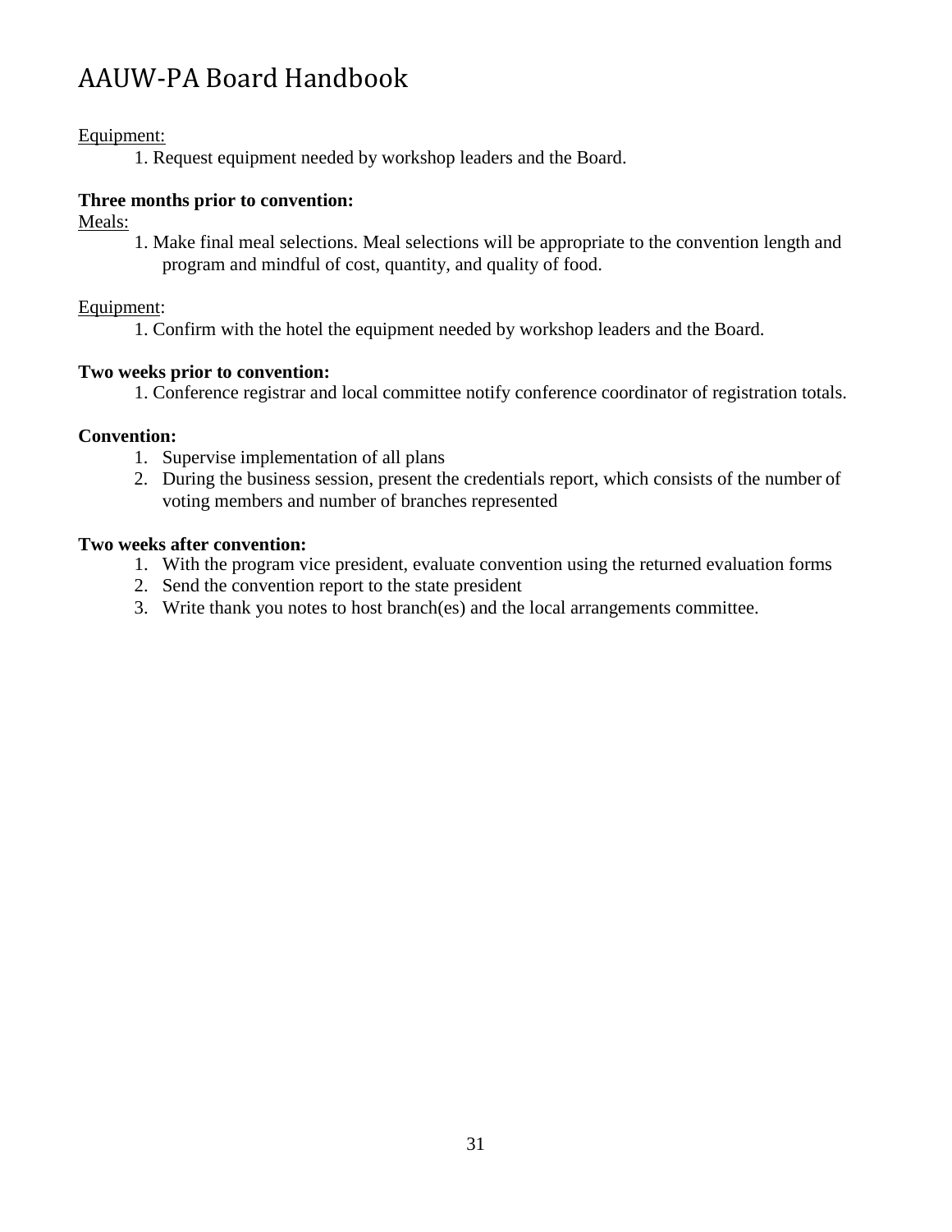Equipment:

1. Request equipment needed by workshop leaders and the Board.

**Three months prior to convention:**

Meals:

1. Make final meal selections. Meal selections will be appropriate to the convention length and program and mindful of cost, quantity, and quality of food.

Equipment:

1. Confirm with the hotel the equipment needed by workshop leaders and the Board.

**Two weeks prior to convention:**

1. Conference registrar and local committee notify conference coordinator of registration totals.

**Convention:**

1. Supervise implementation of all plans
2. During the business session, present the credentials report, which consists of the number of voting members and number of branches represented

**Two weeks after convention:**

1. With the program vice president, evaluate convention using the returned evaluation forms
2. Send the convention report to the state president
3. Write thank you notes to host branch(es) and the local arrangements committee.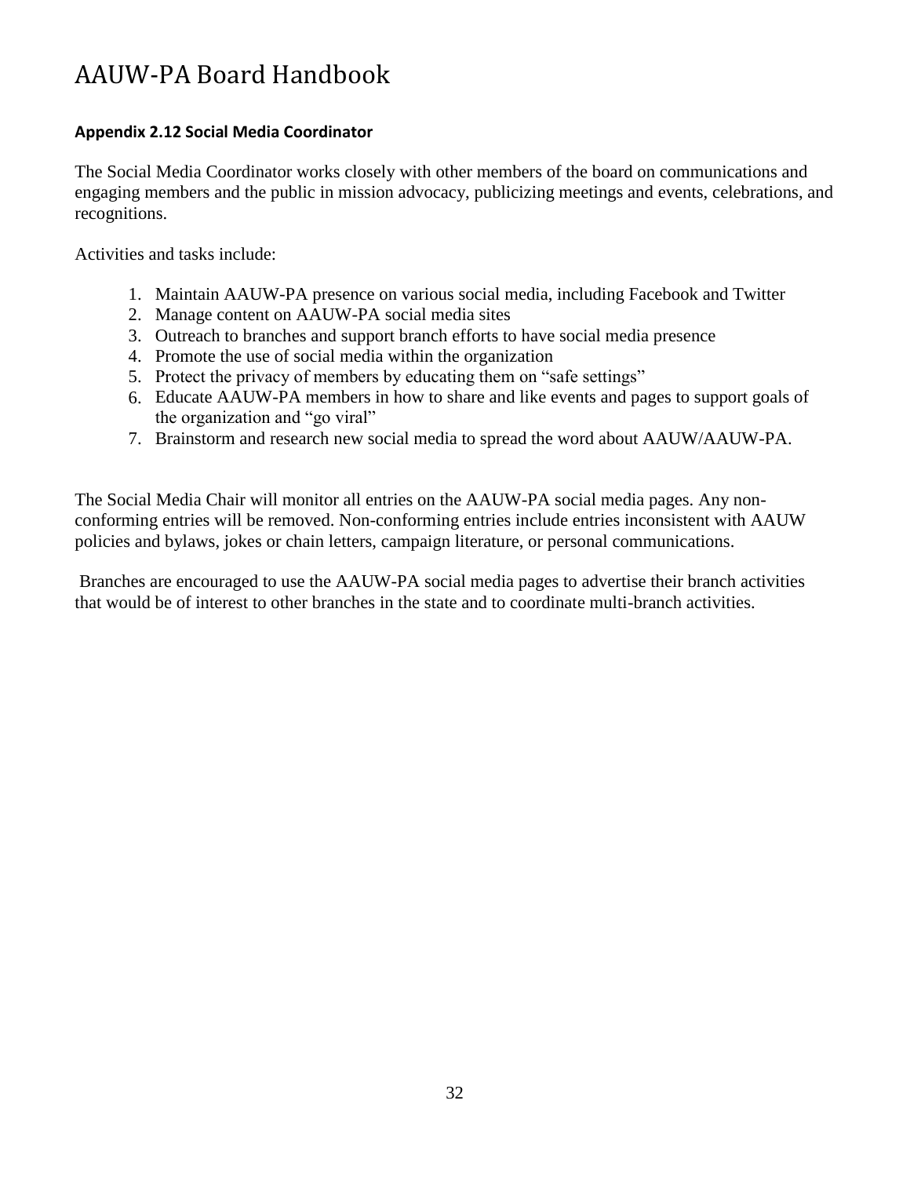# AAUW-PA Board Handbook

**Appendix 2.12 Social Media Coordinator**

The Social Media Coordinator works closely with other members of the board on communications and engaging members and the public in mission advocacy, publicizing meetings and events, celebrations, and recognitions.

Activities and tasks include:

1. Maintain AAUW-PA presence on various social media, including Facebook and Twitter
2. Manage content on AAUW-PA social media sites
3. Outreach to branches and support branch efforts to have social media presence
4. Promote the use of social media within the organization
5. Protect the privacy of members by educating them on "safe settings"
6. Educate AAUW-PA members in how to share and like events and pages to support goals of the organization and "go viral"
7. Brainstorm and research new social media to spread the word about AAUW/AAUW-PA.

The Social Media Chair will monitor all entries on the AAUW-PA social media pages. Any non-conforming entries will be removed. Non-conforming entries include entries inconsistent with AAUW policies and bylaws, jokes or chain letters, campaign literature, or personal communications.

Branches are encouraged to use the AAUW-PA social media pages to advertise their branch activities that would be of interest to other branches in the state and to coordinate multi-branch activities.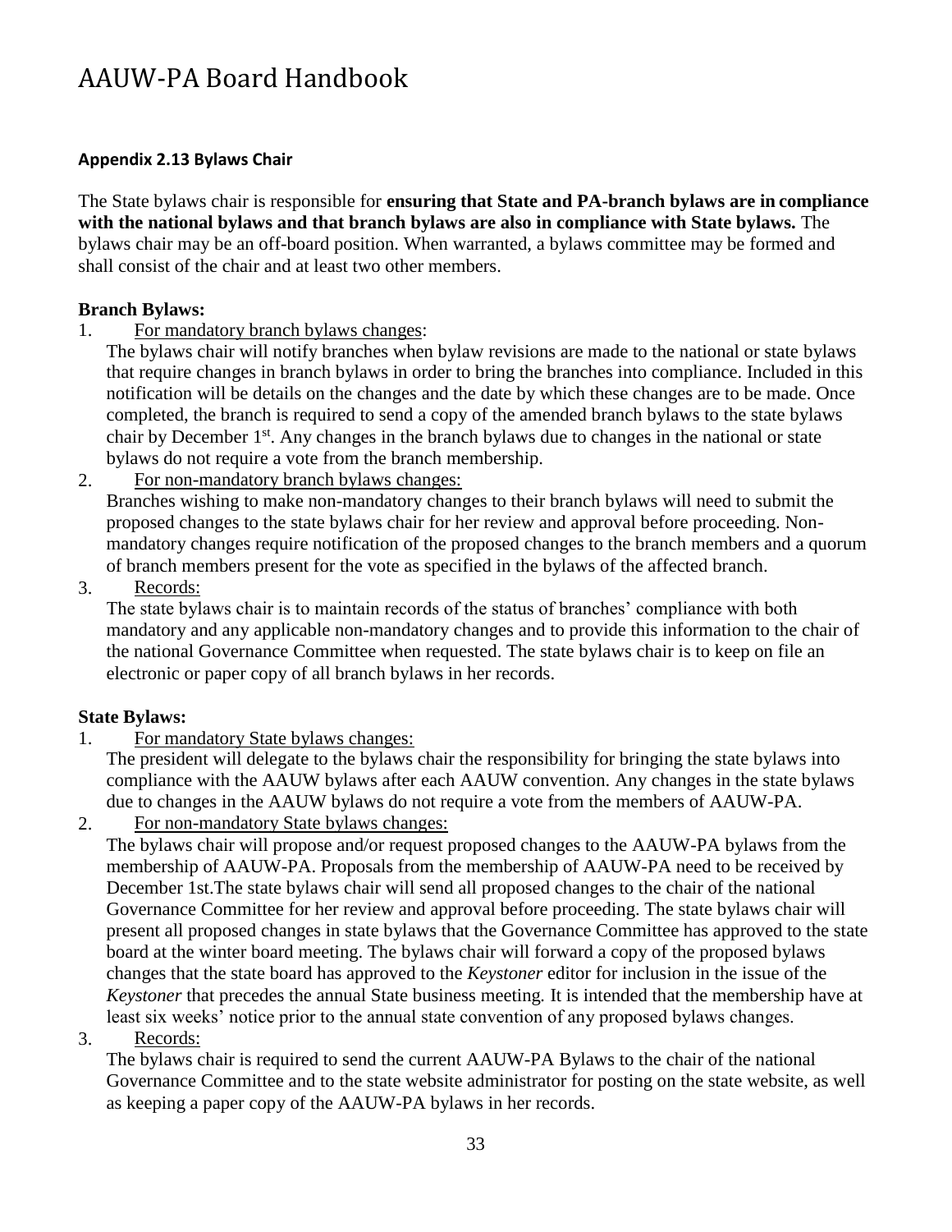# AAUW-PA Board Handbook

### Appendix 2.13 Bylaws Chair

The State bylaws chair is responsible for **ensuring that State and PA-branch bylaws are in compliance with the national bylaws and that branch bylaws are also in compliance with State bylaws.** The bylaws chair may be an off-board position. When warranted, a bylaws committee may be formed and shall consist of the chair and at least two other members.

**Branch Bylaws:**

1. For mandatory branch bylaws changes:
   The bylaws chair will notify branches when bylaw revisions are made to the national or state bylaws that require changes in branch bylaws in order to bring the branches into compliance. Included in this notification will be details on the changes and the date by which these changes are to be made. Once completed, the branch is required to send a copy of the amended branch bylaws to the state bylaws chair by December 1st. Any changes in the branch bylaws due to changes in the national or state bylaws do not require a vote from the branch membership.
2. For non-mandatory branch bylaws changes:
   Branches wishing to make non-mandatory changes to their branch bylaws will need to submit the proposed changes to the state bylaws chair for her review and approval before proceeding. Non-mandatory changes require notification of the proposed changes to the branch members and a quorum of branch members present for the vote as specified in the bylaws of the affected branch.
3. Records:
   The state bylaws chair is to maintain records of the status of branches' compliance with both mandatory and any applicable non-mandatory changes and to provide this information to the chair of the national Governance Committee when requested. The state bylaws chair is to keep on file an electronic or paper copy of all branch bylaws in her records.

**State Bylaws:**

1. For mandatory State bylaws changes:
   The president will delegate to the bylaws chair the responsibility for bringing the state bylaws into compliance with the AAUW bylaws after each AAUW convention. Any changes in the state bylaws due to changes in the AAUW bylaws do not require a vote from the members of AAUW-PA.
2. For non-mandatory State bylaws changes:
   The bylaws chair will propose and/or request proposed changes to the AAUW-PA bylaws from the membership of AAUW-PA. Proposals from the membership of AAUW-PA need to be received by December 1st.The state bylaws chair will send all proposed changes to the chair of the national Governance Committee for her review and approval before proceeding. The state bylaws chair will present all proposed changes in state bylaws that the Governance Committee has approved to the state board at the winter board meeting. The bylaws chair will forward a copy of the proposed bylaws changes that the state board has approved to the *Keystoner* editor for inclusion in the issue of the *Keystoner* that precedes the annual State business meeting. It is intended that the membership have at least six weeks' notice prior to the annual state convention of any proposed bylaws changes.
3. Records:
   The bylaws chair is required to send the current AAUW-PA Bylaws to the chair of the national Governance Committee and to the state website administrator for posting on the state website, as well as keeping a paper copy of the AAUW-PA bylaws in her records.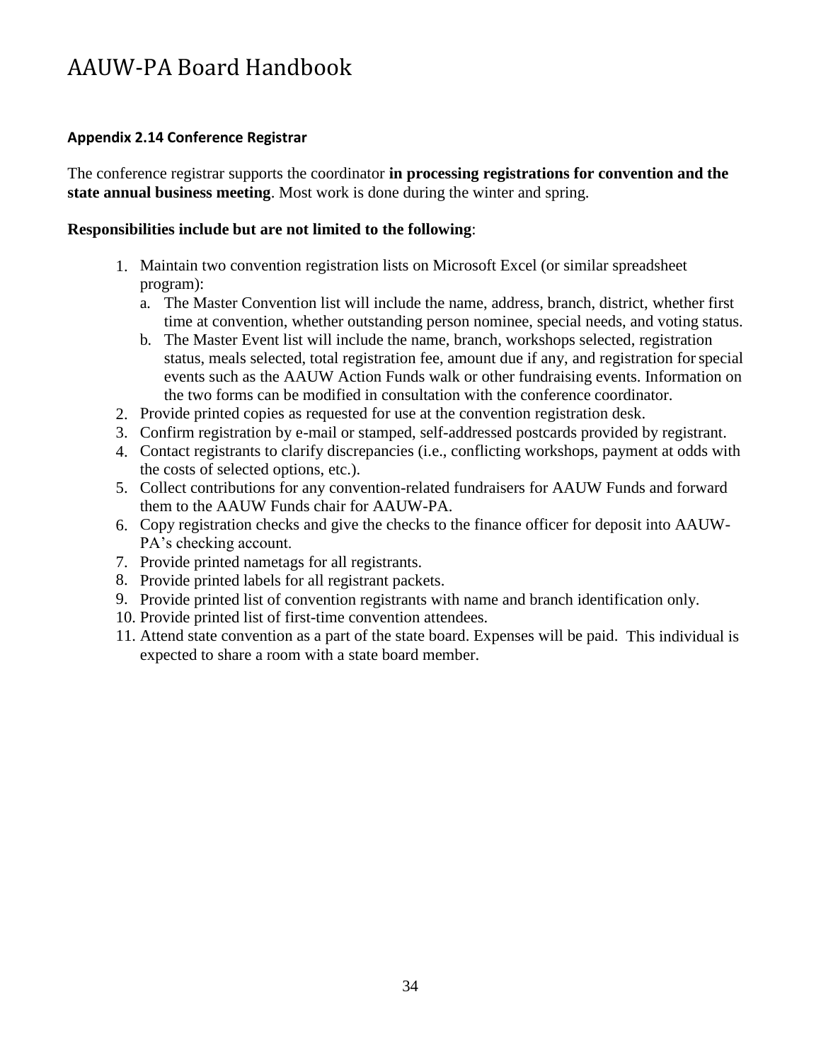### Appendix 2.14 Conference Registrar

The conference registrar supports the coordinator **in processing registrations for convention and the state annual business meeting**. Most work is done during the winter and spring.

**Responsibilities include but are not limited to the following**:

1. Maintain two convention registration lists on Microsoft Excel (or similar spreadsheet program):
   a. The Master Convention list will include the name, address, branch, district, whether first time at convention, whether outstanding person nominee, special needs, and voting status.
   b. The Master Event list will include the name, branch, workshops selected, registration status, meals selected, total registration fee, amount due if any, and registration for special events such as the AAUW Action Funds walk or other fundraising events. Information on the two forms can be modified in consultation with the conference coordinator.
2. Provide printed copies as requested for use at the convention registration desk.
3. Confirm registration by e-mail or stamped, self-addressed postcards provided by registrant.
4. Contact registrants to clarify discrepancies (i.e., conflicting workshops, payment at odds with the costs of selected options, etc.).
5. Collect contributions for any convention-related fundraisers for AAUW Funds and forward them to the AAUW Funds chair for AAUW-PA.
6. Copy registration checks and give the checks to the finance officer for deposit into AAUW-PA's checking account.
7. Provide printed nametags for all registrants.
8. Provide printed labels for all registrant packets.
9. Provide printed list of convention registrants with name and branch identification only.
10. Provide printed list of first-time convention attendees.
11. Attend state convention as a part of the state board. Expenses will be paid. This individual is expected to share a room with a state board member.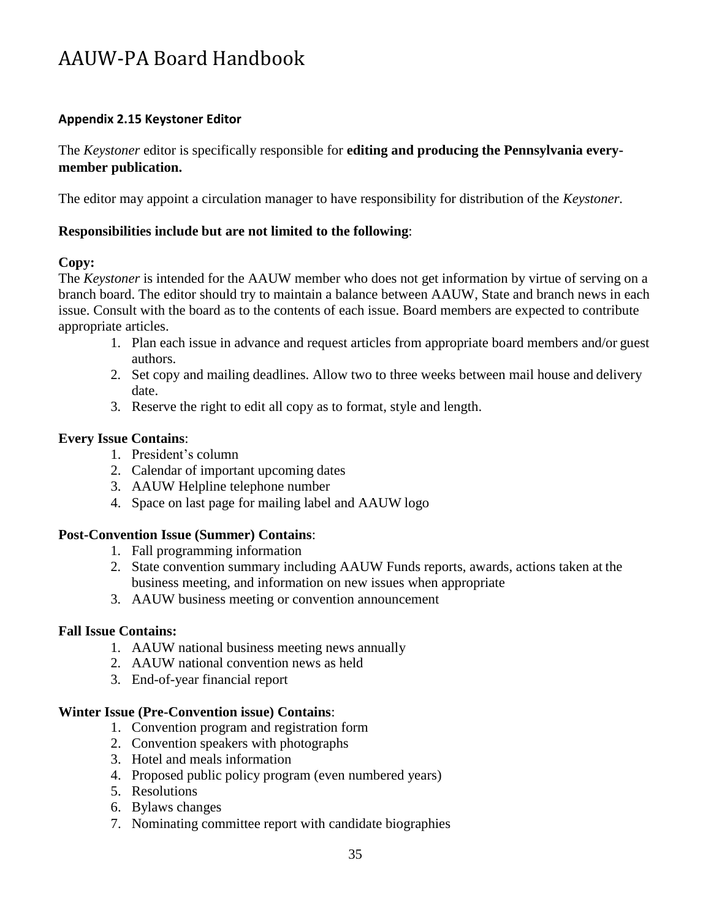### Appendix 2.15 Keystoner Editor

The *Keystoner* editor is specifically responsible for **editing and producing the Pennsylvania every-member publication.**

The editor may appoint a circulation manager to have responsibility for distribution of the *Keystoner.*

**Responsibilities include but are not limited to the following**:

**Copy:**

The *Keystoner* is intended for the AAUW member who does not get information by virtue of serving on a branch board. The editor should try to maintain a balance between AAUW, State and branch news in each issue. Consult with the board as to the contents of each issue. Board members are expected to contribute appropriate articles.

1. Plan each issue in advance and request articles from appropriate board members and/or guest authors.
2. Set copy and mailing deadlines. Allow two to three weeks between mail house and delivery date.
3. Reserve the right to edit all copy as to format, style and length.

**Every Issue Contains**:

1. President's column
2. Calendar of important upcoming dates
3. AAUW Helpline telephone number
4. Space on last page for mailing label and AAUW logo

**Post-Convention Issue (Summer) Contains**:

1. Fall programming information
2. State convention summary including AAUW Funds reports, awards, actions taken at the business meeting, and information on new issues when appropriate
3. AAUW business meeting or convention announcement

**Fall Issue Contains:**

1. AAUW national business meeting news annually
2. AAUW national convention news as held
3. End-of-year financial report

**Winter Issue (Pre-Convention issue) Contains**:

1. Convention program and registration form
2. Convention speakers with photographs
3. Hotel and meals information
4. Proposed public policy program (even numbered years)
5. Resolutions
6. Bylaws changes
7. Nominating committee report with candidate biographies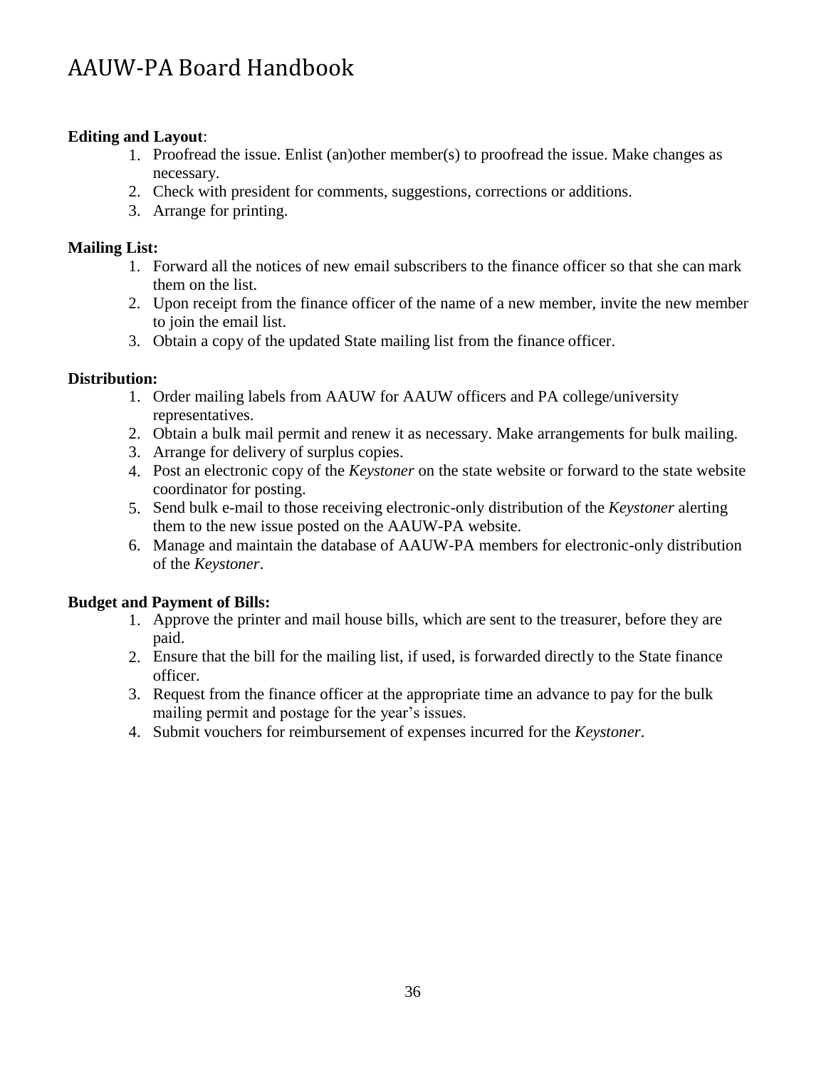**Editing and Layout**:

1. Proofread the issue. Enlist (an)other member(s) to proofread the issue. Make changes as necessary.
2. Check with president for comments, suggestions, corrections or additions.
3. Arrange for printing.

**Mailing List:**

1. Forward all the notices of new email subscribers to the finance officer so that she can mark them on the list.
2. Upon receipt from the finance officer of the name of a new member, invite the new member to join the email list.
3. Obtain a copy of the updated State mailing list from the finance officer.

**Distribution:**

1. Order mailing labels from AAUW for AAUW officers and PA college/university representatives.
2. Obtain a bulk mail permit and renew it as necessary. Make arrangements for bulk mailing.
3. Arrange for delivery of surplus copies.
4. Post an electronic copy of the *Keystoner* on the state website or forward to the state website coordinator for posting.
5. Send bulk e-mail to those receiving electronic-only distribution of the *Keystoner* alerting them to the new issue posted on the AAUW-PA website.
6. Manage and maintain the database of AAUW-PA members for electronic-only distribution of the *Keystoner*.

**Budget and Payment of Bills:**

1. Approve the printer and mail house bills, which are sent to the treasurer, before they are paid.
2. Ensure that the bill for the mailing list, if used, is forwarded directly to the State finance officer.
3. Request from the finance officer at the appropriate time an advance to pay for the bulk mailing permit and postage for the year's issues.
4. Submit vouchers for reimbursement of expenses incurred for the *Keystoner*.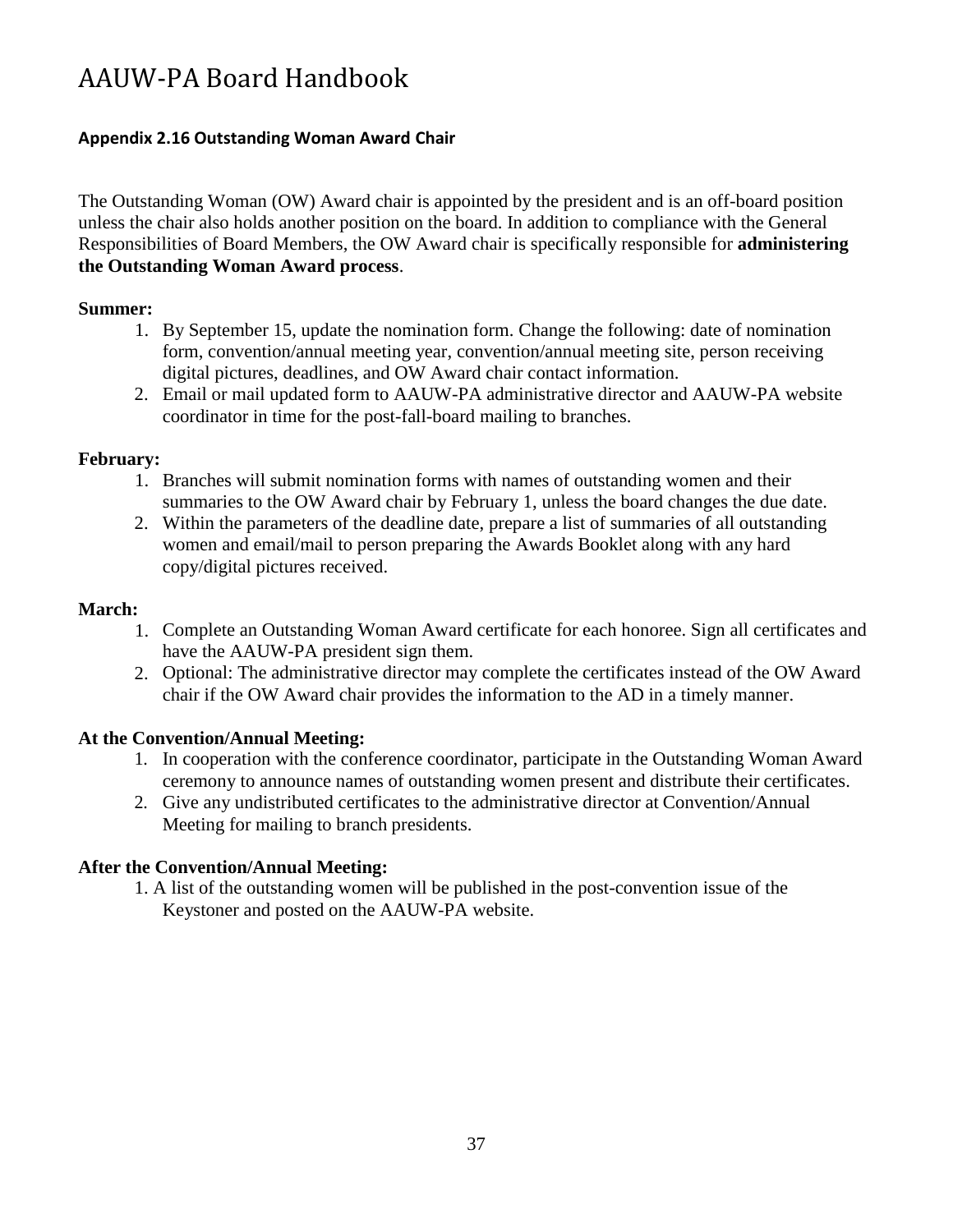## Appendix 2.16 Outstanding Woman Award Chair

The Outstanding Woman (OW) Award chair is appointed by the president and is an off-board position unless the chair also holds another position on the board. In addition to compliance with the General Responsibilities of Board Members, the OW Award chair is specifically responsible for **administering the Outstanding Woman Award process**.

**Summer:**

1. By September 15, update the nomination form. Change the following: date of nomination form, convention/annual meeting year, convention/annual meeting site, person receiving digital pictures, deadlines, and OW Award chair contact information.
2. Email or mail updated form to AAUW-PA administrative director and AAUW-PA website coordinator in time for the post-fall-board mailing to branches.

**February:**

1. Branches will submit nomination forms with names of outstanding women and their summaries to the OW Award chair by February 1, unless the board changes the due date.
2. Within the parameters of the deadline date, prepare a list of summaries of all outstanding women and email/mail to person preparing the Awards Booklet along with any hard copy/digital pictures received.

**March:**

1. Complete an Outstanding Woman Award certificate for each honoree. Sign all certificates and have the AAUW-PA president sign them.
2. Optional: The administrative director may complete the certificates instead of the OW Award chair if the OW Award chair provides the information to the AD in a timely manner.

**At the Convention/Annual Meeting:**

1. In cooperation with the conference coordinator, participate in the Outstanding Woman Award ceremony to announce names of outstanding women present and distribute their certificates.
2. Give any undistributed certificates to the administrative director at Convention/Annual Meeting for mailing to branch presidents.

**After the Convention/Annual Meeting:**

1. A list of the outstanding women will be published in the post-convention issue of the Keystoner and posted on the AAUW-PA website.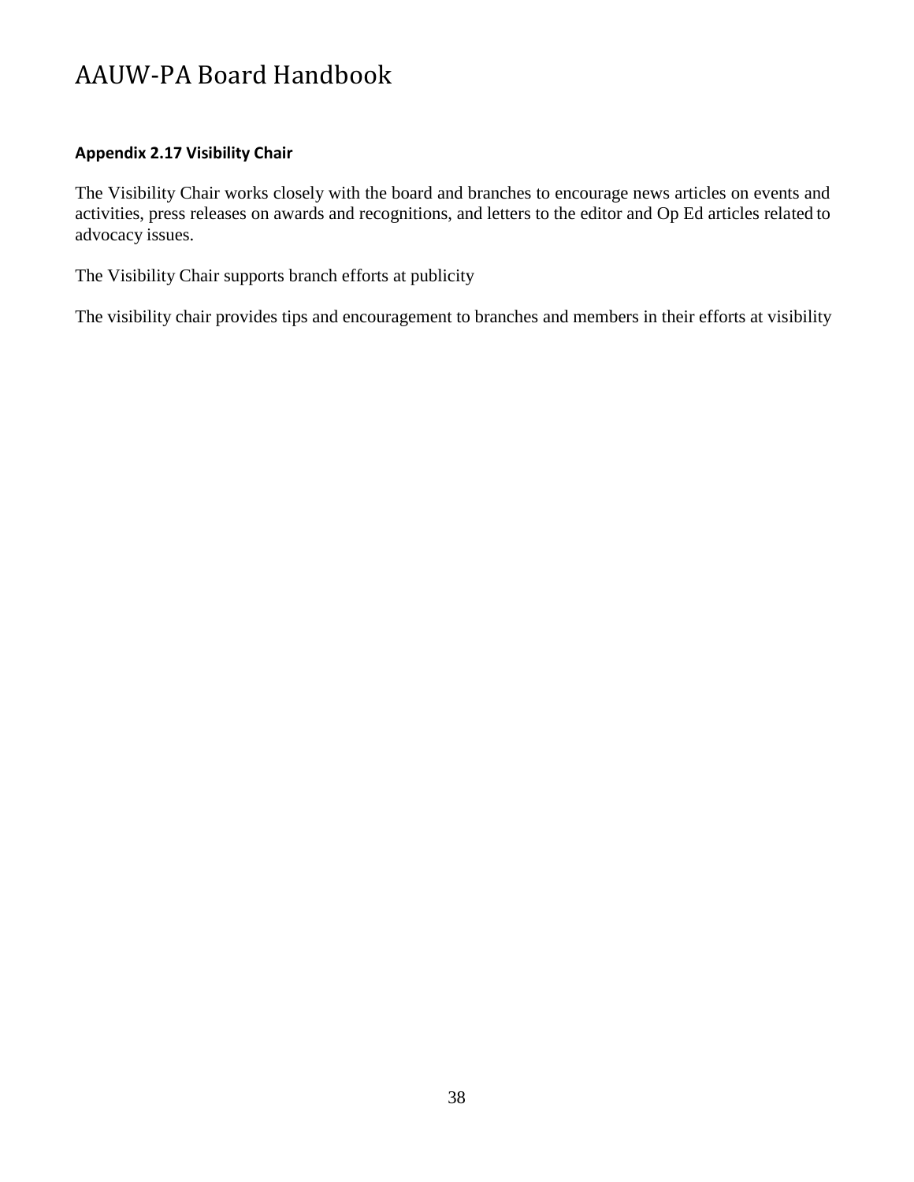#### Appendix 2.17 Visibility Chair

The Visibility Chair works closely with the board and branches to encourage news articles on events and activities, press releases on awards and recognitions, and letters to the editor and Op Ed articles related to advocacy issues.

The Visibility Chair supports branch efforts at publicity

The visibility chair provides tips and encouragement to branches and members in their efforts at visibility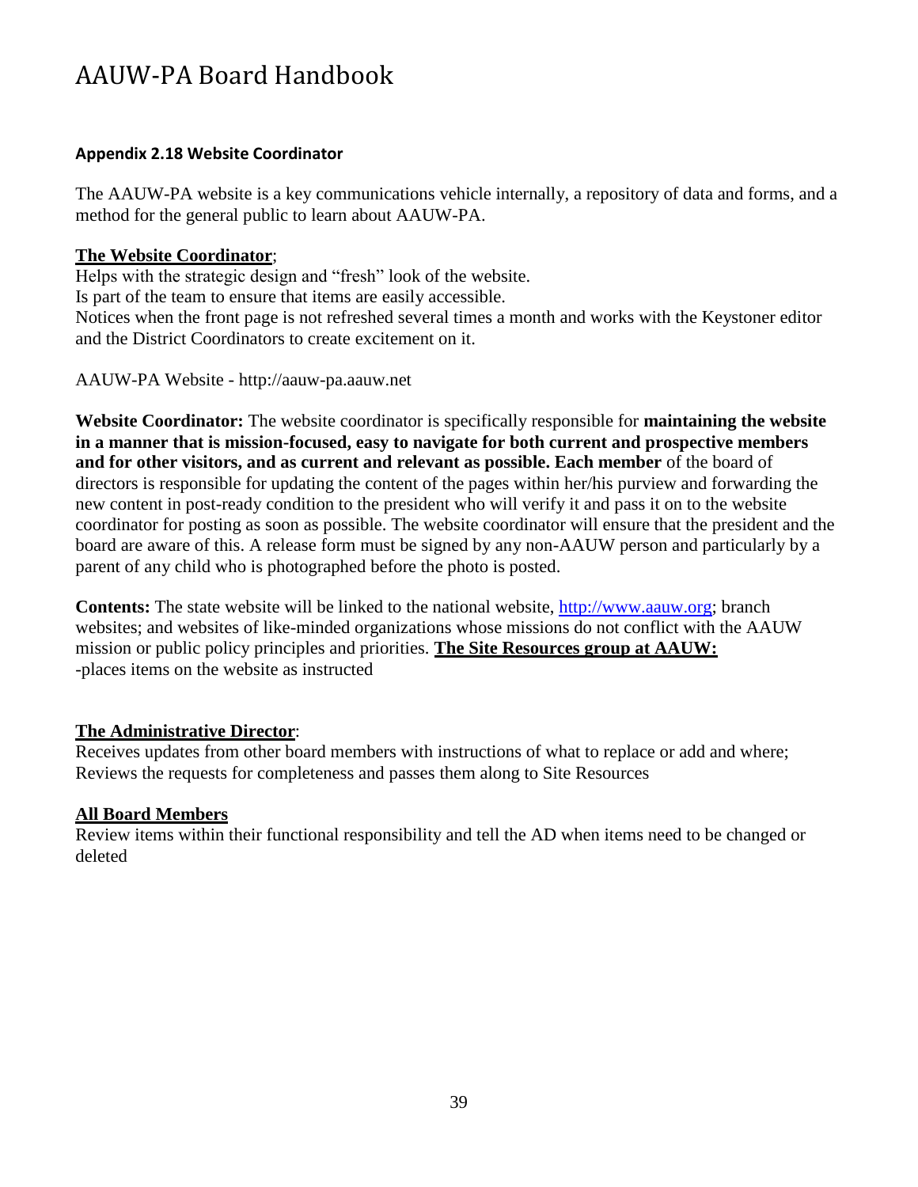### Appendix 2.18 Website Coordinator

The AAUW-PA website is a key communications vehicle internally, a repository of data and forms, and a method for the general public to learn about AAUW-PA.

**The Website Coordinator**;
Helps with the strategic design and "fresh" look of the website.
Is part of the team to ensure that items are easily accessible.
Notices when the front page is not refreshed several times a month and works with the Keystoner editor and the District Coordinators to create excitement on it.

AAUW-PA Website - http://aauw-pa.aauw.net

**Website Coordinator:** The website coordinator is specifically responsible for **maintaining the website in a manner that is mission-focused, easy to navigate for both current and prospective members and for other visitors, and as current and relevant as possible. Each member** of the board of directors is responsible for updating the content of the pages within her/his purview and forwarding the new content in post-ready condition to the president who will verify it and pass it on to the website coordinator for posting as soon as possible. The website coordinator will ensure that the president and the board are aware of this. A release form must be signed by any non-AAUW person and particularly by a parent of any child who is photographed before the photo is posted.

**Contents:** The state website will be linked to the national website, http://www.aauw.org; branch websites; and websites of like-minded organizations whose missions do not conflict with the AAUW mission or public policy principles and priorities. **The Site Resources group at AAUW:**
-places items on the website as instructed

**The Administrative Director**:
Receives updates from other board members with instructions of what to replace or add and where;
Reviews the requests for completeness and passes them along to Site Resources

**All Board Members**
Review items within their functional responsibility and tell the AD when items need to be changed or deleted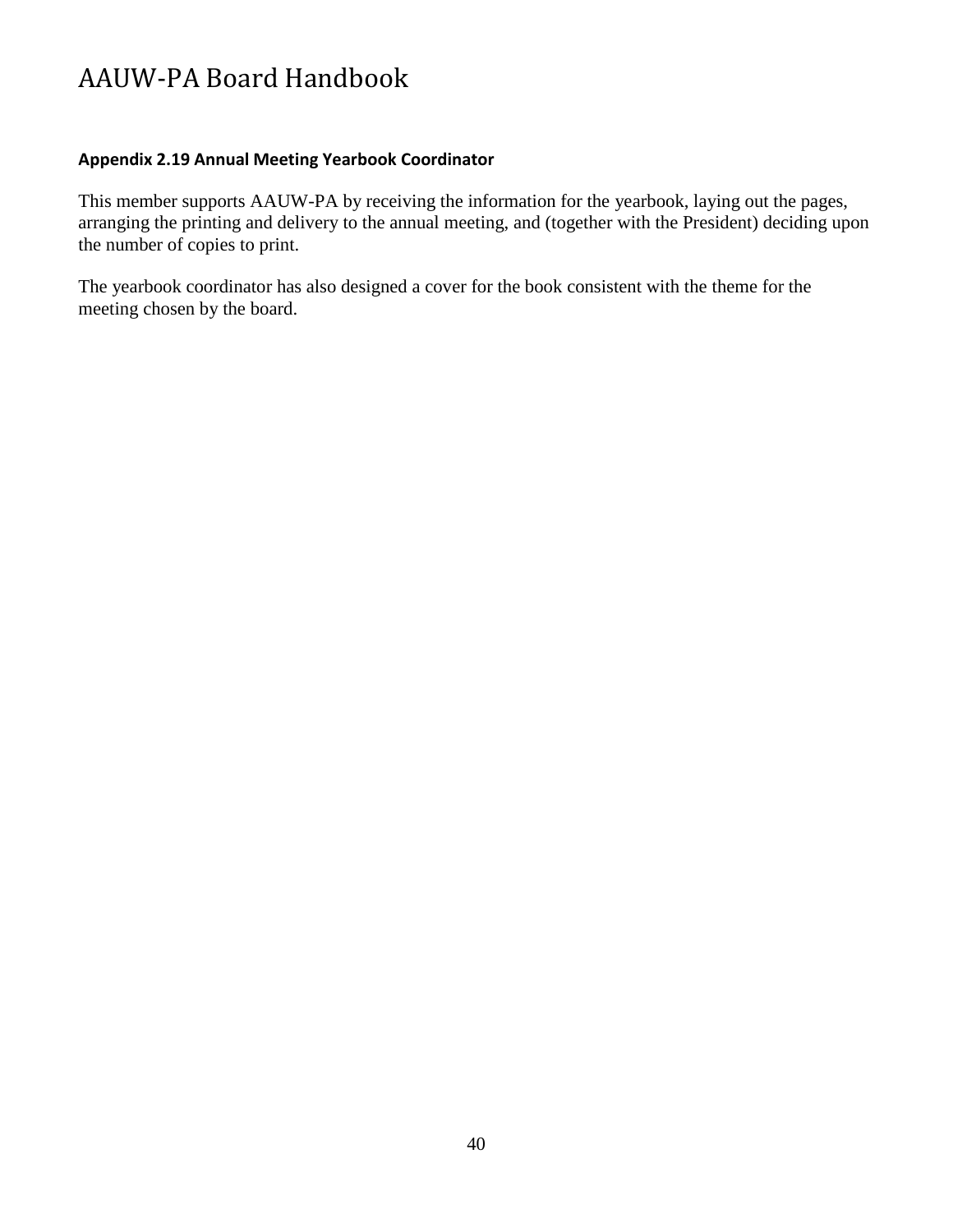**Appendix 2.19 Annual Meeting Yearbook Coordinator**

This member supports AAUW-PA by receiving the information for the yearbook, laying out the pages, arranging the printing and delivery to the annual meeting, and (together with the President) deciding upon the number of copies to print.

The yearbook coordinator has also designed a cover for the book consistent with the theme for the meeting chosen by the board.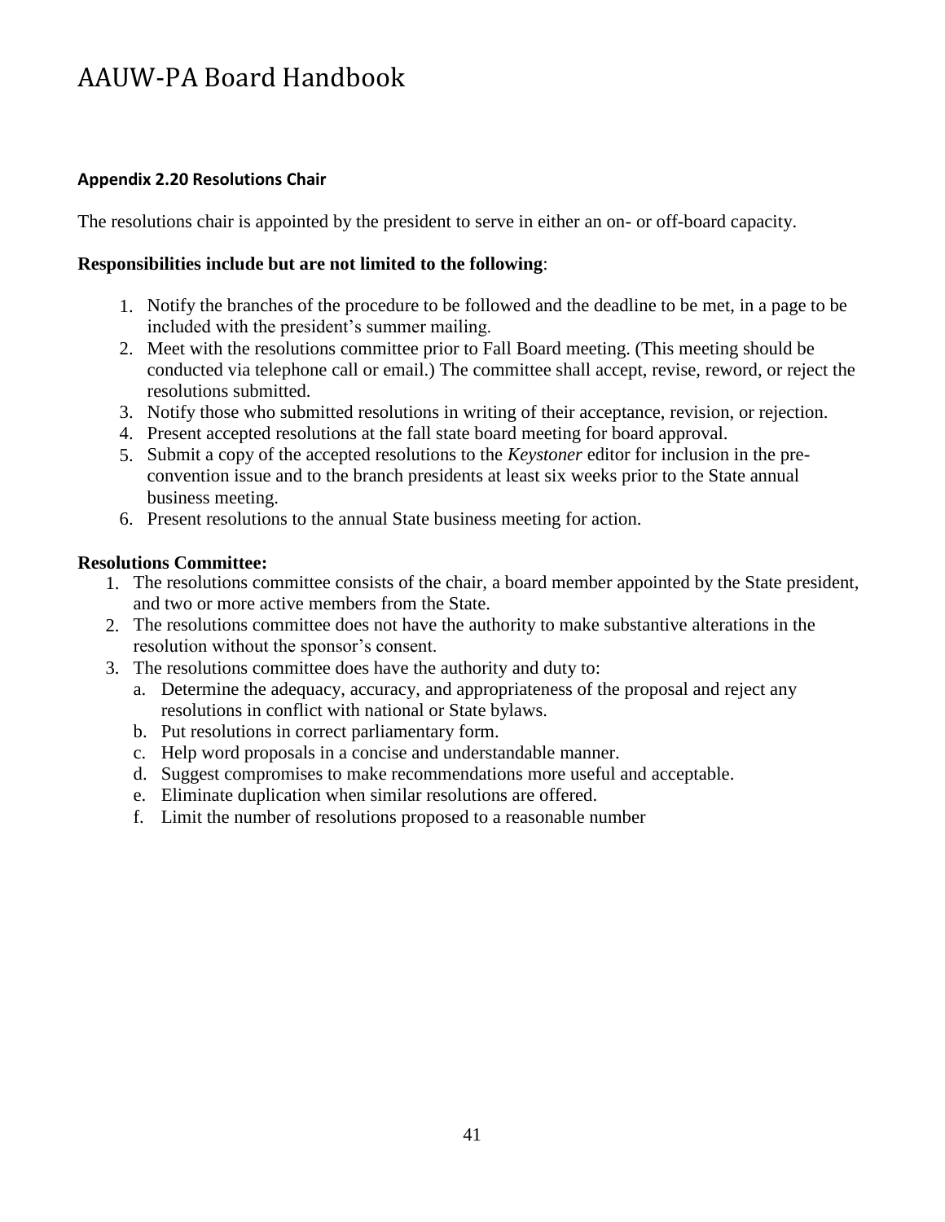### Appendix 2.20 Resolutions Chair

The resolutions chair is appointed by the president to serve in either an on- or off-board capacity.

**Responsibilities include but are not limited to the following**:

1. Notify the branches of the procedure to be followed and the deadline to be met, in a page to be included with the president's summer mailing.
2. Meet with the resolutions committee prior to Fall Board meeting. (This meeting should be conducted via telephone call or email.) The committee shall accept, revise, reword, or reject the resolutions submitted.
3. Notify those who submitted resolutions in writing of their acceptance, revision, or rejection.
4. Present accepted resolutions at the fall state board meeting for board approval.
5. Submit a copy of the accepted resolutions to the *Keystoner* editor for inclusion in the pre-convention issue and to the branch presidents at least six weeks prior to the State annual business meeting.
6. Present resolutions to the annual State business meeting for action.

**Resolutions Committee:**

1. The resolutions committee consists of the chair, a board member appointed by the State president, and two or more active members from the State.
2. The resolutions committee does not have the authority to make substantive alterations in the resolution without the sponsor's consent.
3. The resolutions committee does have the authority and duty to:
   a. Determine the adequacy, accuracy, and appropriateness of the proposal and reject any resolutions in conflict with national or State bylaws.
   b. Put resolutions in correct parliamentary form.
   c. Help word proposals in a concise and understandable manner.
   d. Suggest compromises to make recommendations more useful and acceptable.
   e. Eliminate duplication when similar resolutions are offered.
   f. Limit the number of resolutions proposed to a reasonable number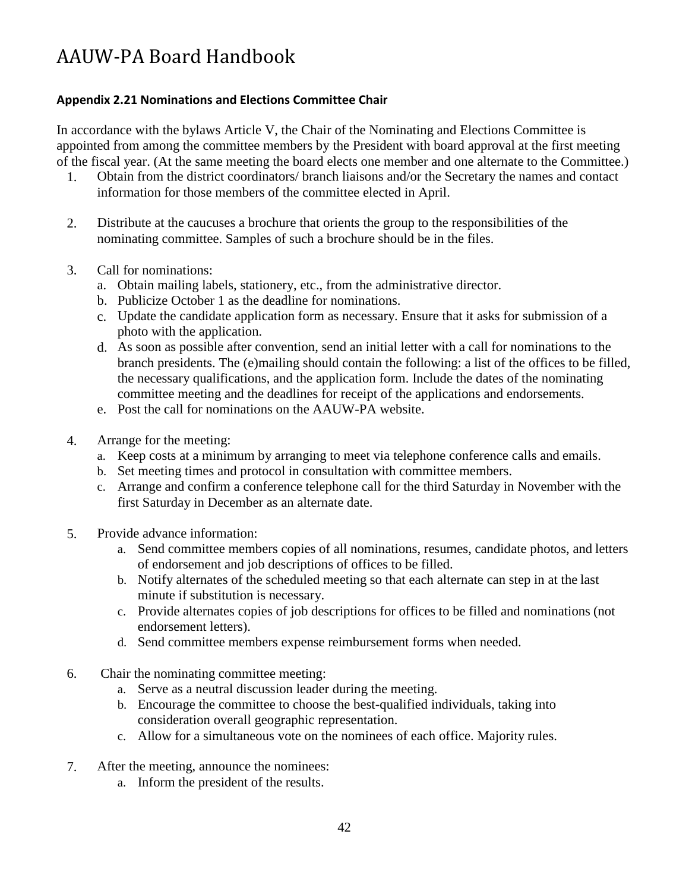### Appendix 2.21 Nominations and Elections Committee Chair

In accordance with the bylaws Article V, the Chair of the Nominating and Elections Committee is appointed from among the committee members by the President with board approval at the first meeting of the fiscal year. (At the same meeting the board elects one member and one alternate to the Committee.)

1. Obtain from the district coordinators/ branch liaisons and/or the Secretary the names and contact information for those members of the committee elected in April.

2. Distribute at the caucuses a brochure that orients the group to the responsibilities of the nominating committee. Samples of such a brochure should be in the files.

3. Call for nominations:
   a. Obtain mailing labels, stationery, etc., from the administrative director.
   b. Publicize October 1 as the deadline for nominations.
   c. Update the candidate application form as necessary. Ensure that it asks for submission of a photo with the application.
   d. As soon as possible after convention, send an initial letter with a call for nominations to the branch presidents. The (e)mailing should contain the following: a list of the offices to be filled, the necessary qualifications, and the application form. Include the dates of the nominating committee meeting and the deadlines for receipt of the applications and endorsements.
   e. Post the call for nominations on the AAUW-PA website.

4. Arrange for the meeting:
   a. Keep costs at a minimum by arranging to meet via telephone conference calls and emails.
   b. Set meeting times and protocol in consultation with committee members.
   c. Arrange and confirm a conference telephone call for the third Saturday in November with the first Saturday in December as an alternate date.

5. Provide advance information:
   a. Send committee members copies of all nominations, resumes, candidate photos, and letters of endorsement and job descriptions of offices to be filled.
   b. Notify alternates of the scheduled meeting so that each alternate can step in at the last minute if substitution is necessary.
   c. Provide alternates copies of job descriptions for offices to be filled and nominations (not endorsement letters).
   d. Send committee members expense reimbursement forms when needed.

6. Chair the nominating committee meeting:
   a. Serve as a neutral discussion leader during the meeting.
   b. Encourage the committee to choose the best-qualified individuals, taking into consideration overall geographic representation.
   c. Allow for a simultaneous vote on the nominees of each office. Majority rules.

7. After the meeting, announce the nominees:
   a. Inform the president of the results.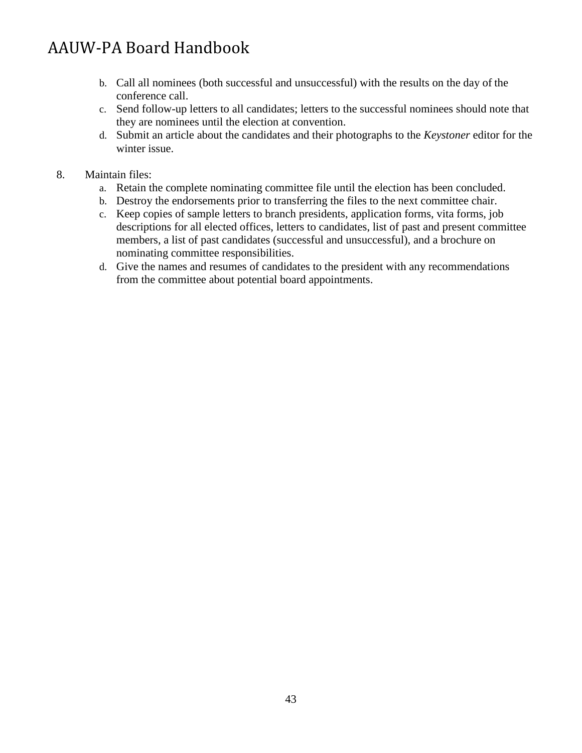b. Call all nominees (both successful and unsuccessful) with the results on the day of the conference call.
   c. Send follow-up letters to all candidates; letters to the successful nominees should note that they are nominees until the election at convention.
   d. Submit an article about the candidates and their photographs to the *Keystoner* editor for the winter issue.

8. Maintain files:
   a. Retain the complete nominating committee file until the election has been concluded.
   b. Destroy the endorsements prior to transferring the files to the next committee chair.
   c. Keep copies of sample letters to branch presidents, application forms, vita forms, job descriptions for all elected offices, letters to candidates, list of past and present committee members, a list of past candidates (successful and unsuccessful), and a brochure on nominating committee responsibilities.
   d. Give the names and resumes of candidates to the president with any recommendations from the committee about potential board appointments.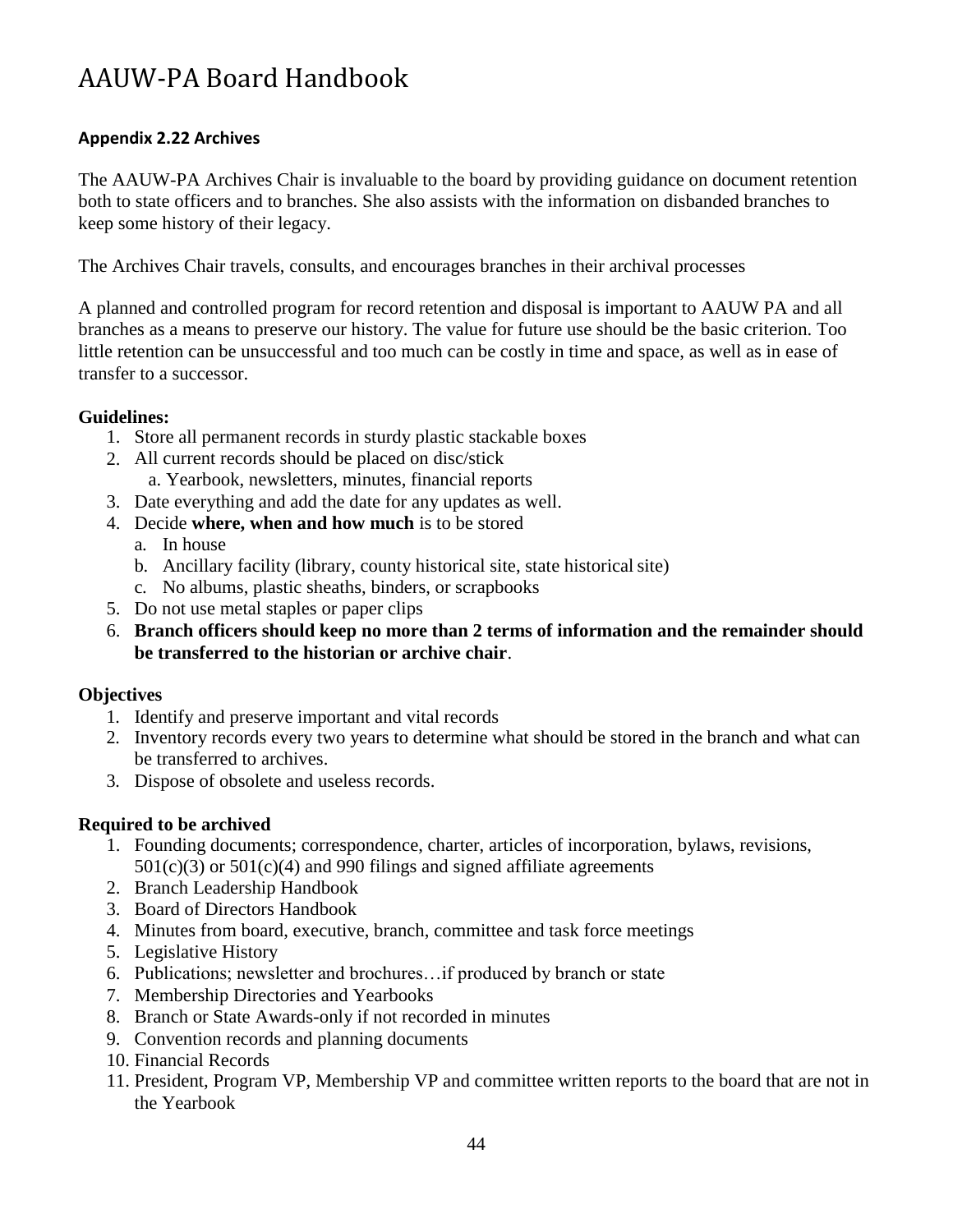## Appendix 2.22 Archives

The AAUW-PA Archives Chair is invaluable to the board by providing guidance on document retention both to state officers and to branches. She also assists with the information on disbanded branches to keep some history of their legacy.

The Archives Chair travels, consults, and encourages branches in their archival processes

A planned and controlled program for record retention and disposal is important to AAUW PA and all branches as a means to preserve our history. The value for future use should be the basic criterion. Too little retention can be unsuccessful and too much can be costly in time and space, as well as in ease of transfer to a successor.

**Guidelines:**

1. Store all permanent records in sturdy plastic stackable boxes
2. All current records should be placed on disc/stick
   a. Yearbook, newsletters, minutes, financial reports
3. Date everything and add the date for any updates as well.
4. Decide **where, when and how much** is to be stored
   a. In house
   b. Ancillary facility (library, county historical site, state historical site)
   c. No albums, plastic sheaths, binders, or scrapbooks
5. Do not use metal staples or paper clips
6. **Branch officers should keep no more than 2 terms of information and the remainder should be transferred to the historian or archive chair**.

**Objectives**

1. Identify and preserve important and vital records
2. Inventory records every two years to determine what should be stored in the branch and what can be transferred to archives.
3. Dispose of obsolete and useless records.

**Required to be archived**

1. Founding documents; correspondence, charter, articles of incorporation, bylaws, revisions, 501(c)(3) or 501(c)(4) and 990 filings and signed affiliate agreements
2. Branch Leadership Handbook
3. Board of Directors Handbook
4. Minutes from board, executive, branch, committee and task force meetings
5. Legislative History
6. Publications; newsletter and brochures…if produced by branch or state
7. Membership Directories and Yearbooks
8. Branch or State Awards-only if not recorded in minutes
9. Convention records and planning documents
10. Financial Records
11. President, Program VP, Membership VP and committee written reports to the board that are not in the Yearbook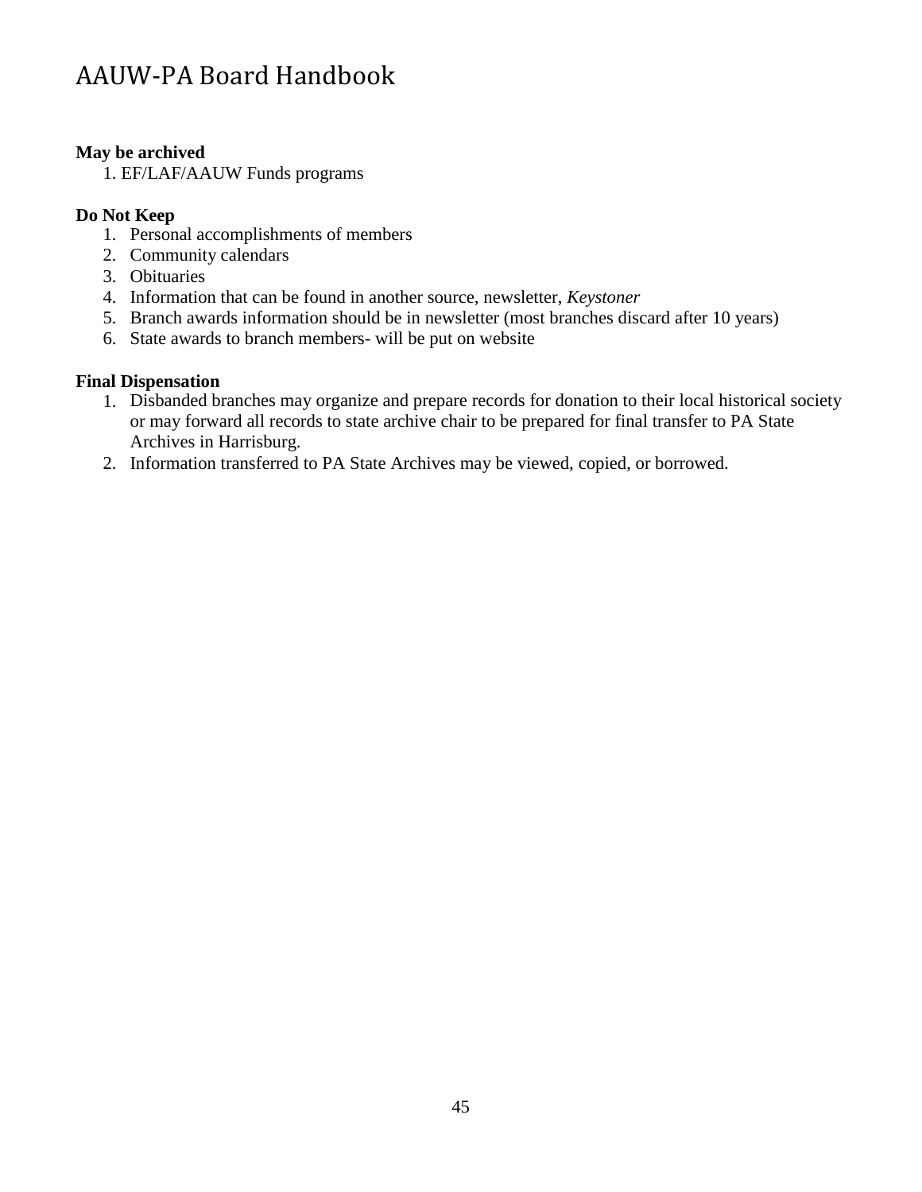**May be archived**

1. EF/LAF/AAUW Funds programs

**Do Not Keep**

1. Personal accomplishments of members
2. Community calendars
3. Obituaries
4. Information that can be found in another source, newsletter, *Keystoner*
5. Branch awards information should be in newsletter (most branches discard after 10 years)
6. State awards to branch members- will be put on website

**Final Dispensation**

1. Disbanded branches may organize and prepare records for donation to their local historical society or may forward all records to state archive chair to be prepared for final transfer to PA State Archives in Harrisburg.
2. Information transferred to PA State Archives may be viewed, copied, or borrowed.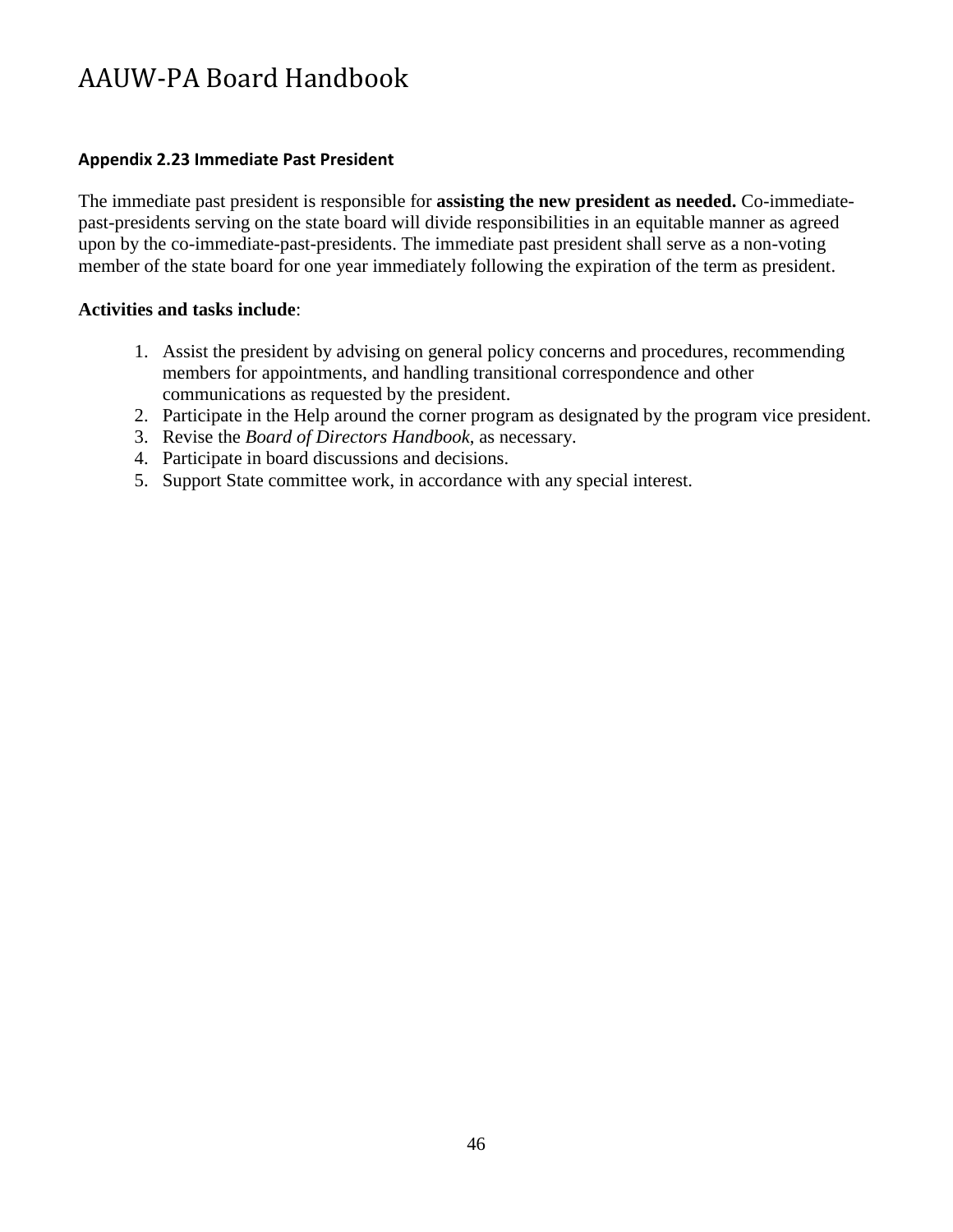### Appendix 2.23 Immediate Past President

The immediate past president is responsible for **assisting the new president as needed.** Co-immediate-past-presidents serving on the state board will divide responsibilities in an equitable manner as agreed upon by the co-immediate-past-presidents. The immediate past president shall serve as a non-voting member of the state board for one year immediately following the expiration of the term as president.

**Activities and tasks include**:

1. Assist the president by advising on general policy concerns and procedures, recommending members for appointments, and handling transitional correspondence and other communications as requested by the president.
2. Participate in the Help around the corner program as designated by the program vice president.
3. Revise the *Board of Directors Handbook,* as necessary.
4. Participate in board discussions and decisions.
5. Support State committee work, in accordance with any special interest.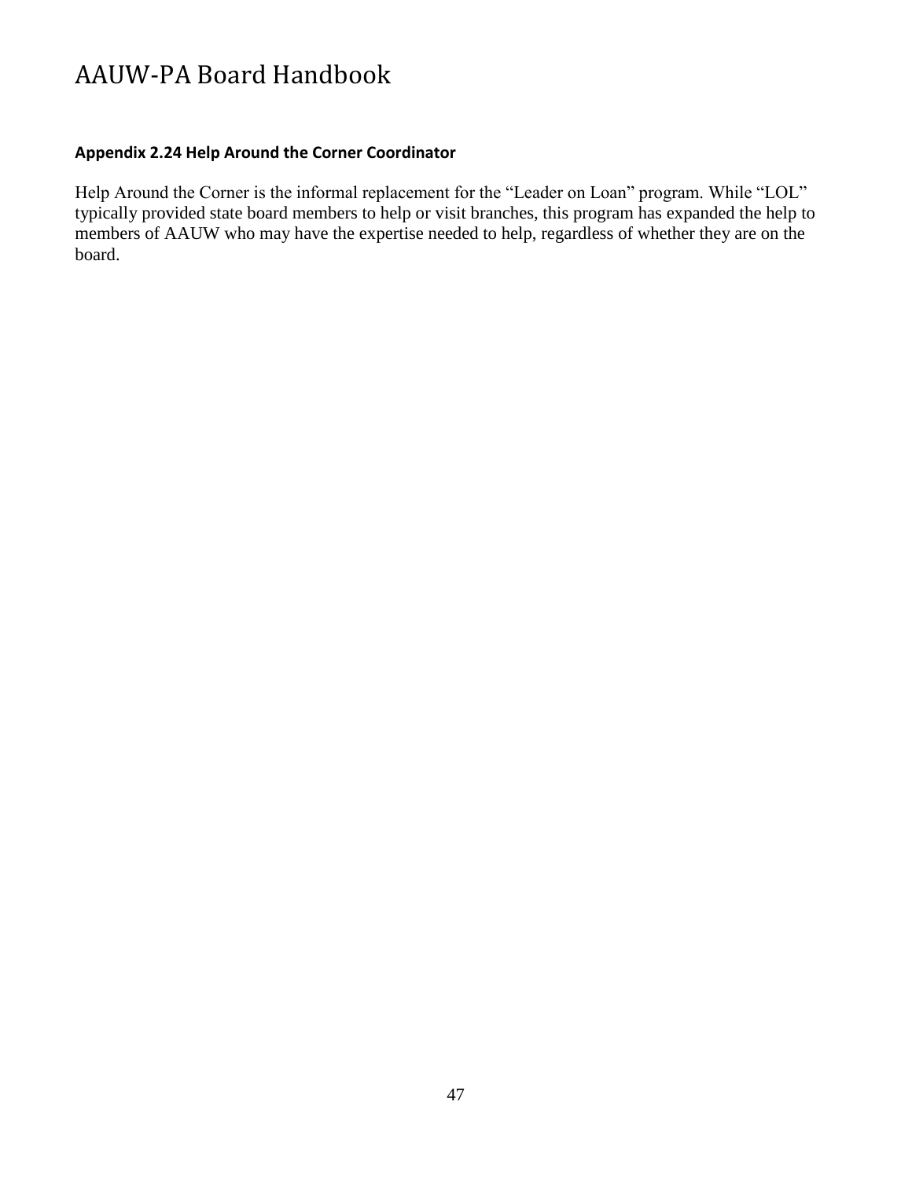### Appendix 2.24 Help Around the Corner Coordinator

Help Around the Corner is the informal replacement for the "Leader on Loan" program. While "LOL" typically provided state board members to help or visit branches, this program has expanded the help to members of AAUW who may have the expertise needed to help, regardless of whether they are on the board.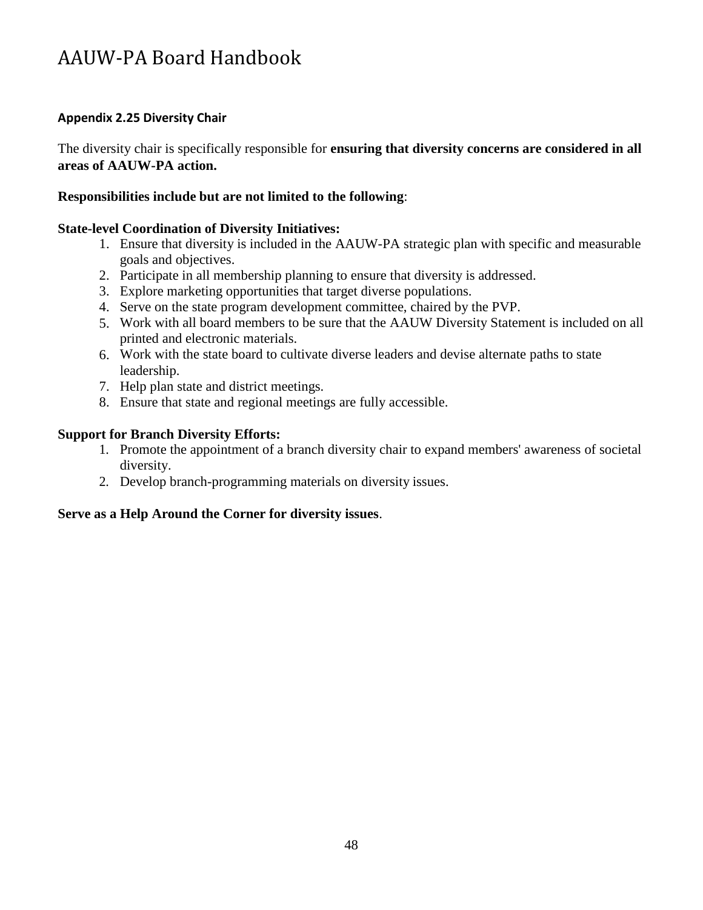### Appendix 2.25 Diversity Chair

The diversity chair is specifically responsible for **ensuring that diversity concerns are considered in all areas of AAUW-PA action.**

**Responsibilities include but are not limited to the following**:

**State-level Coordination of Diversity Initiatives:**

1. Ensure that diversity is included in the AAUW-PA strategic plan with specific and measurable goals and objectives.
2. Participate in all membership planning to ensure that diversity is addressed.
3. Explore marketing opportunities that target diverse populations.
4. Serve on the state program development committee, chaired by the PVP.
5. Work with all board members to be sure that the AAUW Diversity Statement is included on all printed and electronic materials.
6. Work with the state board to cultivate diverse leaders and devise alternate paths to state leadership.
7. Help plan state and district meetings.
8. Ensure that state and regional meetings are fully accessible.

**Support for Branch Diversity Efforts:**

1. Promote the appointment of a branch diversity chair to expand members' awareness of societal diversity.
2. Develop branch-programming materials on diversity issues.

**Serve as a Help Around the Corner for diversity issues**.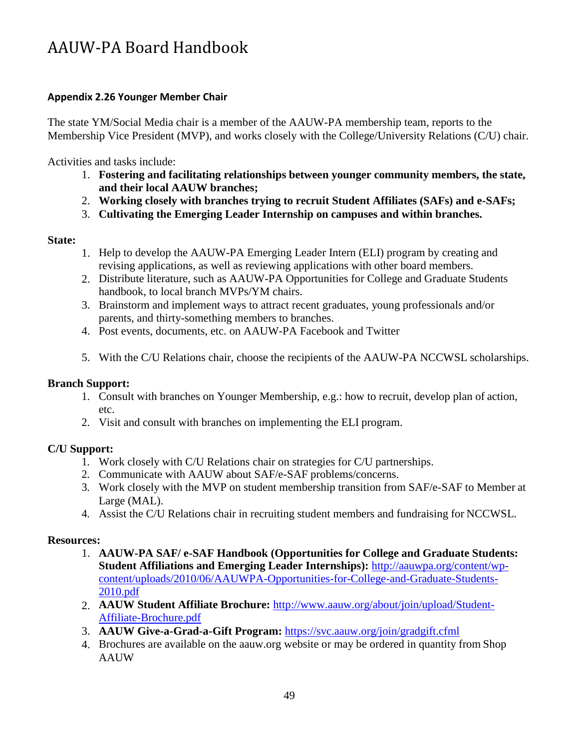# AAUW-PA Board Handbook

### Appendix 2.26 Younger Member Chair

The state YM/Social Media chair is a member of the AAUW-PA membership team, reports to the Membership Vice President (MVP), and works closely with the College/University Relations (C/U) chair.

Activities and tasks include:

1. **Fostering and facilitating relationships between younger community members, the state, and their local AAUW branches;**
2. **Working closely with branches trying to recruit Student Affiliates (SAFs) and e-SAFs;**
3. **Cultivating the Emerging Leader Internship on campuses and within branches.**

**State:**

1. Help to develop the AAUW-PA Emerging Leader Intern (ELI) program by creating and revising applications, as well as reviewing applications with other board members.
2. Distribute literature, such as AAUW-PA Opportunities for College and Graduate Students handbook, to local branch MVPs/YM chairs.
3. Brainstorm and implement ways to attract recent graduates, young professionals and/or parents, and thirty-something members to branches.
4. Post events, documents, etc. on AAUW-PA Facebook and Twitter
5. With the C/U Relations chair, choose the recipients of the AAUW-PA NCCWSL scholarships.

**Branch Support:**

1. Consult with branches on Younger Membership, e.g.: how to recruit, develop plan of action, etc.
2. Visit and consult with branches on implementing the ELI program.

**C/U Support:**

1. Work closely with C/U Relations chair on strategies for C/U partnerships.
2. Communicate with AAUW about SAF/e-SAF problems/concerns.
3. Work closely with the MVP on student membership transition from SAF/e-SAF to Member at Large (MAL).
4. Assist the C/U Relations chair in recruiting student members and fundraising for NCCWSL.

**Resources:**

1. **AAUW-PA SAF/ e-SAF Handbook (Opportunities for College and Graduate Students: Student Affiliations and Emerging Leader Internships):** http://aauwpa.org/content/wp-content/uploads/2010/06/AAUWPA-Opportunities-for-College-and-Graduate-Students-2010.pdf
2. **AAUW Student Affiliate Brochure:** http://www.aauw.org/about/join/upload/Student-Affiliate-Brochure.pdf
3. **AAUW Give-a-Grad-a-Gift Program:** https://svc.aauw.org/join/gradgift.cfml
4. Brochures are available on the aauw.org website or may be ordered in quantity from Shop AAUW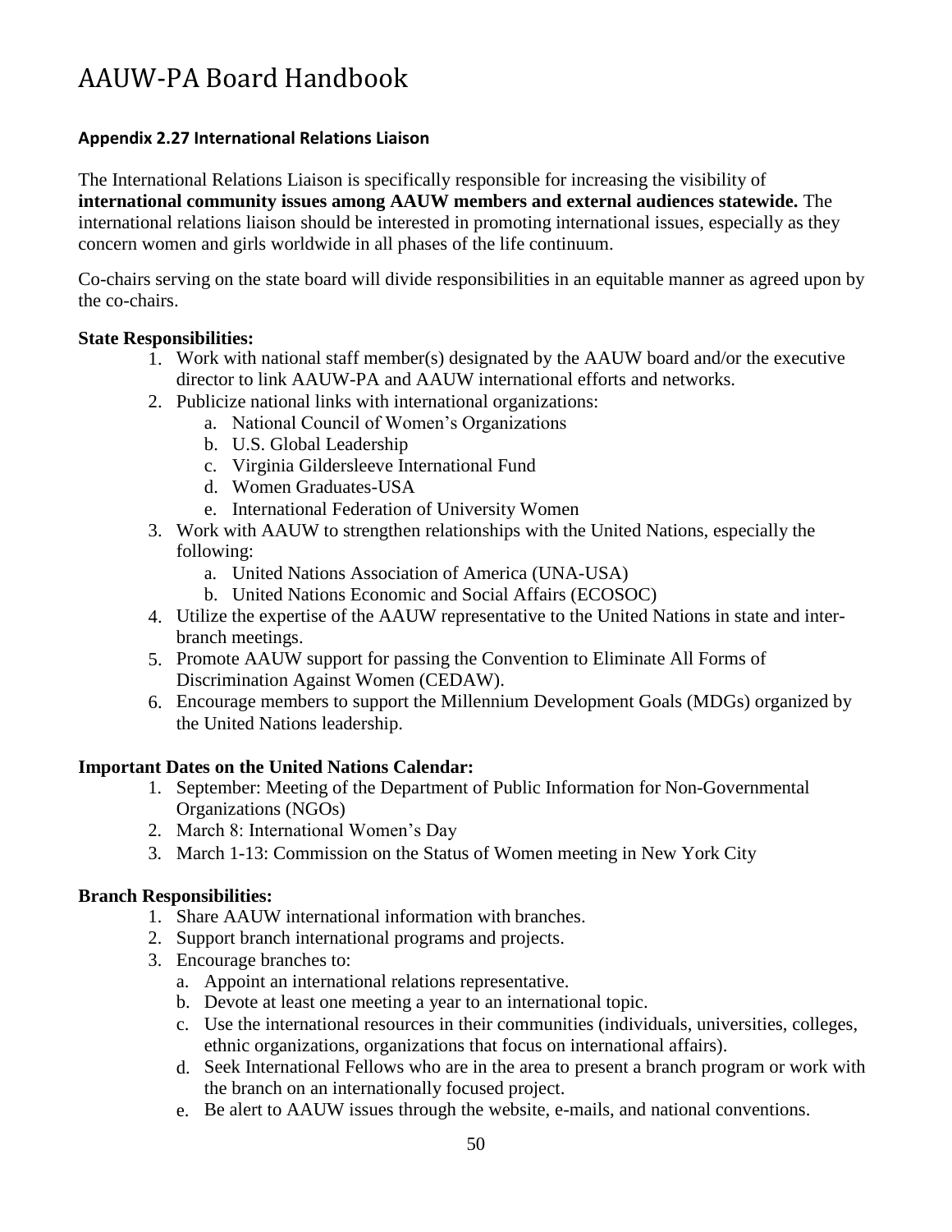### Appendix 2.27 International Relations Liaison

The International Relations Liaison is specifically responsible for increasing the visibility of **international community issues among AAUW members and external audiences statewide.** The international relations liaison should be interested in promoting international issues, especially as they concern women and girls worldwide in all phases of the life continuum.

Co-chairs serving on the state board will divide responsibilities in an equitable manner as agreed upon by the co-chairs.

**State Responsibilities:**

1. Work with national staff member(s) designated by the AAUW board and/or the executive director to link AAUW-PA and AAUW international efforts and networks.
2. Publicize national links with international organizations:
   a. National Council of Women's Organizations
   b. U.S. Global Leadership
   c. Virginia Gildersleeve International Fund
   d. Women Graduates-USA
   e. International Federation of University Women
3. Work with AAUW to strengthen relationships with the United Nations, especially the following:
   a. United Nations Association of America (UNA-USA)
   b. United Nations Economic and Social Affairs (ECOSOC)
4. Utilize the expertise of the AAUW representative to the United Nations in state and inter-branch meetings.
5. Promote AAUW support for passing the Convention to Eliminate All Forms of Discrimination Against Women (CEDAW).
6. Encourage members to support the Millennium Development Goals (MDGs) organized by the United Nations leadership.

**Important Dates on the United Nations Calendar:**

1. September: Meeting of the Department of Public Information for Non-Governmental Organizations (NGOs)
2. March 8: International Women's Day
3. March 1-13: Commission on the Status of Women meeting in New York City

**Branch Responsibilities:**

1. Share AAUW international information with branches.
2. Support branch international programs and projects.
3. Encourage branches to:
   a. Appoint an international relations representative.
   b. Devote at least one meeting a year to an international topic.
   c. Use the international resources in their communities (individuals, universities, colleges, ethnic organizations, organizations that focus on international affairs).
   d. Seek International Fellows who are in the area to present a branch program or work with the branch on an internationally focused project.
   e. Be alert to AAUW issues through the website, e-mails, and national conventions.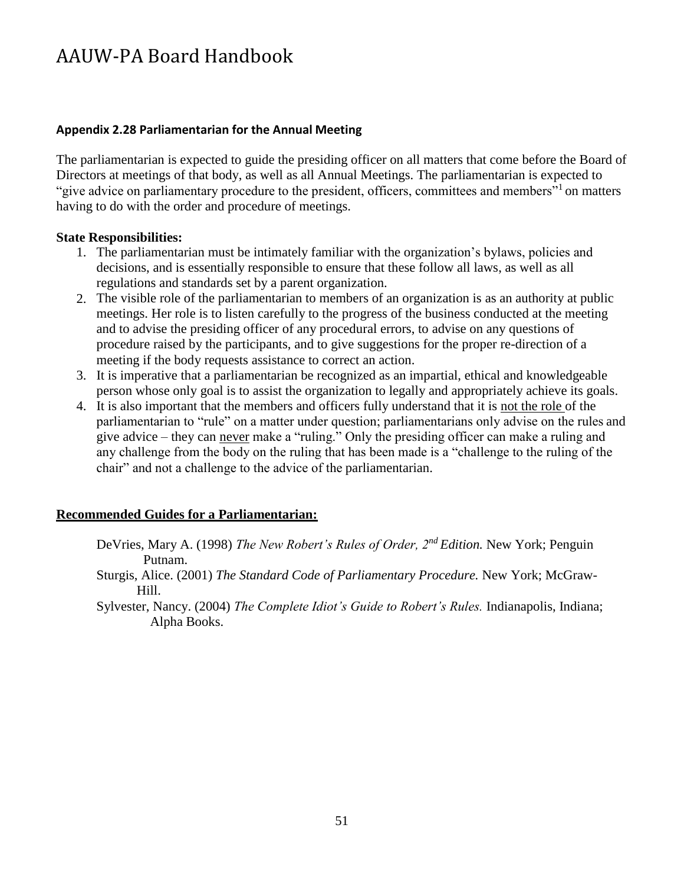# AAUW-PA Board Handbook

### Appendix 2.28 Parliamentarian for the Annual Meeting

The parliamentarian is expected to guide the presiding officer on all matters that come before the Board of Directors at meetings of that body, as well as all Annual Meetings. The parliamentarian is expected to "give advice on parliamentary procedure to the president, officers, committees and members"[1] on matters having to do with the order and procedure of meetings.

**State Responsibilities:**

1. The parliamentarian must be intimately familiar with the organization's bylaws, policies and decisions, and is essentially responsible to ensure that these follow all laws, as well as all regulations and standards set by a parent organization.
2. The visible role of the parliamentarian to members of an organization is as an authority at public meetings. Her role is to listen carefully to the progress of the business conducted at the meeting and to advise the presiding officer of any procedural errors, to advise on any questions of procedure raised by the participants, and to give suggestions for the proper re-direction of a meeting if the body requests assistance to correct an action.
3. It is imperative that a parliamentarian be recognized as an impartial, ethical and knowledgeable person whose only goal is to assist the organization to legally and appropriately achieve its goals.
4. It is also important that the members and officers fully understand that it is <u>not the role</u> of the parliamentarian to "rule" on a matter under question; parliamentarians only advise on the rules and give advice – they can <u>never</u> make a "ruling." Only the presiding officer can make a ruling and any challenge from the body on the ruling that has been made is a "challenge to the ruling of the chair" and not a challenge to the advice of the parliamentarian.

**<u>Recommended Guides for a Parliamentarian:</u>**

DeVries, Mary A. (1998) *The New Robert's Rules of Order, 2nd Edition.* New York; Penguin Putnam.

Sturgis, Alice. (2001) *The Standard Code of Parliamentary Procedure.* New York; McGraw-Hill.

Sylvester, Nancy. (2004) *The Complete Idiot's Guide to Robert's Rules.* Indianapolis, Indiana; Alpha Books.